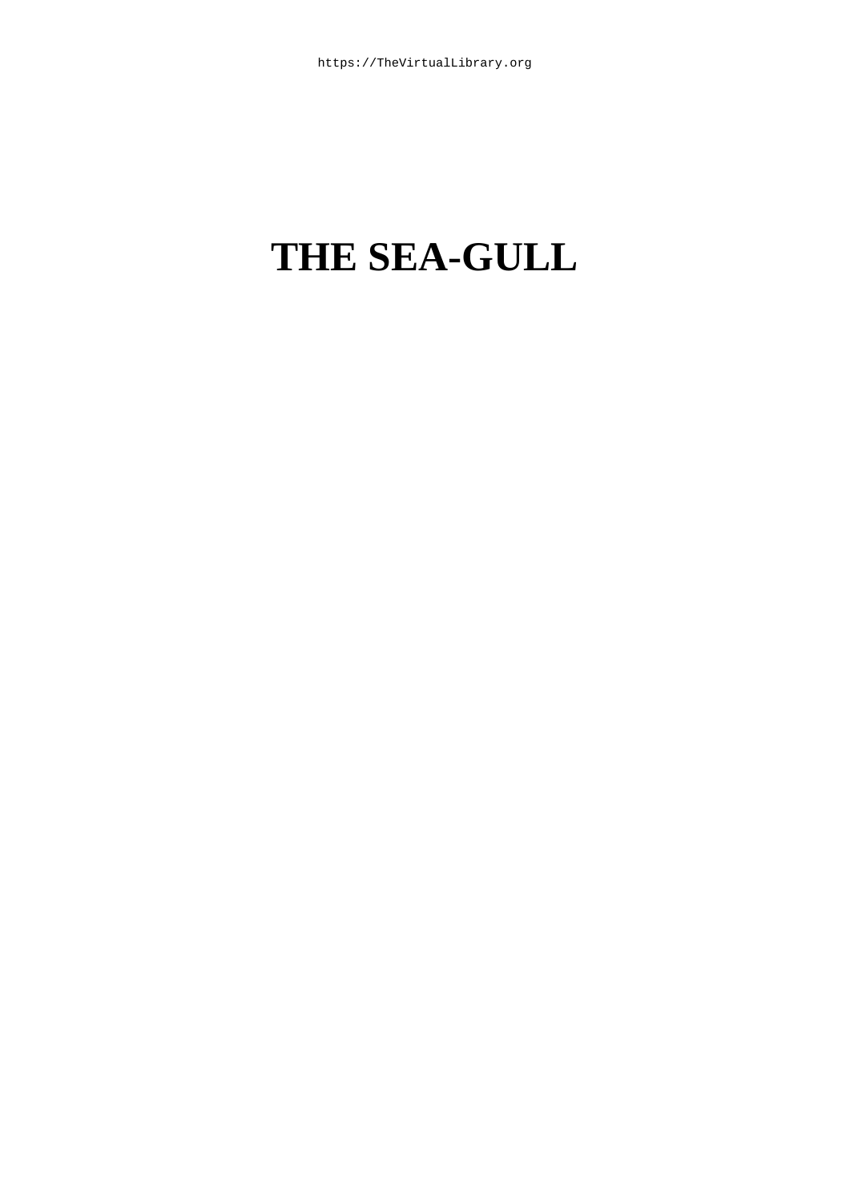# THE SEA-GULL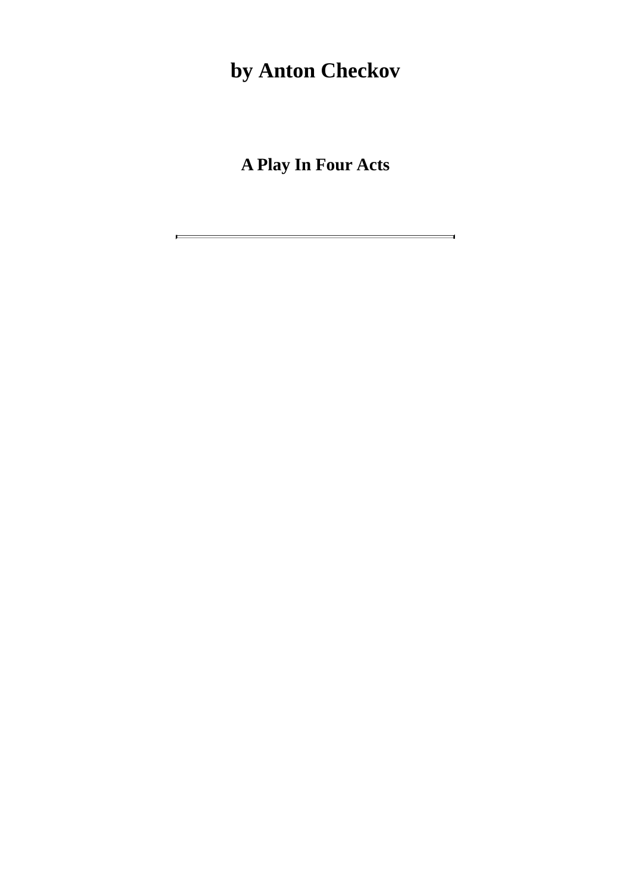# by Anton Checkov

## A Play In Four Acts

---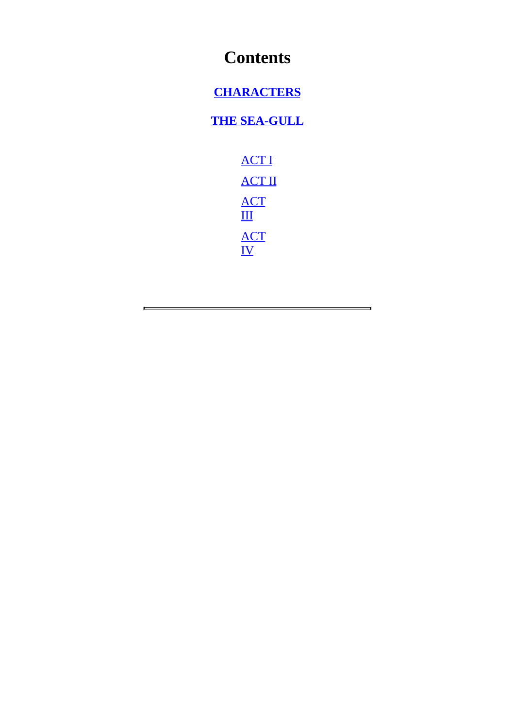# Contents

**CHARACTERS**

**THE SEA-GULL**

- ACT I
- ACT II
- ACT III
- ACT IV

---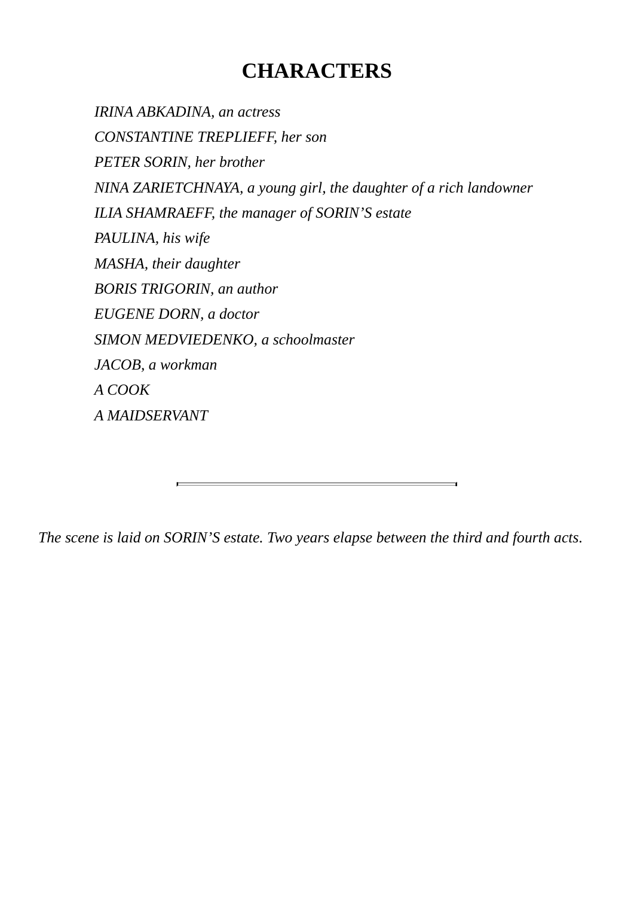# CHARACTERS

*IRINA ABKADINA, an actress*

*CONSTANTINE TREPLIEFF, her son*

*PETER SORIN, her brother*

*NINA ZARIETCHNAYA, a young girl, the daughter of a rich landowner*

*ILIA SHAMRAEFF, the manager of SORIN'S estate*

*PAULINA, his wife*

*MASHA, their daughter*

*BORIS TRIGORIN, an author*

*EUGENE DORN, a doctor*

*SIMON MEDVIEDENKO, a schoolmaster*

*JACOB, a workman*

*A COOK*

*A MAIDSERVANT*

---

*The scene is laid on SORIN'S estate. Two years elapse between the third and fourth acts.*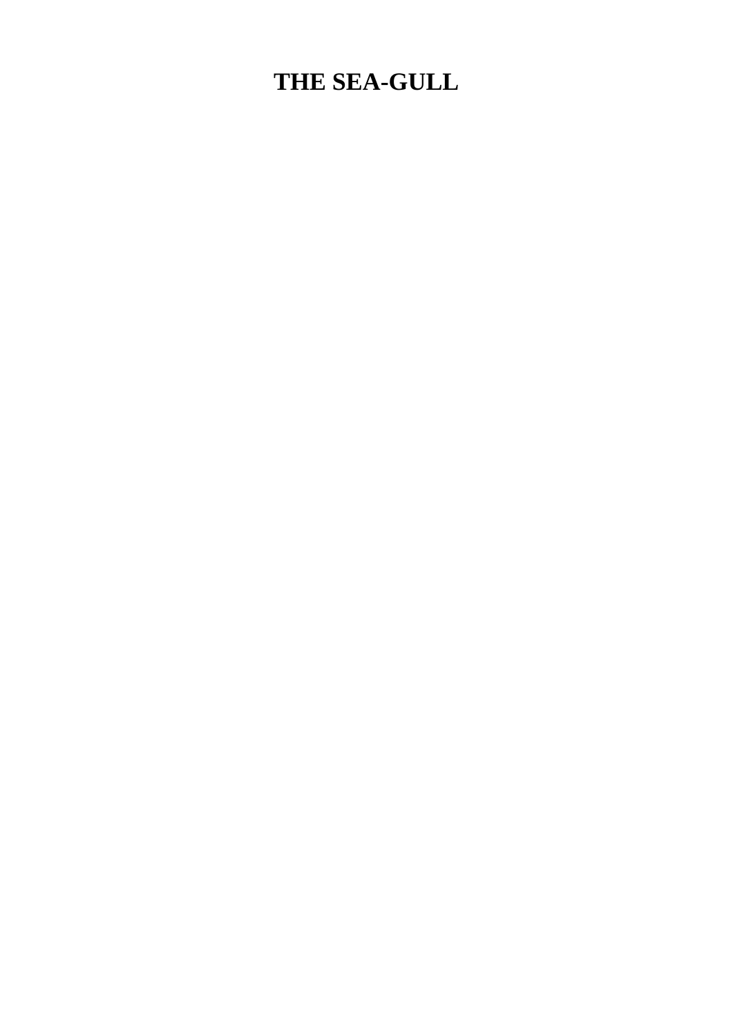# THE SEA-GULL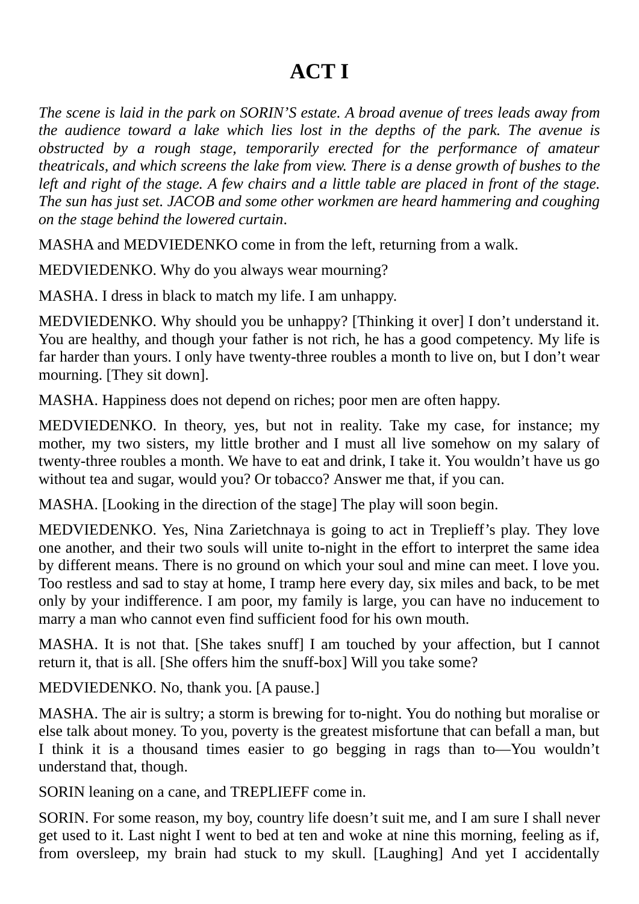# ACT I

*The scene is laid in the park on SORIN'S estate. A broad avenue of trees leads away from the audience toward a lake which lies lost in the depths of the park. The avenue is obstructed by a rough stage, temporarily erected for the performance of amateur theatricals, and which screens the lake from view. There is a dense growth of bushes to the left and right of the stage. A few chairs and a little table are placed in front of the stage. The sun has just set. JACOB and some other workmen are heard hammering and coughing on the stage behind the lowered curtain*.

MASHA and MEDVIEDENKO come in from the left, returning from a walk.

MEDVIEDENKO. Why do you always wear mourning?

MASHA. I dress in black to match my life. I am unhappy.

MEDVIEDENKO. Why should you be unhappy? [Thinking it over] I don't understand it. You are healthy, and though your father is not rich, he has a good competency. My life is far harder than yours. I only have twenty-three roubles a month to live on, but I don't wear mourning. [They sit down].

MASHA. Happiness does not depend on riches; poor men are often happy.

MEDVIEDENKO. In theory, yes, but not in reality. Take my case, for instance; my mother, my two sisters, my little brother and I must all live somehow on my salary of twenty-three roubles a month. We have to eat and drink, I take it. You wouldn't have us go without tea and sugar, would you? Or tobacco? Answer me that, if you can.

MASHA. [Looking in the direction of the stage] The play will soon begin.

MEDVIEDENKO. Yes, Nina Zarietchnaya is going to act in Treplieff's play. They love one another, and their two souls will unite to-night in the effort to interpret the same idea by different means. There is no ground on which your soul and mine can meet. I love you. Too restless and sad to stay at home, I tramp here every day, six miles and back, to be met only by your indifference. I am poor, my family is large, you can have no inducement to marry a man who cannot even find sufficient food for his own mouth.

MASHA. It is not that. [She takes snuff] I am touched by your affection, but I cannot return it, that is all. [She offers him the snuff-box] Will you take some?

MEDVIEDENKO. No, thank you. [A pause.]

MASHA. The air is sultry; a storm is brewing for to-night. You do nothing but moralise or else talk about money. To you, poverty is the greatest misfortune that can befall a man, but I think it is a thousand times easier to go begging in rags than to—You wouldn't understand that, though.

SORIN leaning on a cane, and TREPLIEFF come in.

SORIN. For some reason, my boy, country life doesn't suit me, and I am sure I shall never get used to it. Last night I went to bed at ten and woke at nine this morning, feeling as if, from oversleep, my brain had stuck to my skull. [Laughing] And yet I accidentally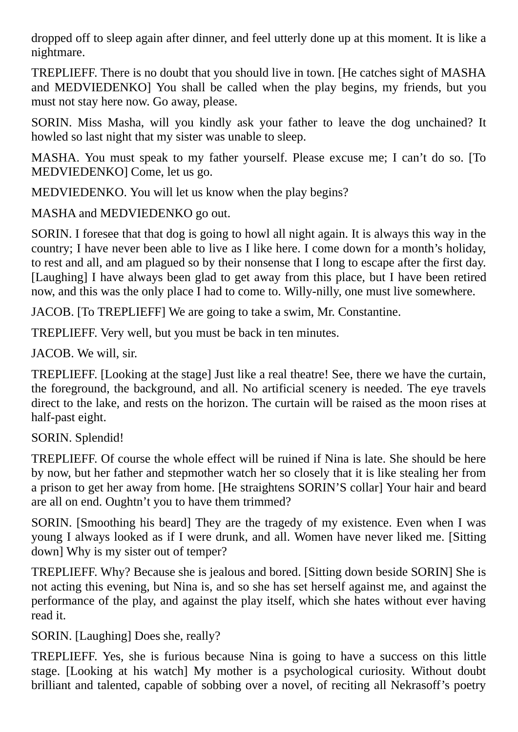dropped off to sleep again after dinner, and feel utterly done up at this moment. It is like a nightmare.

TREPLIEFF. There is no doubt that you should live in town. [He catches sight of MASHA and MEDVIEDENKO] You shall be called when the play begins, my friends, but you must not stay here now. Go away, please.

SORIN. Miss Masha, will you kindly ask your father to leave the dog unchained? It howled so last night that my sister was unable to sleep.

MASHA. You must speak to my father yourself. Please excuse me; I can't do so. [To MEDVIEDENKO] Come, let us go.

MEDVIEDENKO. You will let us know when the play begins?

MASHA and MEDVIEDENKO go out.

SORIN. I foresee that that dog is going to howl all night again. It is always this way in the country; I have never been able to live as I like here. I come down for a month's holiday, to rest and all, and am plagued so by their nonsense that I long to escape after the first day. [Laughing] I have always been glad to get away from this place, but I have been retired now, and this was the only place I had to come to. Willy-nilly, one must live somewhere.

JACOB. [To TREPLIEFF] We are going to take a swim, Mr. Constantine.

TREPLIEFF. Very well, but you must be back in ten minutes.

JACOB. We will, sir.

TREPLIEFF. [Looking at the stage] Just like a real theatre! See, there we have the curtain, the foreground, the background, and all. No artificial scenery is needed. The eye travels direct to the lake, and rests on the horizon. The curtain will be raised as the moon rises at half-past eight.

SORIN. Splendid!

TREPLIEFF. Of course the whole effect will be ruined if Nina is late. She should be here by now, but her father and stepmother watch her so closely that it is like stealing her from a prison to get her away from home. [He straightens SORIN'S collar] Your hair and beard are all on end. Oughtn't you to have them trimmed?

SORIN. [Smoothing his beard] They are the tragedy of my existence. Even when I was young I always looked as if I were drunk, and all. Women have never liked me. [Sitting down] Why is my sister out of temper?

TREPLIEFF. Why? Because she is jealous and bored. [Sitting down beside SORIN] She is not acting this evening, but Nina is, and so she has set herself against me, and against the performance of the play, and against the play itself, which she hates without ever having read it.

SORIN. [Laughing] Does she, really?

TREPLIEFF. Yes, she is furious because Nina is going to have a success on this little stage. [Looking at his watch] My mother is a psychological curiosity. Without doubt brilliant and talented, capable of sobbing over a novel, of reciting all Nekrasoff's poetry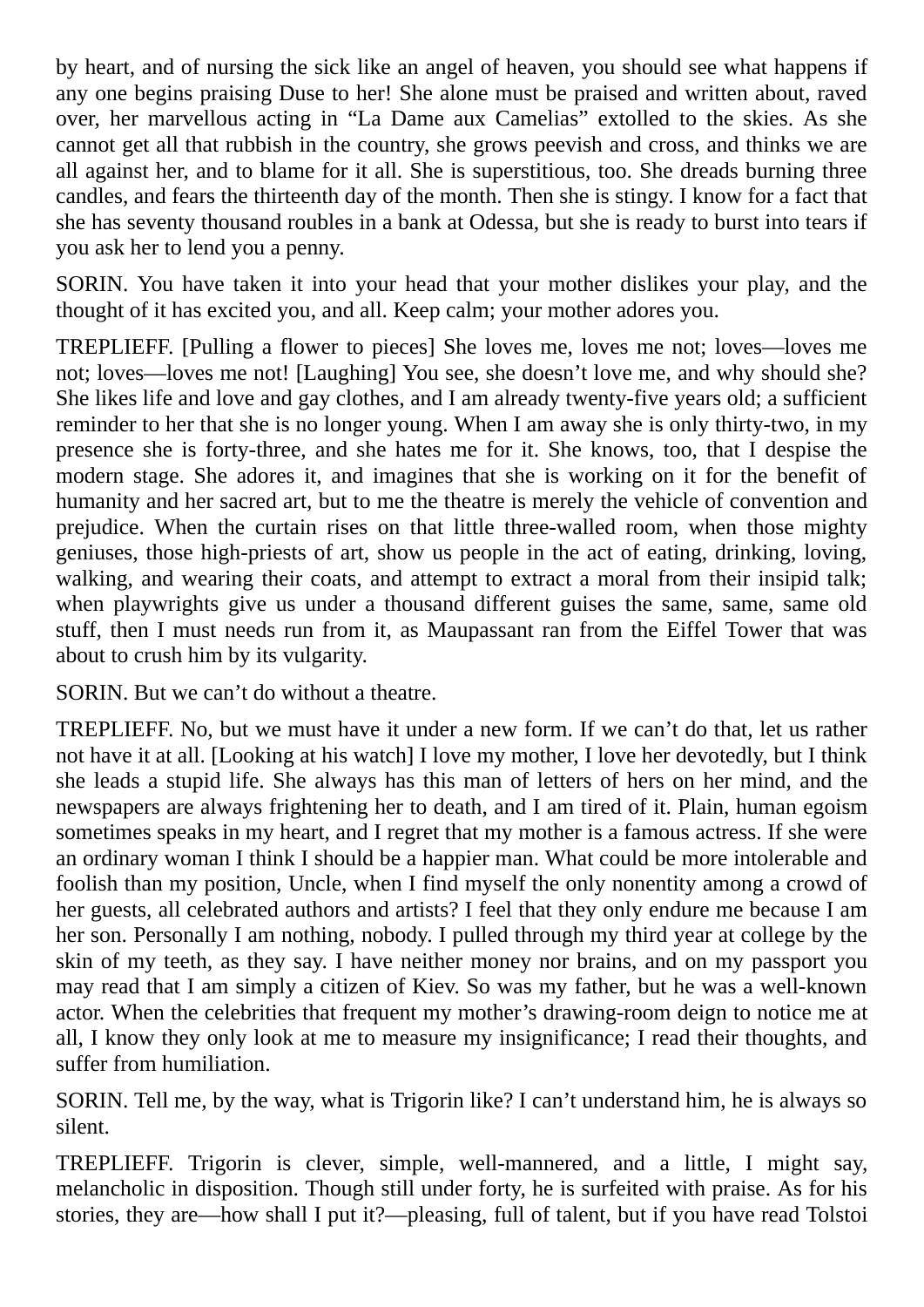by heart, and of nursing the sick like an angel of heaven, you should see what happens if any one begins praising Duse to her! She alone must be praised and written about, raved over, her marvellous acting in “La Dame aux Camelias” extolled to the skies. As she cannot get all that rubbish in the country, she grows peevish and cross, and thinks we are all against her, and to blame for it all. She is superstitious, too. She dreads burning three candles, and fears the thirteenth day of the month. Then she is stingy. I know for a fact that she has seventy thousand roubles in a bank at Odessa, but she is ready to burst into tears if you ask her to lend you a penny.

SORIN. You have taken it into your head that your mother dislikes your play, and the thought of it has excited you, and all. Keep calm; your mother adores you.

TREPLIEFF. [Pulling a flower to pieces] She loves me, loves me not; loves—loves me not; loves—loves me not! [Laughing] You see, she doesn’t love me, and why should she? She likes life and love and gay clothes, and I am already twenty-five years old; a sufficient reminder to her that she is no longer young. When I am away she is only thirty-two, in my presence she is forty-three, and she hates me for it. She knows, too, that I despise the modern stage. She adores it, and imagines that she is working on it for the benefit of humanity and her sacred art, but to me the theatre is merely the vehicle of convention and prejudice. When the curtain rises on that little three-walled room, when those mighty geniuses, those high-priests of art, show us people in the act of eating, drinking, loving, walking, and wearing their coats, and attempt to extract a moral from their insipid talk; when playwrights give us under a thousand different guises the same, same, same old stuff, then I must needs run from it, as Maupassant ran from the Eiffel Tower that was about to crush him by its vulgarity.

SORIN. But we can’t do without a theatre.

TREPLIEFF. No, but we must have it under a new form. If we can’t do that, let us rather not have it at all. [Looking at his watch] I love my mother, I love her devotedly, but I think she leads a stupid life. She always has this man of letters of hers on her mind, and the newspapers are always frightening her to death, and I am tired of it. Plain, human egoism sometimes speaks in my heart, and I regret that my mother is a famous actress. If she were an ordinary woman I think I should be a happier man. What could be more intolerable and foolish than my position, Uncle, when I find myself the only nonentity among a crowd of her guests, all celebrated authors and artists? I feel that they only endure me because I am her son. Personally I am nothing, nobody. I pulled through my third year at college by the skin of my teeth, as they say. I have neither money nor brains, and on my passport you may read that I am simply a citizen of Kiev. So was my father, but he was a well-known actor. When the celebrities that frequent my mother’s drawing-room deign to notice me at all, I know they only look at me to measure my insignificance; I read their thoughts, and suffer from humiliation.

SORIN. Tell me, by the way, what is Trigorin like? I can’t understand him, he is always so silent.

TREPLIEFF. Trigorin is clever, simple, well-mannered, and a little, I might say, melancholic in disposition. Though still under forty, he is surfeited with praise. As for his stories, they are—how shall I put it?—pleasing, full of talent, but if you have read Tolstoi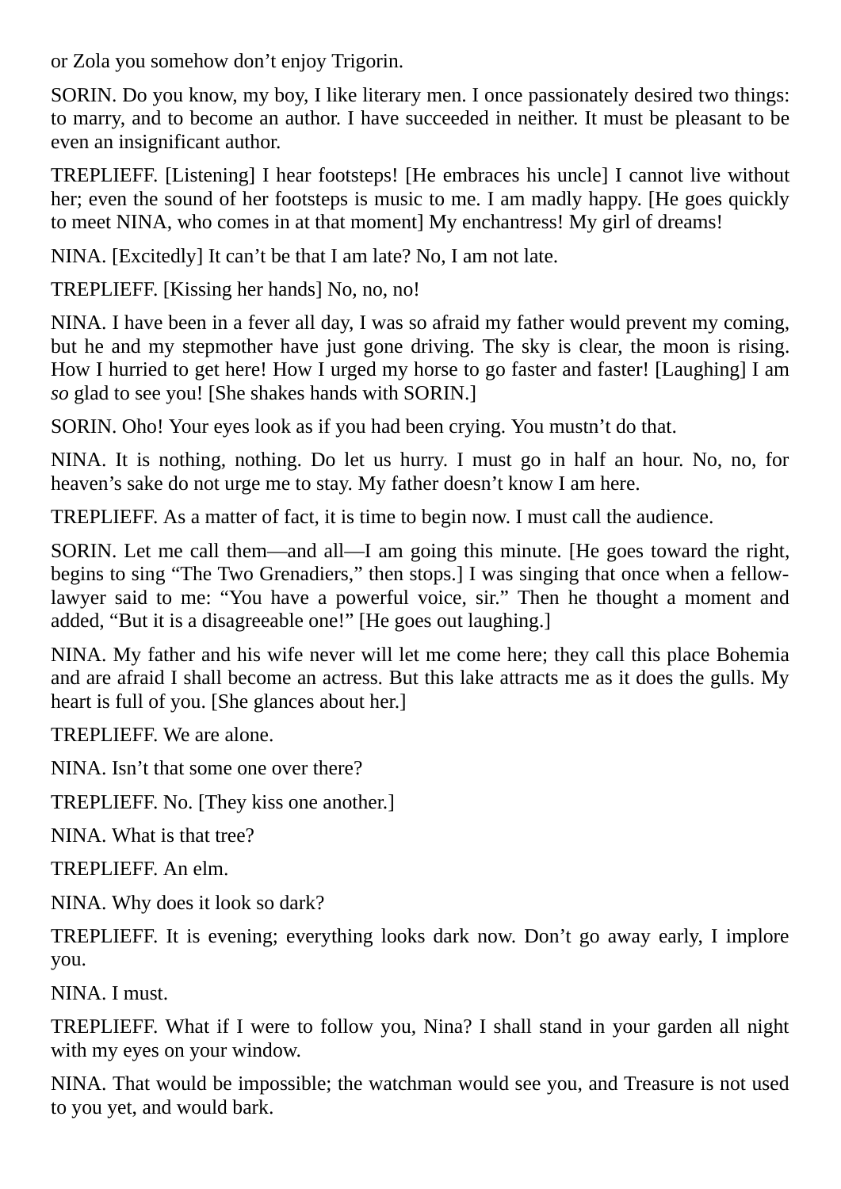or Zola you somehow don't enjoy Trigorin.

SORIN. Do you know, my boy, I like literary men. I once passionately desired two things: to marry, and to become an author. I have succeeded in neither. It must be pleasant to be even an insignificant author.

TREPLIEFF. [Listening] I hear footsteps! [He embraces his uncle] I cannot live without her; even the sound of her footsteps is music to me. I am madly happy. [He goes quickly to meet NINA, who comes in at that moment] My enchantress! My girl of dreams!

NINA. [Excitedly] It can't be that I am late? No, I am not late.

TREPLIEFF. [Kissing her hands] No, no, no!

NINA. I have been in a fever all day, I was so afraid my father would prevent my coming, but he and my stepmother have just gone driving. The sky is clear, the moon is rising. How I hurried to get here! How I urged my horse to go faster and faster! [Laughing] I am *so* glad to see you! [She shakes hands with SORIN.]

SORIN. Oho! Your eyes look as if you had been crying. You mustn't do that.

NINA. It is nothing, nothing. Do let us hurry. I must go in half an hour. No, no, for heaven's sake do not urge me to stay. My father doesn't know I am here.

TREPLIEFF. As a matter of fact, it is time to begin now. I must call the audience.

SORIN. Let me call them—and all—I am going this minute. [He goes toward the right, begins to sing "The Two Grenadiers," then stops.] I was singing that once when a fellow-lawyer said to me: "You have a powerful voice, sir." Then he thought a moment and added, "But it is a disagreeable one!" [He goes out laughing.]

NINA. My father and his wife never will let me come here; they call this place Bohemia and are afraid I shall become an actress. But this lake attracts me as it does the gulls. My heart is full of you. [She glances about her.]

TREPLIEFF. We are alone.

NINA. Isn't that some one over there?

TREPLIEFF. No. [They kiss one another.]

NINA. What is that tree?

TREPLIEFF. An elm.

NINA. Why does it look so dark?

TREPLIEFF. It is evening; everything looks dark now. Don't go away early, I implore you.

NINA. I must.

TREPLIEFF. What if I were to follow you, Nina? I shall stand in your garden all night with my eyes on your window.

NINA. That would be impossible; the watchman would see you, and Treasure is not used to you yet, and would bark.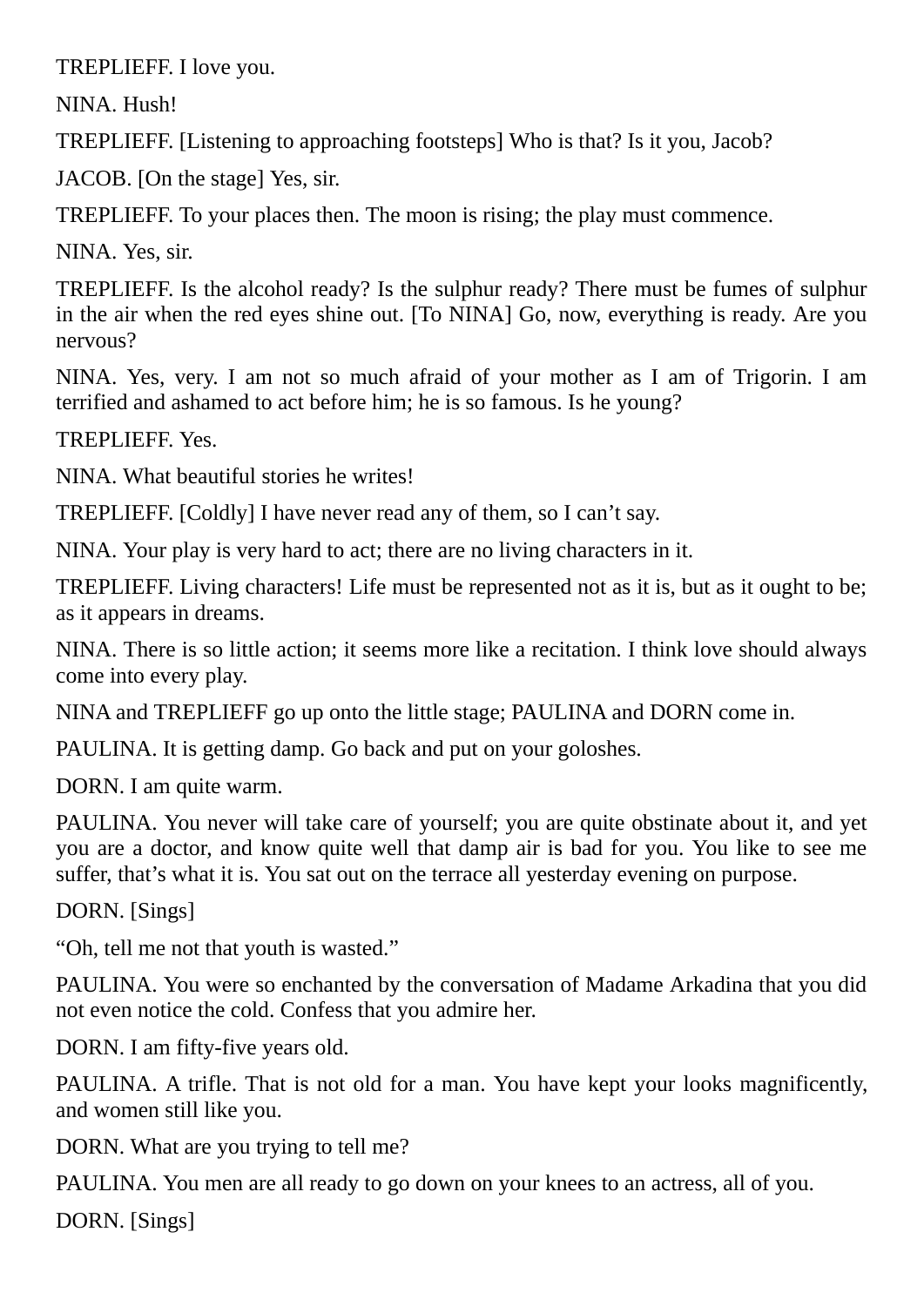TREPLIEFF. I love you.

NINA. Hush!

TREPLIEFF. [Listening to approaching footsteps] Who is that? Is it you, Jacob?

JACOB. [On the stage] Yes, sir.

TREPLIEFF. To your places then. The moon is rising; the play must commence.

NINA. Yes, sir.

TREPLIEFF. Is the alcohol ready? Is the sulphur ready? There must be fumes of sulphur in the air when the red eyes shine out. [To NINA] Go, now, everything is ready. Are you nervous?

NINA. Yes, very. I am not so much afraid of your mother as I am of Trigorin. I am terrified and ashamed to act before him; he is so famous. Is he young?

TREPLIEFF. Yes.

NINA. What beautiful stories he writes!

TREPLIEFF. [Coldly] I have never read any of them, so I can’t say.

NINA. Your play is very hard to act; there are no living characters in it.

TREPLIEFF. Living characters! Life must be represented not as it is, but as it ought to be; as it appears in dreams.

NINA. There is so little action; it seems more like a recitation. I think love should always come into every play.

NINA and TREPLIEFF go up onto the little stage; PAULINA and DORN come in.

PAULINA. It is getting damp. Go back and put on your goloshes.

DORN. I am quite warm.

PAULINA. You never will take care of yourself; you are quite obstinate about it, and yet you are a doctor, and know quite well that damp air is bad for you. You like to see me suffer, that’s what it is. You sat out on the terrace all yesterday evening on purpose.

DORN. [Sings]

“Oh, tell me not that youth is wasted.”

PAULINA. You were so enchanted by the conversation of Madame Arkadina that you did not even notice the cold. Confess that you admire her.

DORN. I am fifty-five years old.

PAULINA. A trifle. That is not old for a man. You have kept your looks magnificently, and women still like you.

DORN. What are you trying to tell me?

PAULINA. You men are all ready to go down on your knees to an actress, all of you.

DORN. [Sings]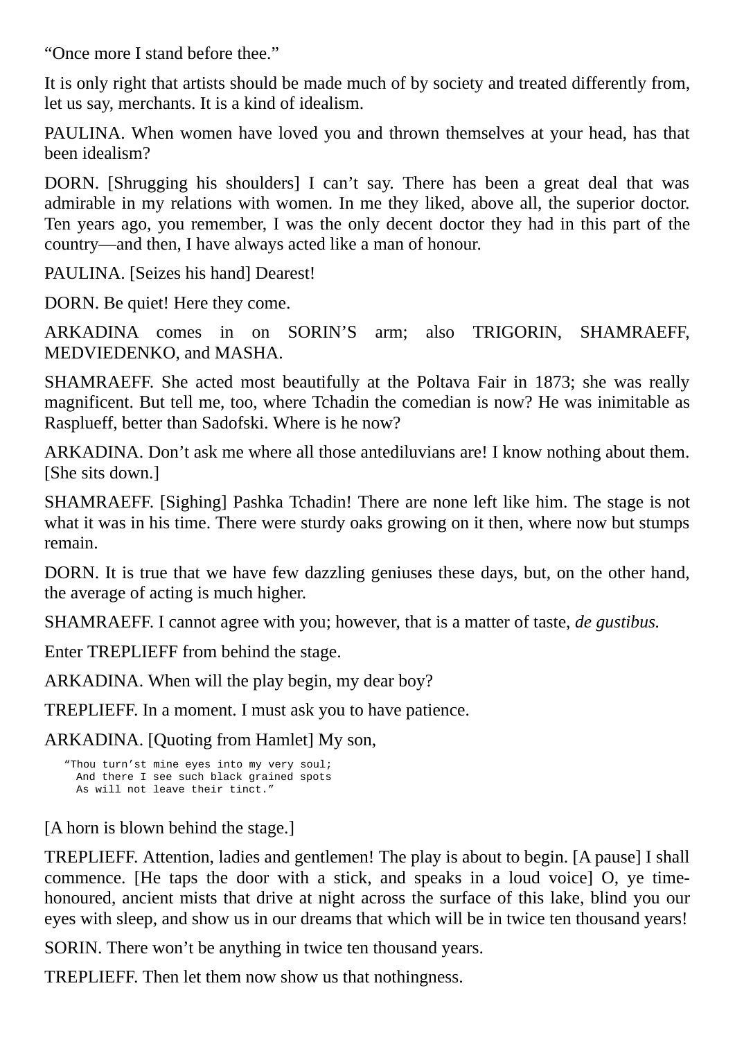“Once more I stand before thee.”

It is only right that artists should be made much of by society and treated differently from, let us say, merchants. It is a kind of idealism.

PAULINA. When women have loved you and thrown themselves at your head, has that been idealism?

DORN. [Shrugging his shoulders] I can’t say. There has been a great deal that was admirable in my relations with women. In me they liked, above all, the superior doctor. Ten years ago, you remember, I was the only decent doctor they had in this part of the country—and then, I have always acted like a man of honour.

PAULINA. [Seizes his hand] Dearest!

DORN. Be quiet! Here they come.

ARKADINA comes in on SORIN’S arm; also TRIGORIN, SHAMRAEFF, MEDVIEDENKO, and MASHA.

SHAMRAEFF. She acted most beautifully at the Poltava Fair in 1873; she was really magnificent. But tell me, too, where Tchadin the comedian is now? He was inimitable as Rasplueff, better than Sadofski. Where is he now?

ARKADINA. Don’t ask me where all those antediluvians are! I know nothing about them. [She sits down.]

SHAMRAEFF. [Sighing] Pashka Tchadin! There are none left like him. The stage is not what it was in his time. There were sturdy oaks growing on it then, where now but stumps remain.

DORN. It is true that we have few dazzling geniuses these days, but, on the other hand, the average of acting is much higher.

SHAMRAEFF. I cannot agree with you; however, that is a matter of taste, *de gustibus.*

Enter TREPLIEFF from behind the stage.

ARKADINA. When will the play begin, my dear boy?

TREPLIEFF. In a moment. I must ask you to have patience.

ARKADINA. [Quoting from Hamlet] My son,

```
“Thou turn’st mine eyes into my very soul;
  And there I see such black grained spots
  As will not leave their tinct.”
```

[A horn is blown behind the stage.]

TREPLIEFF. Attention, ladies and gentlemen! The play is about to begin. [A pause] I shall commence. [He taps the door with a stick, and speaks in a loud voice] O, ye time-honoured, ancient mists that drive at night across the surface of this lake, blind you our eyes with sleep, and show us in our dreams that which will be in twice ten thousand years!

SORIN. There won’t be anything in twice ten thousand years.

TREPLIEFF. Then let them now show us that nothingness.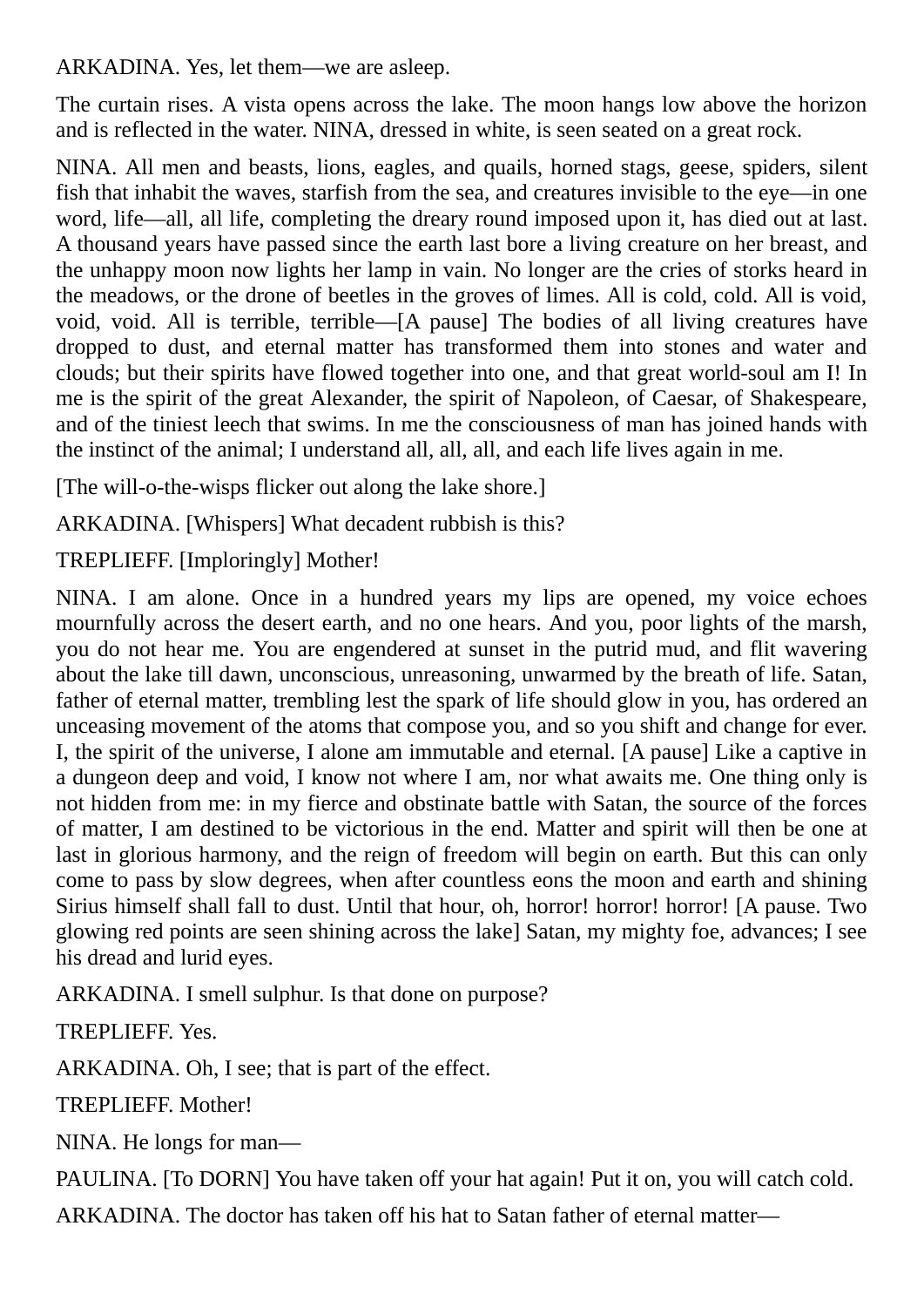ARKADINA. Yes, let them—we are asleep.

The curtain rises. A vista opens across the lake. The moon hangs low above the horizon and is reflected in the water. NINA, dressed in white, is seen seated on a great rock.

NINA. All men and beasts, lions, eagles, and quails, horned stags, geese, spiders, silent fish that inhabit the waves, starfish from the sea, and creatures invisible to the eye—in one word, life—all, all life, completing the dreary round imposed upon it, has died out at last. A thousand years have passed since the earth last bore a living creature on her breast, and the unhappy moon now lights her lamp in vain. No longer are the cries of storks heard in the meadows, or the drone of beetles in the groves of limes. All is cold, cold. All is void, void, void. All is terrible, terrible—[A pause] The bodies of all living creatures have dropped to dust, and eternal matter has transformed them into stones and water and clouds; but their spirits have flowed together into one, and that great world-soul am I! In me is the spirit of the great Alexander, the spirit of Napoleon, of Caesar, of Shakespeare, and of the tiniest leech that swims. In me the consciousness of man has joined hands with the instinct of the animal; I understand all, all, all, and each life lives again in me.

[The will-o-the-wisps flicker out along the lake shore.]

ARKADINA. [Whispers] What decadent rubbish is this?

TREPLIEFF. [Imploringly] Mother!

NINA. I am alone. Once in a hundred years my lips are opened, my voice echoes mournfully across the desert earth, and no one hears. And you, poor lights of the marsh, you do not hear me. You are engendered at sunset in the putrid mud, and flit wavering about the lake till dawn, unconscious, unreasoning, unwarmed by the breath of life. Satan, father of eternal matter, trembling lest the spark of life should glow in you, has ordered an unceasing movement of the atoms that compose you, and so you shift and change for ever. I, the spirit of the universe, I alone am immutable and eternal. [A pause] Like a captive in a dungeon deep and void, I know not where I am, nor what awaits me. One thing only is not hidden from me: in my fierce and obstinate battle with Satan, the source of the forces of matter, I am destined to be victorious in the end. Matter and spirit will then be one at last in glorious harmony, and the reign of freedom will begin on earth. But this can only come to pass by slow degrees, when after countless eons the moon and earth and shining Sirius himself shall fall to dust. Until that hour, oh, horror! horror! horror! [A pause. Two glowing red points are seen shining across the lake] Satan, my mighty foe, advances; I see his dread and lurid eyes.

ARKADINA. I smell sulphur. Is that done on purpose?

TREPLIEFF. Yes.

ARKADINA. Oh, I see; that is part of the effect.

TREPLIEFF. Mother!

NINA. He longs for man—

PAULINA. [To DORN] You have taken off your hat again! Put it on, you will catch cold.

ARKADINA. The doctor has taken off his hat to Satan father of eternal matter—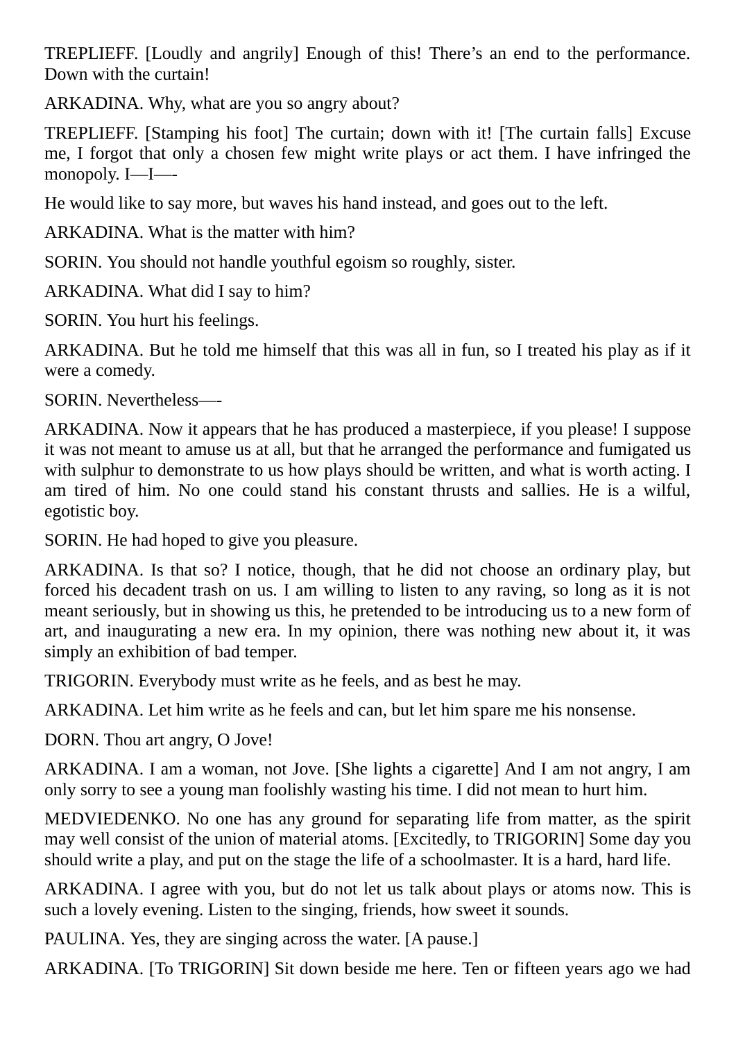TREPLIEFF. [Loudly and angrily] Enough of this! There’s an end to the performance. Down with the curtain!

ARKADINA. Why, what are you so angry about?

TREPLIEFF. [Stamping his foot] The curtain; down with it! [The curtain falls] Excuse me, I forgot that only a chosen few might write plays or act them. I have infringed the monopoly. I—I—-

He would like to say more, but waves his hand instead, and goes out to the left.

ARKADINA. What is the matter with him?

SORIN. You should not handle youthful egoism so roughly, sister.

ARKADINA. What did I say to him?

SORIN. You hurt his feelings.

ARKADINA. But he told me himself that this was all in fun, so I treated his play as if it were a comedy.

SORIN. Nevertheless—-

ARKADINA. Now it appears that he has produced a masterpiece, if you please! I suppose it was not meant to amuse us at all, but that he arranged the performance and fumigated us with sulphur to demonstrate to us how plays should be written, and what is worth acting. I am tired of him. No one could stand his constant thrusts and sallies. He is a wilful, egotistic boy.

SORIN. He had hoped to give you pleasure.

ARKADINA. Is that so? I notice, though, that he did not choose an ordinary play, but forced his decadent trash on us. I am willing to listen to any raving, so long as it is not meant seriously, but in showing us this, he pretended to be introducing us to a new form of art, and inaugurating a new era. In my opinion, there was nothing new about it, it was simply an exhibition of bad temper.

TRIGORIN. Everybody must write as he feels, and as best he may.

ARKADINA. Let him write as he feels and can, but let him spare me his nonsense.

DORN. Thou art angry, O Jove!

ARKADINA. I am a woman, not Jove. [She lights a cigarette] And I am not angry, I am only sorry to see a young man foolishly wasting his time. I did not mean to hurt him.

MEDVIEDENKO. No one has any ground for separating life from matter, as the spirit may well consist of the union of material atoms. [Excitedly, to TRIGORIN] Some day you should write a play, and put on the stage the life of a schoolmaster. It is a hard, hard life.

ARKADINA. I agree with you, but do not let us talk about plays or atoms now. This is such a lovely evening. Listen to the singing, friends, how sweet it sounds.

PAULINA. Yes, they are singing across the water. [A pause.]

ARKADINA. [To TRIGORIN] Sit down beside me here. Ten or fifteen years ago we had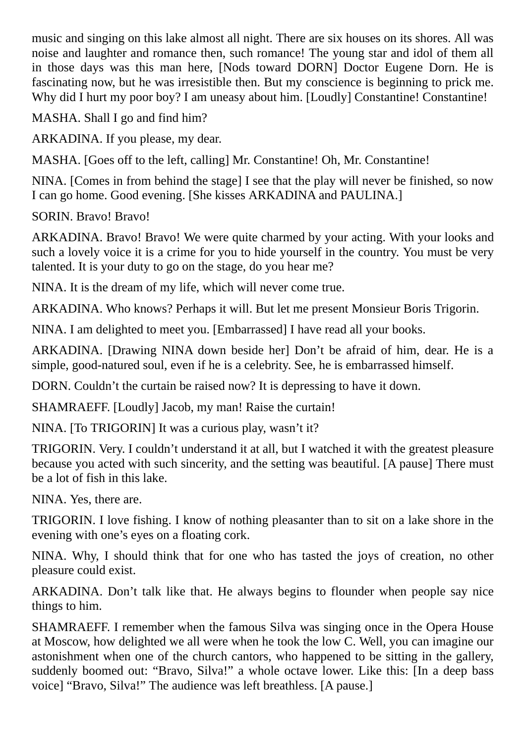music and singing on this lake almost all night. There are six houses on its shores. All was noise and laughter and romance then, such romance! The young star and idol of them all in those days was this man here, [Nods toward DORN] Doctor Eugene Dorn. He is fascinating now, but he was irresistible then. But my conscience is beginning to prick me. Why did I hurt my poor boy? I am uneasy about him. [Loudly] Constantine! Constantine!

MASHA. Shall I go and find him?

ARKADINA. If you please, my dear.

MASHA. [Goes off to the left, calling] Mr. Constantine! Oh, Mr. Constantine!

NINA. [Comes in from behind the stage] I see that the play will never be finished, so now I can go home. Good evening. [She kisses ARKADINA and PAULINA.]

SORIN. Bravo! Bravo!

ARKADINA. Bravo! Bravo! We were quite charmed by your acting. With your looks and such a lovely voice it is a crime for you to hide yourself in the country. You must be very talented. It is your duty to go on the stage, do you hear me?

NINA. It is the dream of my life, which will never come true.

ARKADINA. Who knows? Perhaps it will. But let me present Monsieur Boris Trigorin.

NINA. I am delighted to meet you. [Embarrassed] I have read all your books.

ARKADINA. [Drawing NINA down beside her] Don't be afraid of him, dear. He is a simple, good-natured soul, even if he is a celebrity. See, he is embarrassed himself.

DORN. Couldn't the curtain be raised now? It is depressing to have it down.

SHAMRAEFF. [Loudly] Jacob, my man! Raise the curtain!

NINA. [To TRIGORIN] It was a curious play, wasn't it?

TRIGORIN. Very. I couldn't understand it at all, but I watched it with the greatest pleasure because you acted with such sincerity, and the setting was beautiful. [A pause] There must be a lot of fish in this lake.

NINA. Yes, there are.

TRIGORIN. I love fishing. I know of nothing pleasanter than to sit on a lake shore in the evening with one's eyes on a floating cork.

NINA. Why, I should think that for one who has tasted the joys of creation, no other pleasure could exist.

ARKADINA. Don't talk like that. He always begins to flounder when people say nice things to him.

SHAMRAEFF. I remember when the famous Silva was singing once in the Opera House at Moscow, how delighted we all were when he took the low C. Well, you can imagine our astonishment when one of the church cantors, who happened to be sitting in the gallery, suddenly boomed out: "Bravo, Silva!" a whole octave lower. Like this: [In a deep bass voice] "Bravo, Silva!" The audience was left breathless. [A pause.]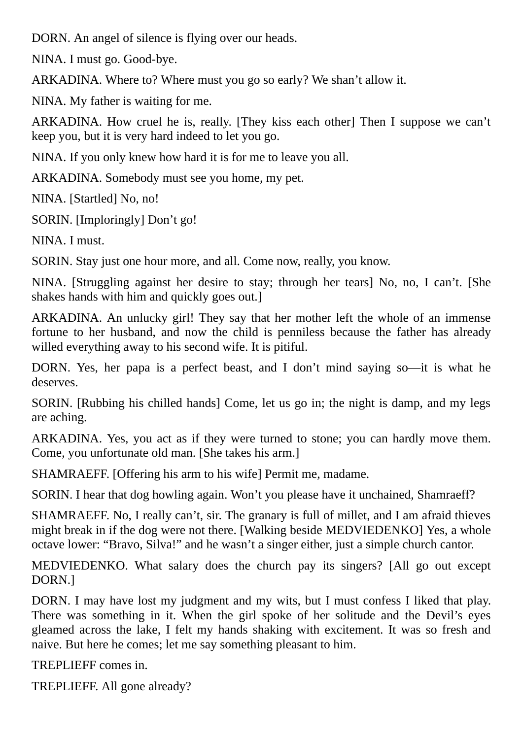DORN. An angel of silence is flying over our heads.

NINA. I must go. Good-bye.

ARKADINA. Where to? Where must you go so early? We shan't allow it.

NINA. My father is waiting for me.

ARKADINA. How cruel he is, really. [They kiss each other] Then I suppose we can't keep you, but it is very hard indeed to let you go.

NINA. If you only knew how hard it is for me to leave you all.

ARKADINA. Somebody must see you home, my pet.

NINA. [Startled] No, no!

SORIN. [Imploringly] Don't go!

NINA. I must.

SORIN. Stay just one hour more, and all. Come now, really, you know.

NINA. [Struggling against her desire to stay; through her tears] No, no, I can't. [She shakes hands with him and quickly goes out.]

ARKADINA. An unlucky girl! They say that her mother left the whole of an immense fortune to her husband, and now the child is penniless because the father has already willed everything away to his second wife. It is pitiful.

DORN. Yes, her papa is a perfect beast, and I don't mind saying so—it is what he deserves.

SORIN. [Rubbing his chilled hands] Come, let us go in; the night is damp, and my legs are aching.

ARKADINA. Yes, you act as if they were turned to stone; you can hardly move them. Come, you unfortunate old man. [She takes his arm.]

SHAMRAEFF. [Offering his arm to his wife] Permit me, madame.

SORIN. I hear that dog howling again. Won't you please have it unchained, Shamraeff?

SHAMRAEFF. No, I really can't, sir. The granary is full of millet, and I am afraid thieves might break in if the dog were not there. [Walking beside MEDVIEDENKO] Yes, a whole octave lower: "Bravo, Silva!" and he wasn't a singer either, just a simple church cantor.

MEDVIEDENKO. What salary does the church pay its singers? [All go out except DORN.]

DORN. I may have lost my judgment and my wits, but I must confess I liked that play. There was something in it. When the girl spoke of her solitude and the Devil's eyes gleamed across the lake, I felt my hands shaking with excitement. It was so fresh and naive. But here he comes; let me say something pleasant to him.

TREPLIEFF comes in.

TREPLIEFF. All gone already?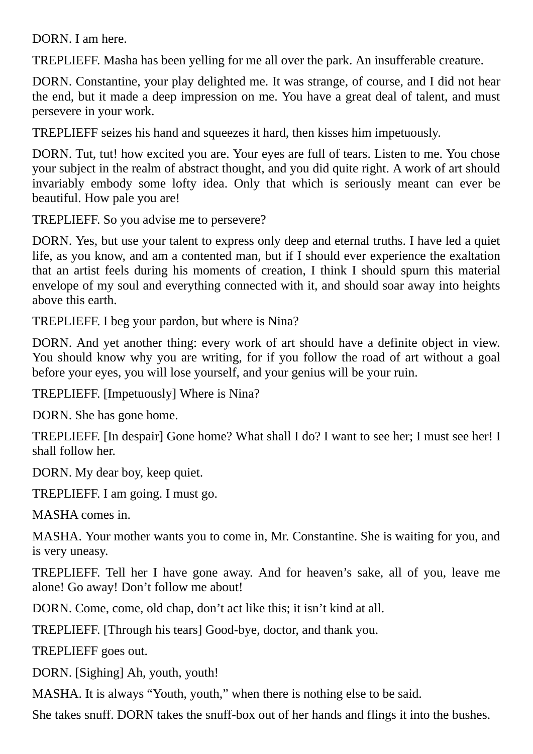DORN. I am here.

TREPLIEFF. Masha has been yelling for me all over the park. An insufferable creature.

DORN. Constantine, your play delighted me. It was strange, of course, and I did not hear the end, but it made a deep impression on me. You have a great deal of talent, and must persevere in your work.

TREPLIEFF seizes his hand and squeezes it hard, then kisses him impetuously.

DORN. Tut, tut! how excited you are. Your eyes are full of tears. Listen to me. You chose your subject in the realm of abstract thought, and you did quite right. A work of art should invariably embody some lofty idea. Only that which is seriously meant can ever be beautiful. How pale you are!

TREPLIEFF. So you advise me to persevere?

DORN. Yes, but use your talent to express only deep and eternal truths. I have led a quiet life, as you know, and am a contented man, but if I should ever experience the exaltation that an artist feels during his moments of creation, I think I should spurn this material envelope of my soul and everything connected with it, and should soar away into heights above this earth.

TREPLIEFF. I beg your pardon, but where is Nina?

DORN. And yet another thing: every work of art should have a definite object in view. You should know why you are writing, for if you follow the road of art without a goal before your eyes, you will lose yourself, and your genius will be your ruin.

TREPLIEFF. [Impetuously] Where is Nina?

DORN. She has gone home.

TREPLIEFF. [In despair] Gone home? What shall I do? I want to see her; I must see her! I shall follow her.

DORN. My dear boy, keep quiet.

TREPLIEFF. I am going. I must go.

MASHA comes in.

MASHA. Your mother wants you to come in, Mr. Constantine. She is waiting for you, and is very uneasy.

TREPLIEFF. Tell her I have gone away. And for heaven's sake, all of you, leave me alone! Go away! Don't follow me about!

DORN. Come, come, old chap, don't act like this; it isn't kind at all.

TREPLIEFF. [Through his tears] Good-bye, doctor, and thank you.

TREPLIEFF goes out.

DORN. [Sighing] Ah, youth, youth!

MASHA. It is always "Youth, youth," when there is nothing else to be said.

She takes snuff. DORN takes the snuff-box out of her hands and flings it into the bushes.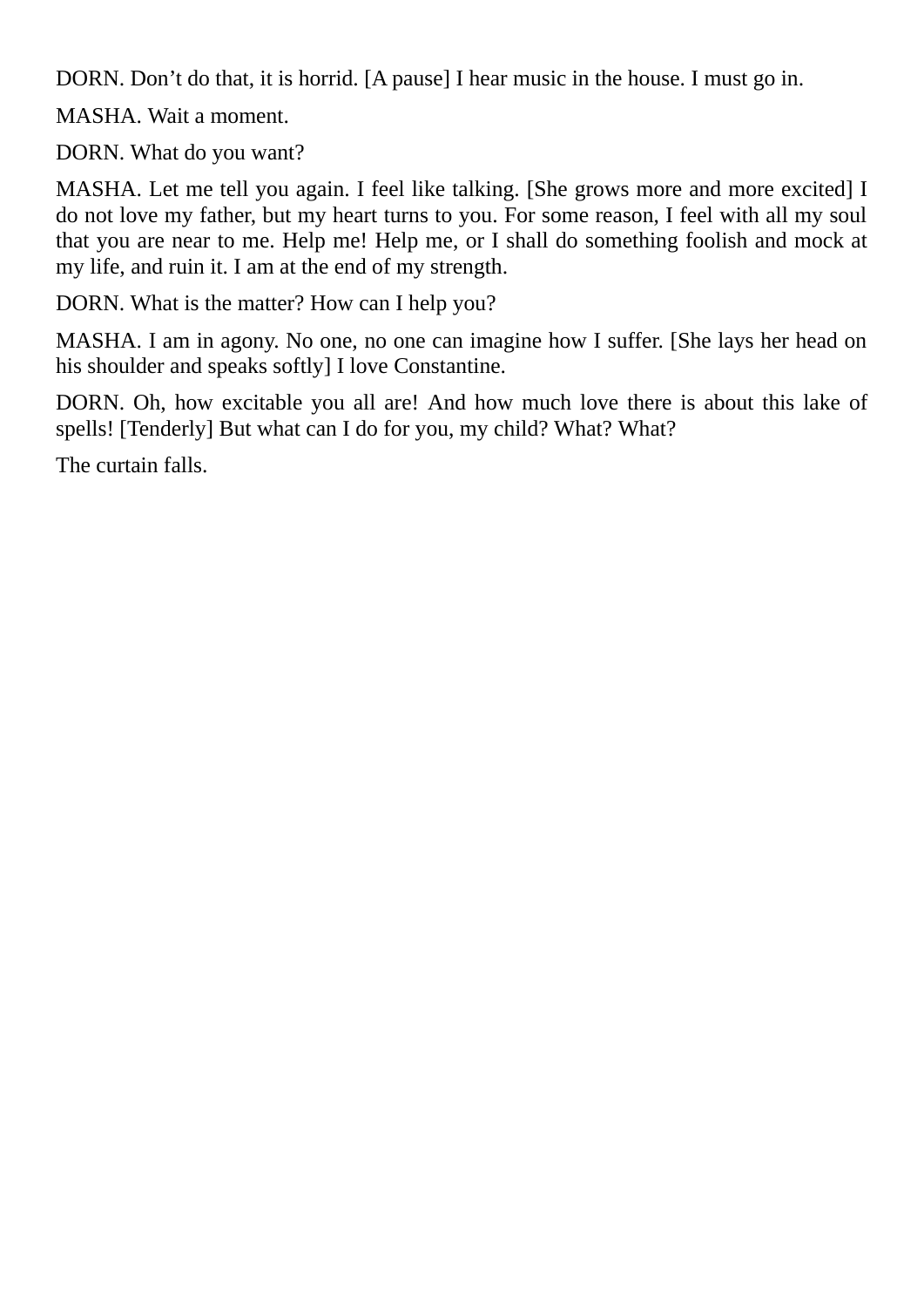DORN. Don’t do that, it is horrid. [A pause] I hear music in the house. I must go in.

MASHA. Wait a moment.

DORN. What do you want?

MASHA. Let me tell you again. I feel like talking. [She grows more and more excited] I do not love my father, but my heart turns to you. For some reason, I feel with all my soul that you are near to me. Help me! Help me, or I shall do something foolish and mock at my life, and ruin it. I am at the end of my strength.

DORN. What is the matter? How can I help you?

MASHA. I am in agony. No one, no one can imagine how I suffer. [She lays her head on his shoulder and speaks softly] I love Constantine.

DORN. Oh, how excitable you all are! And how much love there is about this lake of spells! [Tenderly] But what can I do for you, my child? What? What?

The curtain falls.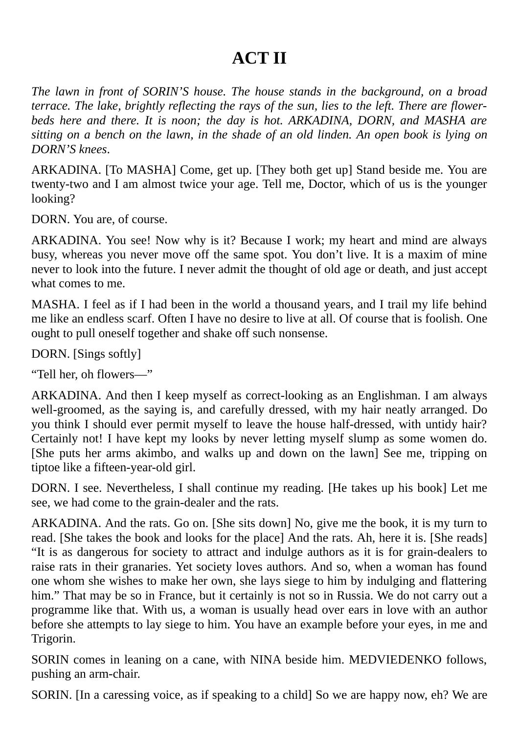# ACT II

*The lawn in front of SORIN'S house. The house stands in the background, on a broad terrace. The lake, brightly reflecting the rays of the sun, lies to the left. There are flower-beds here and there. It is noon; the day is hot. ARKADINA, DORN, and MASHA are sitting on a bench on the lawn, in the shade of an old linden. An open book is lying on DORN'S knees*.

ARKADINA. [To MASHA] Come, get up. [They both get up] Stand beside me. You are twenty-two and I am almost twice your age. Tell me, Doctor, which of us is the younger looking?

DORN. You are, of course.

ARKADINA. You see! Now why is it? Because I work; my heart and mind are always busy, whereas you never move off the same spot. You don't live. It is a maxim of mine never to look into the future. I never admit the thought of old age or death, and just accept what comes to me.

MASHA. I feel as if I had been in the world a thousand years, and I trail my life behind me like an endless scarf. Often I have no desire to live at all. Of course that is foolish. One ought to pull oneself together and shake off such nonsense.

DORN. [Sings softly]

"Tell her, oh flowers—"

ARKADINA. And then I keep myself as correct-looking as an Englishman. I am always well-groomed, as the saying is, and carefully dressed, with my hair neatly arranged. Do you think I should ever permit myself to leave the house half-dressed, with untidy hair? Certainly not! I have kept my looks by never letting myself slump as some women do. [She puts her arms akimbo, and walks up and down on the lawn] See me, tripping on tiptoe like a fifteen-year-old girl.

DORN. I see. Nevertheless, I shall continue my reading. [He takes up his book] Let me see, we had come to the grain-dealer and the rats.

ARKADINA. And the rats. Go on. [She sits down] No, give me the book, it is my turn to read. [She takes the book and looks for the place] And the rats. Ah, here it is. [She reads] "It is as dangerous for society to attract and indulge authors as it is for grain-dealers to raise rats in their granaries. Yet society loves authors. And so, when a woman has found one whom she wishes to make her own, she lays siege to him by indulging and flattering him." That may be so in France, but it certainly is not so in Russia. We do not carry out a programme like that. With us, a woman is usually head over ears in love with an author before she attempts to lay siege to him. You have an example before your eyes, in me and Trigorin.

SORIN comes in leaning on a cane, with NINA beside him. MEDVIEDENKO follows, pushing an arm-chair.

SORIN. [In a caressing voice, as if speaking to a child] So we are happy now, eh? We are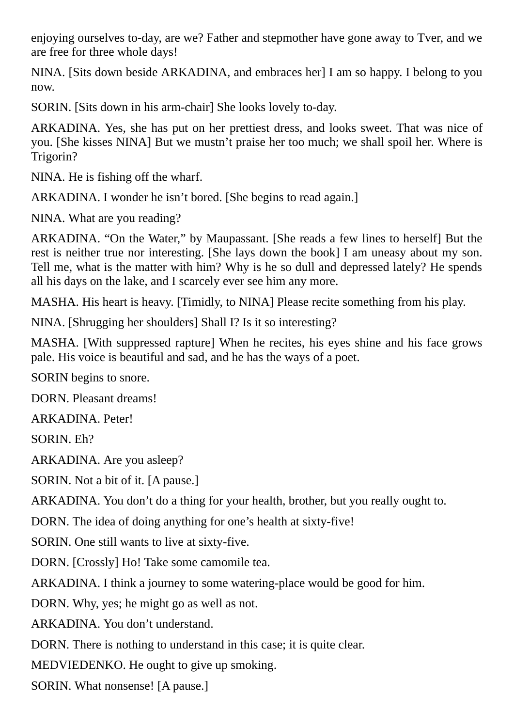enjoying ourselves to-day, are we? Father and stepmother have gone away to Tver, and we are free for three whole days!

NINA. [Sits down beside ARKADINA, and embraces her] I am so happy. I belong to you now.

SORIN. [Sits down in his arm-chair] She looks lovely to-day.

ARKADINA. Yes, she has put on her prettiest dress, and looks sweet. That was nice of you. [She kisses NINA] But we mustn't praise her too much; we shall spoil her. Where is Trigorin?

NINA. He is fishing off the wharf.

ARKADINA. I wonder he isn't bored. [She begins to read again.]

NINA. What are you reading?

ARKADINA. "On the Water," by Maupassant. [She reads a few lines to herself] But the rest is neither true nor interesting. [She lays down the book] I am uneasy about my son. Tell me, what is the matter with him? Why is he so dull and depressed lately? He spends all his days on the lake, and I scarcely ever see him any more.

MASHA. His heart is heavy. [Timidly, to NINA] Please recite something from his play.

NINA. [Shrugging her shoulders] Shall I? Is it so interesting?

MASHA. [With suppressed rapture] When he recites, his eyes shine and his face grows pale. His voice is beautiful and sad, and he has the ways of a poet.

SORIN begins to snore.

DORN. Pleasant dreams!

ARKADINA. Peter!

SORIN. Eh?

ARKADINA. Are you asleep?

SORIN. Not a bit of it. [A pause.]

ARKADINA. You don't do a thing for your health, brother, but you really ought to.

DORN. The idea of doing anything for one's health at sixty-five!

SORIN. One still wants to live at sixty-five.

DORN. [Crossly] Ho! Take some camomile tea.

ARKADINA. I think a journey to some watering-place would be good for him.

DORN. Why, yes; he might go as well as not.

ARKADINA. You don't understand.

DORN. There is nothing to understand in this case; it is quite clear.

MEDVIEDENKO. He ought to give up smoking.

SORIN. What nonsense! [A pause.]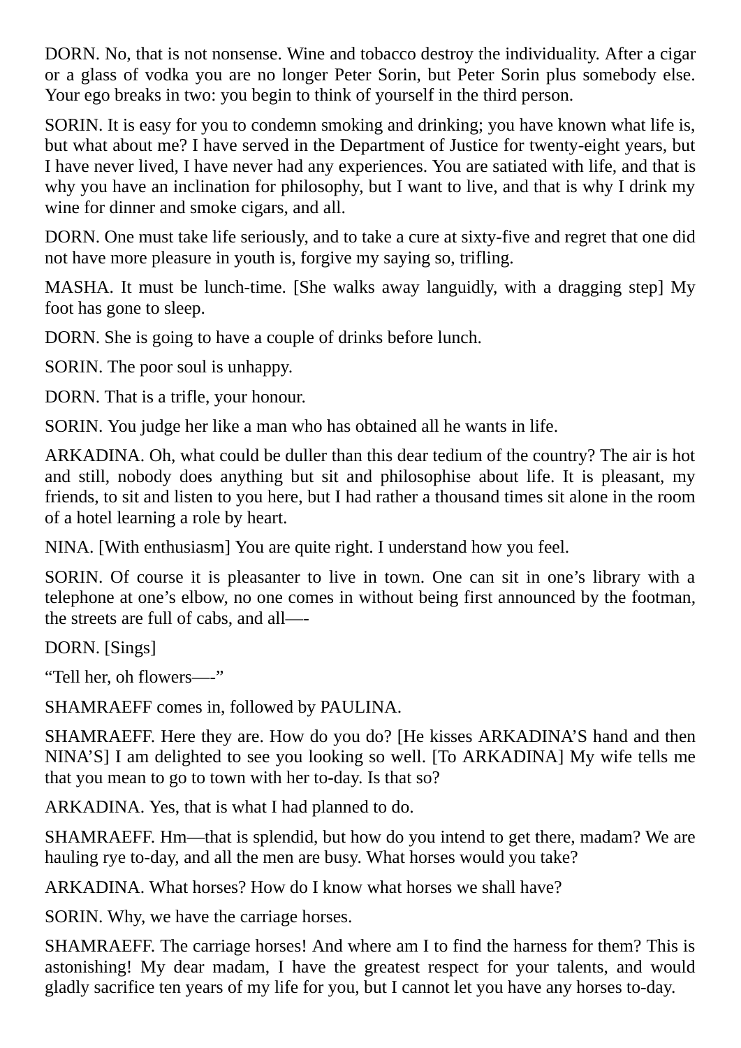DORN. No, that is not nonsense. Wine and tobacco destroy the individuality. After a cigar or a glass of vodka you are no longer Peter Sorin, but Peter Sorin plus somebody else. Your ego breaks in two: you begin to think of yourself in the third person.

SORIN. It is easy for you to condemn smoking and drinking; you have known what life is, but what about me? I have served in the Department of Justice for twenty-eight years, but I have never lived, I have never had any experiences. You are satiated with life, and that is why you have an inclination for philosophy, but I want to live, and that is why I drink my wine for dinner and smoke cigars, and all.

DORN. One must take life seriously, and to take a cure at sixty-five and regret that one did not have more pleasure in youth is, forgive my saying so, trifling.

MASHA. It must be lunch-time. [She walks away languidly, with a dragging step] My foot has gone to sleep.

DORN. She is going to have a couple of drinks before lunch.

SORIN. The poor soul is unhappy.

DORN. That is a trifle, your honour.

SORIN. You judge her like a man who has obtained all he wants in life.

ARKADINA. Oh, what could be duller than this dear tedium of the country? The air is hot and still, nobody does anything but sit and philosophise about life. It is pleasant, my friends, to sit and listen to you here, but I had rather a thousand times sit alone in the room of a hotel learning a role by heart.

NINA. [With enthusiasm] You are quite right. I understand how you feel.

SORIN. Of course it is pleasanter to live in town. One can sit in one’s library with a telephone at one’s elbow, no one comes in without being first announced by the footman, the streets are full of cabs, and all—-

DORN. [Sings]

“Tell her, oh flowers—-”

SHAMRAEFF comes in, followed by PAULINA.

SHAMRAEFF. Here they are. How do you do? [He kisses ARKADINA’S hand and then NINA’S] I am delighted to see you looking so well. [To ARKADINA] My wife tells me that you mean to go to town with her to-day. Is that so?

ARKADINA. Yes, that is what I had planned to do.

SHAMRAEFF. Hm—that is splendid, but how do you intend to get there, madam? We are hauling rye to-day, and all the men are busy. What horses would you take?

ARKADINA. What horses? How do I know what horses we shall have?

SORIN. Why, we have the carriage horses.

SHAMRAEFF. The carriage horses! And where am I to find the harness for them? This is astonishing! My dear madam, I have the greatest respect for your talents, and would gladly sacrifice ten years of my life for you, but I cannot let you have any horses to-day.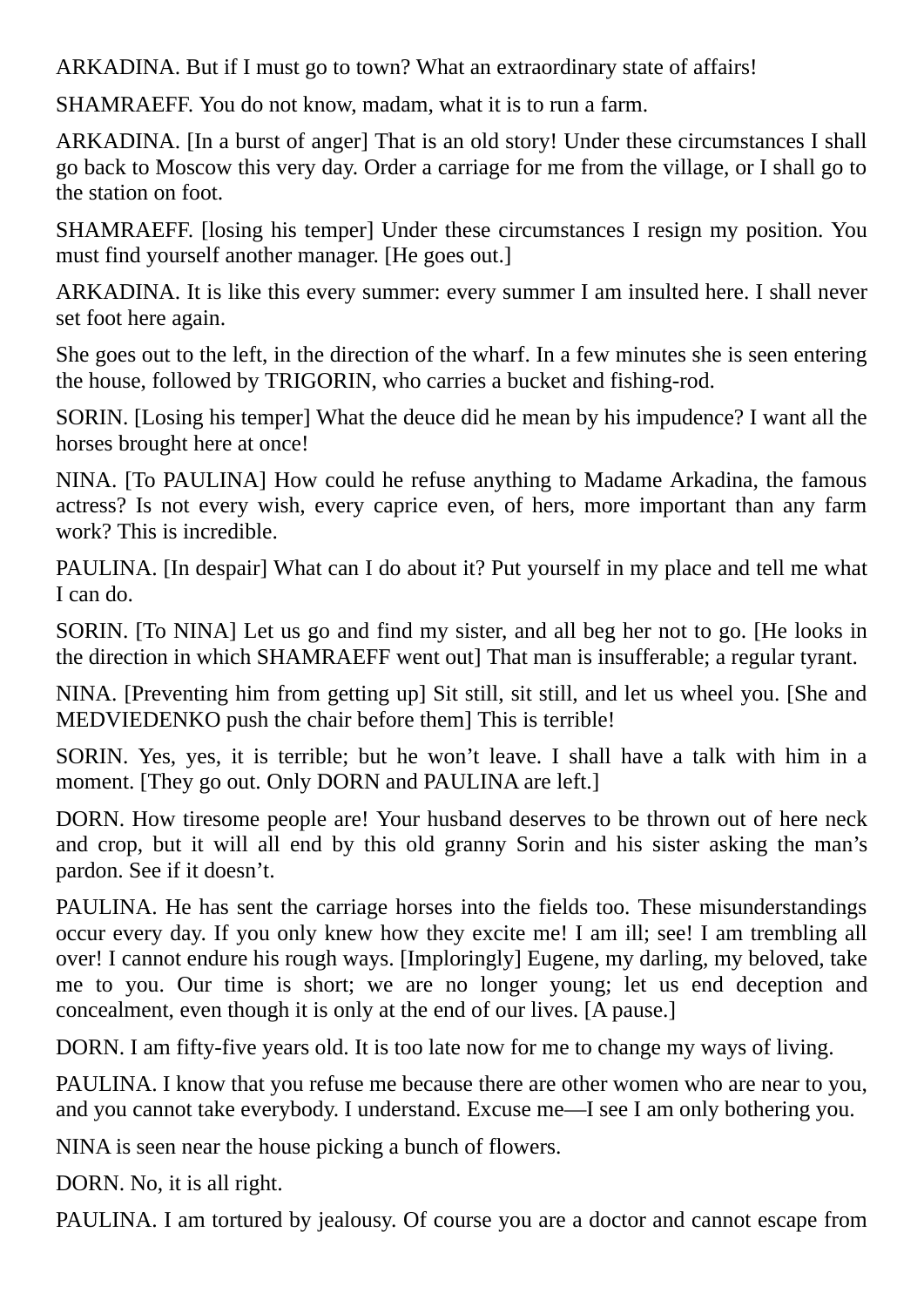ARKADINA. But if I must go to town? What an extraordinary state of affairs!

SHAMRAEFF. You do not know, madam, what it is to run a farm.

ARKADINA. [In a burst of anger] That is an old story! Under these circumstances I shall go back to Moscow this very day. Order a carriage for me from the village, or I shall go to the station on foot.

SHAMRAEFF. [losing his temper] Under these circumstances I resign my position. You must find yourself another manager. [He goes out.]

ARKADINA. It is like this every summer: every summer I am insulted here. I shall never set foot here again.

She goes out to the left, in the direction of the wharf. In a few minutes she is seen entering the house, followed by TRIGORIN, who carries a bucket and fishing-rod.

SORIN. [Losing his temper] What the deuce did he mean by his impudence? I want all the horses brought here at once!

NINA. [To PAULINA] How could he refuse anything to Madame Arkadina, the famous actress? Is not every wish, every caprice even, of hers, more important than any farm work? This is incredible.

PAULINA. [In despair] What can I do about it? Put yourself in my place and tell me what I can do.

SORIN. [To NINA] Let us go and find my sister, and all beg her not to go. [He looks in the direction in which SHAMRAEFF went out] That man is insufferable; a regular tyrant.

NINA. [Preventing him from getting up] Sit still, sit still, and let us wheel you. [She and MEDVIEDENKO push the chair before them] This is terrible!

SORIN. Yes, yes, it is terrible; but he won't leave. I shall have a talk with him in a moment. [They go out. Only DORN and PAULINA are left.]

DORN. How tiresome people are! Your husband deserves to be thrown out of here neck and crop, but it will all end by this old granny Sorin and his sister asking the man's pardon. See if it doesn't.

PAULINA. He has sent the carriage horses into the fields too. These misunderstandings occur every day. If you only knew how they excite me! I am ill; see! I am trembling all over! I cannot endure his rough ways. [Imploringly] Eugene, my darling, my beloved, take me to you. Our time is short; we are no longer young; let us end deception and concealment, even though it is only at the end of our lives. [A pause.]

DORN. I am fifty-five years old. It is too late now for me to change my ways of living.

PAULINA. I know that you refuse me because there are other women who are near to you, and you cannot take everybody. I understand. Excuse me—I see I am only bothering you.

NINA is seen near the house picking a bunch of flowers.

DORN. No, it is all right.

PAULINA. I am tortured by jealousy. Of course you are a doctor and cannot escape from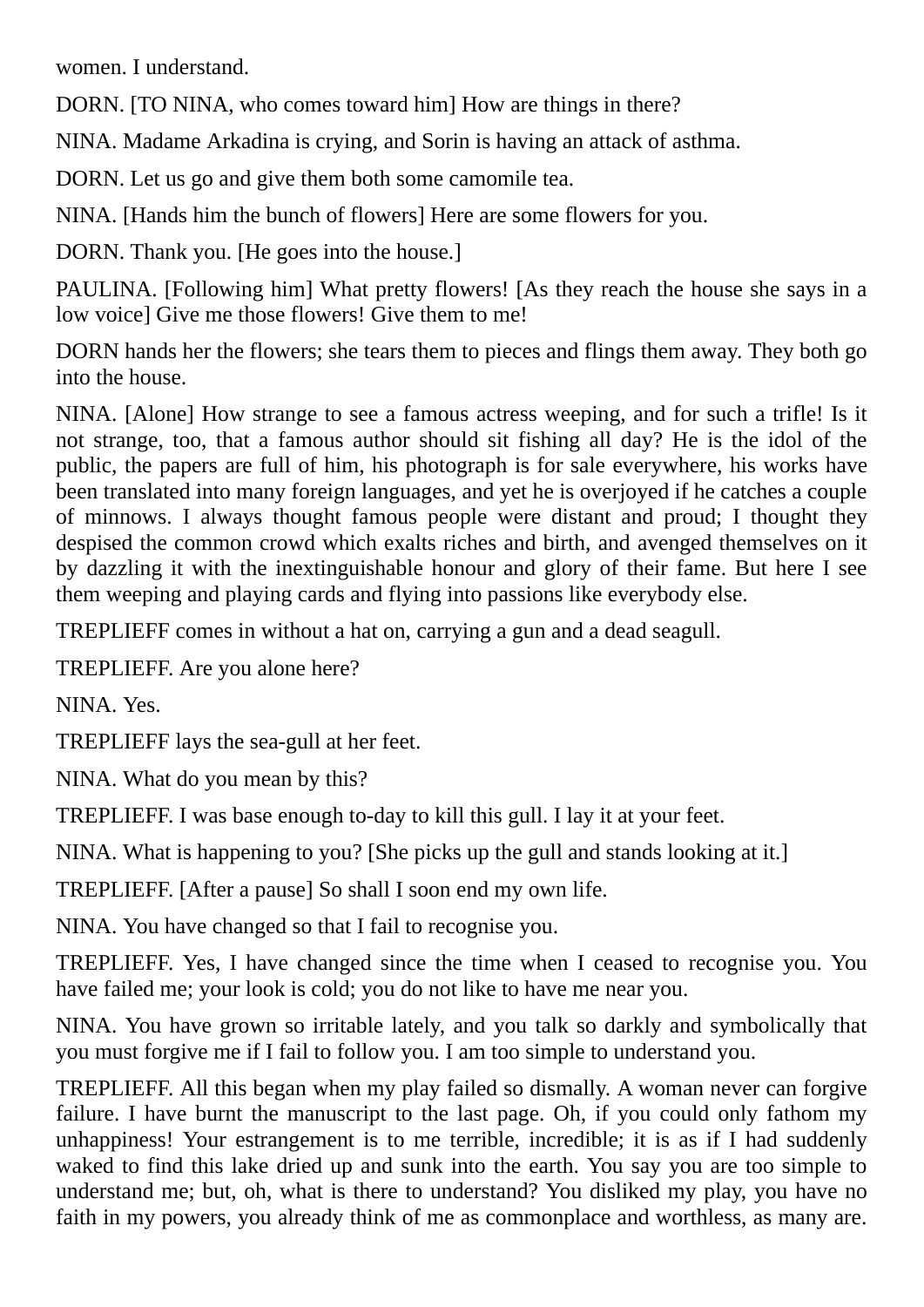women. I understand.

DORN. [TO NINA, who comes toward him] How are things in there?

NINA. Madame Arkadina is crying, and Sorin is having an attack of asthma.

DORN. Let us go and give them both some camomile tea.

NINA. [Hands him the bunch of flowers] Here are some flowers for you.

DORN. Thank you. [He goes into the house.]

PAULINA. [Following him] What pretty flowers! [As they reach the house she says in a low voice] Give me those flowers! Give them to me!

DORN hands her the flowers; she tears them to pieces and flings them away. They both go into the house.

NINA. [Alone] How strange to see a famous actress weeping, and for such a trifle! Is it not strange, too, that a famous author should sit fishing all day? He is the idol of the public, the papers are full of him, his photograph is for sale everywhere, his works have been translated into many foreign languages, and yet he is overjoyed if he catches a couple of minnows. I always thought famous people were distant and proud; I thought they despised the common crowd which exalts riches and birth, and avenged themselves on it by dazzling it with the inextinguishable honour and glory of their fame. But here I see them weeping and playing cards and flying into passions like everybody else.

TREPLIEFF comes in without a hat on, carrying a gun and a dead seagull.

TREPLIEFF. Are you alone here?

NINA. Yes.

TREPLIEFF lays the sea-gull at her feet.

NINA. What do you mean by this?

TREPLIEFF. I was base enough to-day to kill this gull. I lay it at your feet.

NINA. What is happening to you? [She picks up the gull and stands looking at it.]

TREPLIEFF. [After a pause] So shall I soon end my own life.

NINA. You have changed so that I fail to recognise you.

TREPLIEFF. Yes, I have changed since the time when I ceased to recognise you. You have failed me; your look is cold; you do not like to have me near you.

NINA. You have grown so irritable lately, and you talk so darkly and symbolically that you must forgive me if I fail to follow you. I am too simple to understand you.

TREPLIEFF. All this began when my play failed so dismally. A woman never can forgive failure. I have burnt the manuscript to the last page. Oh, if you could only fathom my unhappiness! Your estrangement is to me terrible, incredible; it is as if I had suddenly waked to find this lake dried up and sunk into the earth. You say you are too simple to understand me; but, oh, what is there to understand? You disliked my play, you have no faith in my powers, you already think of me as commonplace and worthless, as many are.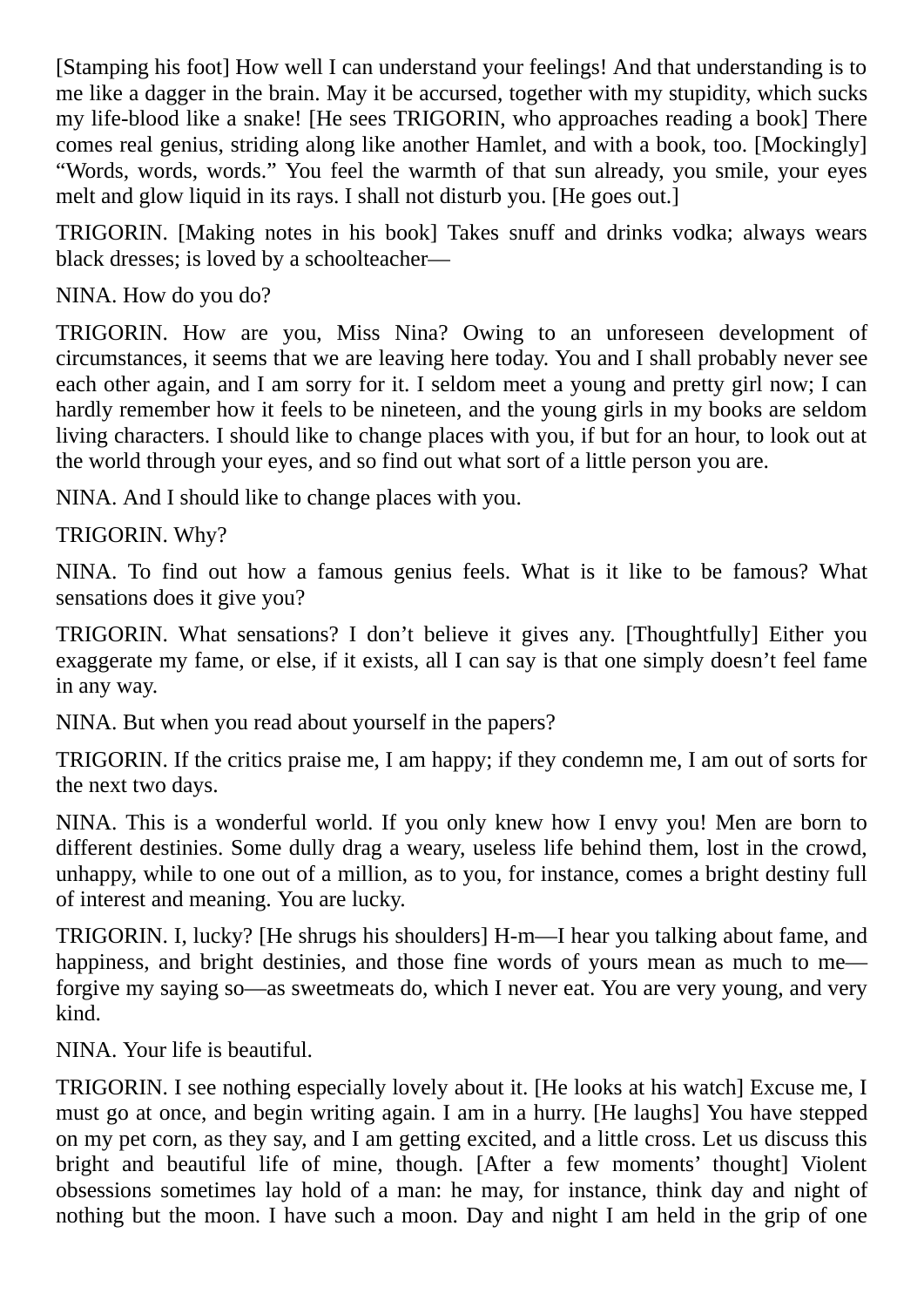[Stamping his foot] How well I can understand your feelings! And that understanding is to me like a dagger in the brain. May it be accursed, together with my stupidity, which sucks my life-blood like a snake! [He sees TRIGORIN, who approaches reading a book] There comes real genius, striding along like another Hamlet, and with a book, too. [Mockingly] “Words, words, words.” You feel the warmth of that sun already, you smile, your eyes melt and glow liquid in its rays. I shall not disturb you. [He goes out.]

TRIGORIN. [Making notes in his book] Takes snuff and drinks vodka; always wears black dresses; is loved by a schoolteacher—

NINA. How do you do?

TRIGORIN. How are you, Miss Nina? Owing to an unforeseen development of circumstances, it seems that we are leaving here today. You and I shall probably never see each other again, and I am sorry for it. I seldom meet a young and pretty girl now; I can hardly remember how it feels to be nineteen, and the young girls in my books are seldom living characters. I should like to change places with you, if but for an hour, to look out at the world through your eyes, and so find out what sort of a little person you are.

NINA. And I should like to change places with you.

TRIGORIN. Why?

NINA. To find out how a famous genius feels. What is it like to be famous? What sensations does it give you?

TRIGORIN. What sensations? I don’t believe it gives any. [Thoughtfully] Either you exaggerate my fame, or else, if it exists, all I can say is that one simply doesn’t feel fame in any way.

NINA. But when you read about yourself in the papers?

TRIGORIN. If the critics praise me, I am happy; if they condemn me, I am out of sorts for the next two days.

NINA. This is a wonderful world. If you only knew how I envy you! Men are born to different destinies. Some dully drag a weary, useless life behind them, lost in the crowd, unhappy, while to one out of a million, as to you, for instance, comes a bright destiny full of interest and meaning. You are lucky.

TRIGORIN. I, lucky? [He shrugs his shoulders] H-m—I hear you talking about fame, and happiness, and bright destinies, and those fine words of yours mean as much to me—forgive my saying so—as sweetmeats do, which I never eat. You are very young, and very kind.

NINA. Your life is beautiful.

TRIGORIN. I see nothing especially lovely about it. [He looks at his watch] Excuse me, I must go at once, and begin writing again. I am in a hurry. [He laughs] You have stepped on my pet corn, as they say, and I am getting excited, and a little cross. Let us discuss this bright and beautiful life of mine, though. [After a few moments’ thought] Violent obsessions sometimes lay hold of a man: he may, for instance, think day and night of nothing but the moon. I have such a moon. Day and night I am held in the grip of one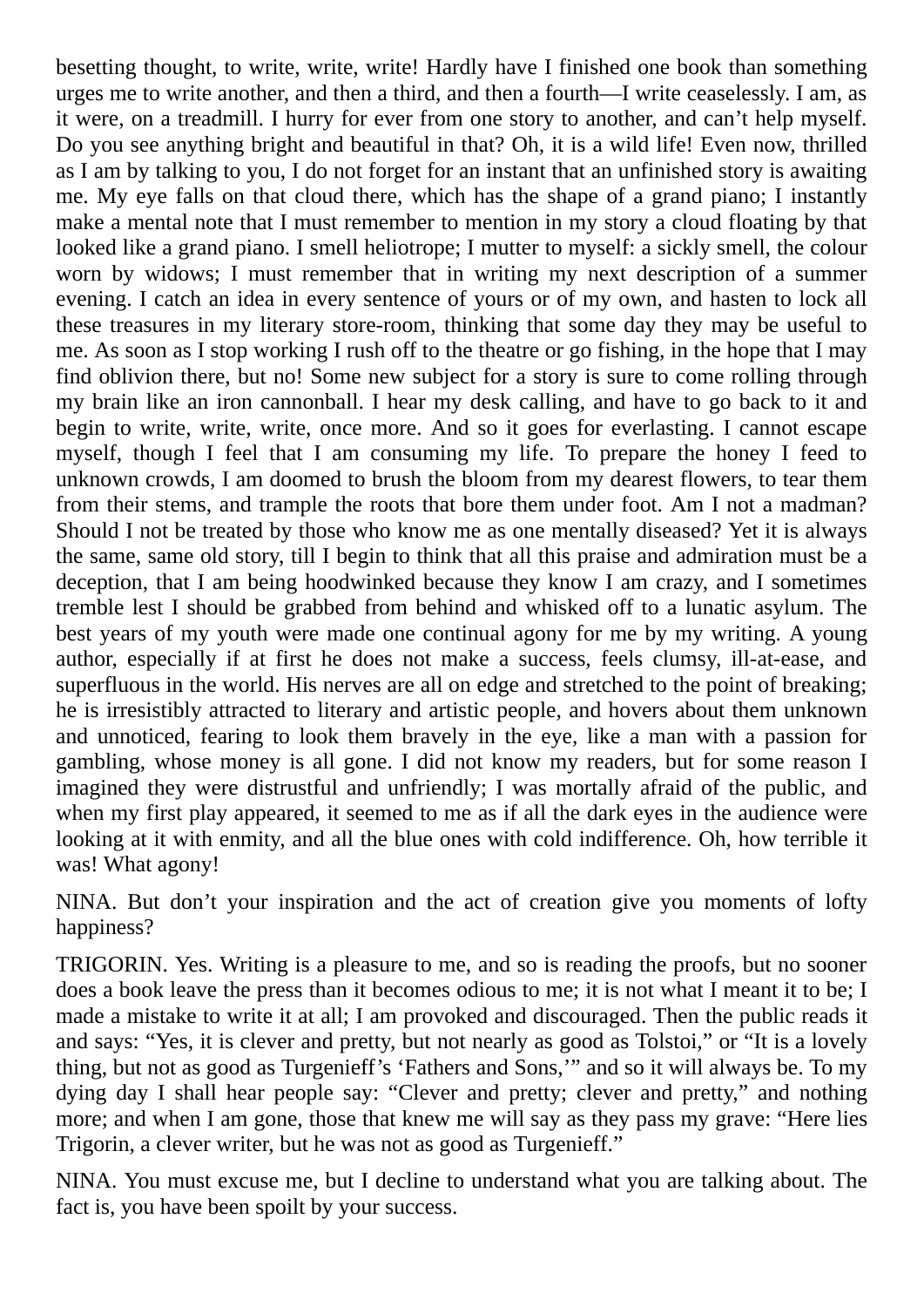besetting thought, to write, write, write! Hardly have I finished one book than something urges me to write another, and then a third, and then a fourth—I write ceaselessly. I am, as it were, on a treadmill. I hurry for ever from one story to another, and can't help myself. Do you see anything bright and beautiful in that? Oh, it is a wild life! Even now, thrilled as I am by talking to you, I do not forget for an instant that an unfinished story is awaiting me. My eye falls on that cloud there, which has the shape of a grand piano; I instantly make a mental note that I must remember to mention in my story a cloud floating by that looked like a grand piano. I smell heliotrope; I mutter to myself: a sickly smell, the colour worn by widows; I must remember that in writing my next description of a summer evening. I catch an idea in every sentence of yours or of my own, and hasten to lock all these treasures in my literary store-room, thinking that some day they may be useful to me. As soon as I stop working I rush off to the theatre or go fishing, in the hope that I may find oblivion there, but no! Some new subject for a story is sure to come rolling through my brain like an iron cannonball. I hear my desk calling, and have to go back to it and begin to write, write, write, once more. And so it goes for everlasting. I cannot escape myself, though I feel that I am consuming my life. To prepare the honey I feed to unknown crowds, I am doomed to brush the bloom from my dearest flowers, to tear them from their stems, and trample the roots that bore them under foot. Am I not a madman? Should I not be treated by those who know me as one mentally diseased? Yet it is always the same, same old story, till I begin to think that all this praise and admiration must be a deception, that I am being hoodwinked because they know I am crazy, and I sometimes tremble lest I should be grabbed from behind and whisked off to a lunatic asylum. The best years of my youth were made one continual agony for me by my writing. A young author, especially if at first he does not make a success, feels clumsy, ill-at-ease, and superfluous in the world. His nerves are all on edge and stretched to the point of breaking; he is irresistibly attracted to literary and artistic people, and hovers about them unknown and unnoticed, fearing to look them bravely in the eye, like a man with a passion for gambling, whose money is all gone. I did not know my readers, but for some reason I imagined they were distrustful and unfriendly; I was mortally afraid of the public, and when my first play appeared, it seemed to me as if all the dark eyes in the audience were looking at it with enmity, and all the blue ones with cold indifference. Oh, how terrible it was! What agony!

NINA. But don't your inspiration and the act of creation give you moments of lofty happiness?

TRIGORIN. Yes. Writing is a pleasure to me, and so is reading the proofs, but no sooner does a book leave the press than it becomes odious to me; it is not what I meant it to be; I made a mistake to write it at all; I am provoked and discouraged. Then the public reads it and says: "Yes, it is clever and pretty, but not nearly as good as Tolstoi," or "It is a lovely thing, but not as good as Turgenieff's 'Fathers and Sons,'" and so it will always be. To my dying day I shall hear people say: "Clever and pretty; clever and pretty," and nothing more; and when I am gone, those that knew me will say as they pass my grave: "Here lies Trigorin, a clever writer, but he was not as good as Turgenieff."

NINA. You must excuse me, but I decline to understand what you are talking about. The fact is, you have been spoilt by your success.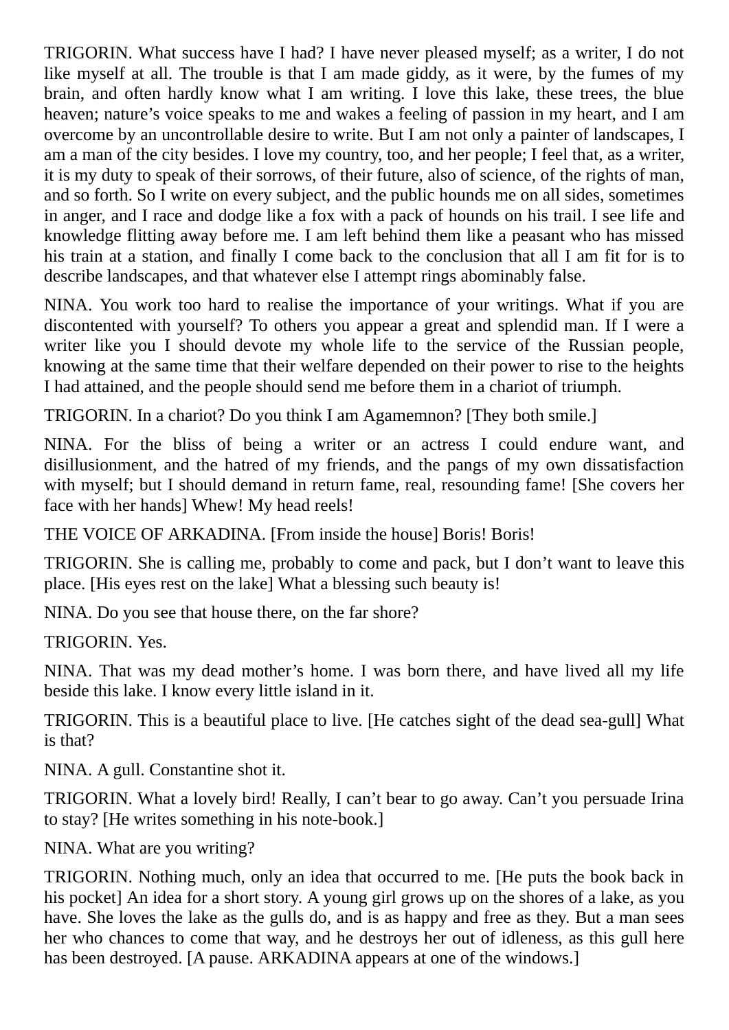TRIGORIN. What success have I had? I have never pleased myself; as a writer, I do not like myself at all. The trouble is that I am made giddy, as it were, by the fumes of my brain, and often hardly know what I am writing. I love this lake, these trees, the blue heaven; nature’s voice speaks to me and wakes a feeling of passion in my heart, and I am overcome by an uncontrollable desire to write. But I am not only a painter of landscapes, I am a man of the city besides. I love my country, too, and her people; I feel that, as a writer, it is my duty to speak of their sorrows, of their future, also of science, of the rights of man, and so forth. So I write on every subject, and the public hounds me on all sides, sometimes in anger, and I race and dodge like a fox with a pack of hounds on his trail. I see life and knowledge flitting away before me. I am left behind them like a peasant who has missed his train at a station, and finally I come back to the conclusion that all I am fit for is to describe landscapes, and that whatever else I attempt rings abominably false.

NINA. You work too hard to realise the importance of your writings. What if you are discontented with yourself? To others you appear a great and splendid man. If I were a writer like you I should devote my whole life to the service of the Russian people, knowing at the same time that their welfare depended on their power to rise to the heights I had attained, and the people should send me before them in a chariot of triumph.

TRIGORIN. In a chariot? Do you think I am Agamemnon? [They both smile.]

NINA. For the bliss of being a writer or an actress I could endure want, and disillusionment, and the hatred of my friends, and the pangs of my own dissatisfaction with myself; but I should demand in return fame, real, resounding fame! [She covers her face with her hands] Whew! My head reels!

THE VOICE OF ARKADINA. [From inside the house] Boris! Boris!

TRIGORIN. She is calling me, probably to come and pack, but I don’t want to leave this place. [His eyes rest on the lake] What a blessing such beauty is!

NINA. Do you see that house there, on the far shore?

TRIGORIN. Yes.

NINA. That was my dead mother’s home. I was born there, and have lived all my life beside this lake. I know every little island in it.

TRIGORIN. This is a beautiful place to live. [He catches sight of the dead sea-gull] What is that?

NINA. A gull. Constantine shot it.

TRIGORIN. What a lovely bird! Really, I can’t bear to go away. Can’t you persuade Irina to stay? [He writes something in his note-book.]

NINA. What are you writing?

TRIGORIN. Nothing much, only an idea that occurred to me. [He puts the book back in his pocket] An idea for a short story. A young girl grows up on the shores of a lake, as you have. She loves the lake as the gulls do, and is as happy and free as they. But a man sees her who chances to come that way, and he destroys her out of idleness, as this gull here has been destroyed. [A pause. ARKADINA appears at one of the windows.]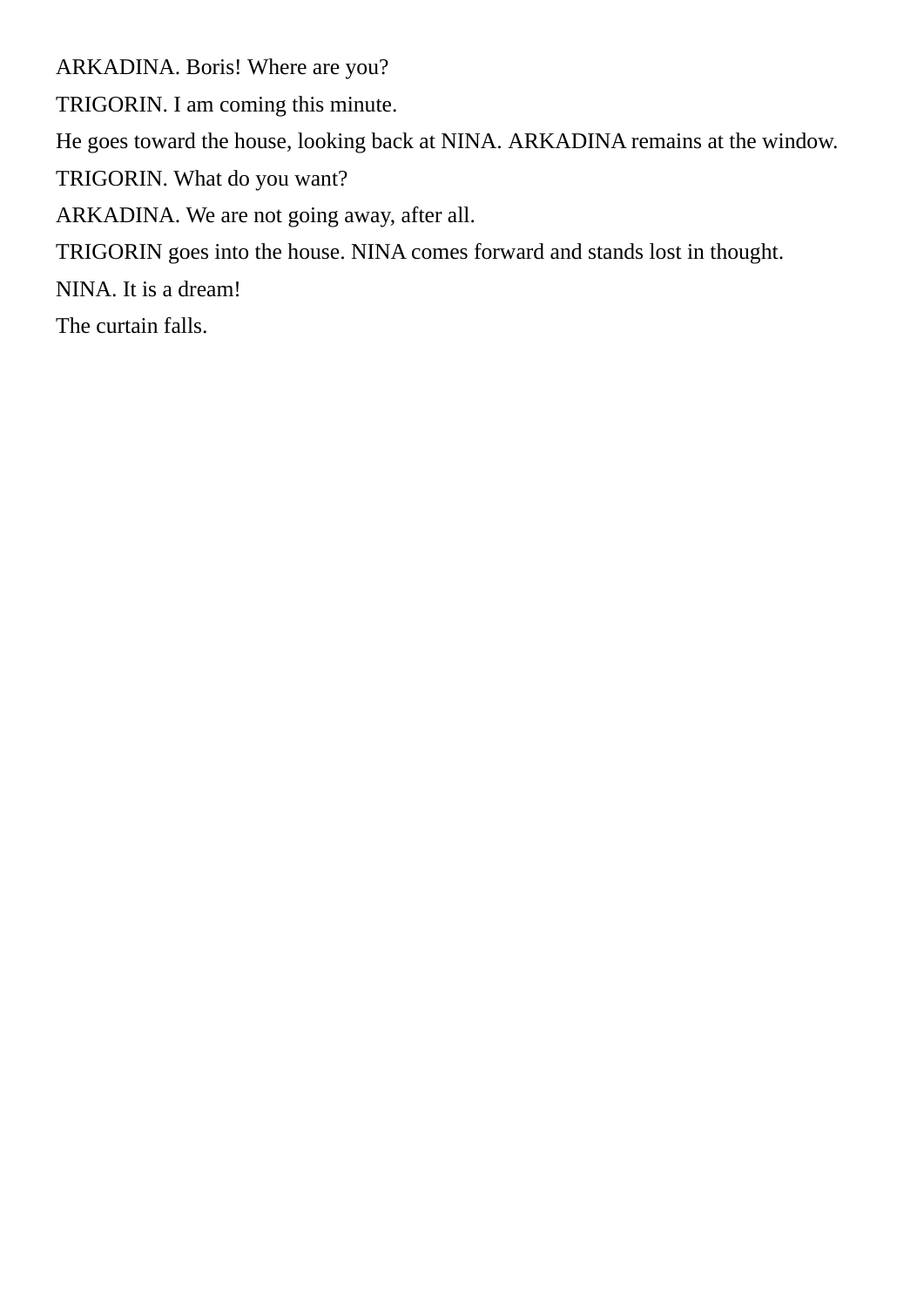ARKADINA. Boris! Where are you?

TRIGORIN. I am coming this minute.

He goes toward the house, looking back at NINA. ARKADINA remains at the window.

TRIGORIN. What do you want?

ARKADINA. We are not going away, after all.

TRIGORIN goes into the house. NINA comes forward and stands lost in thought.

NINA. It is a dream!

The curtain falls.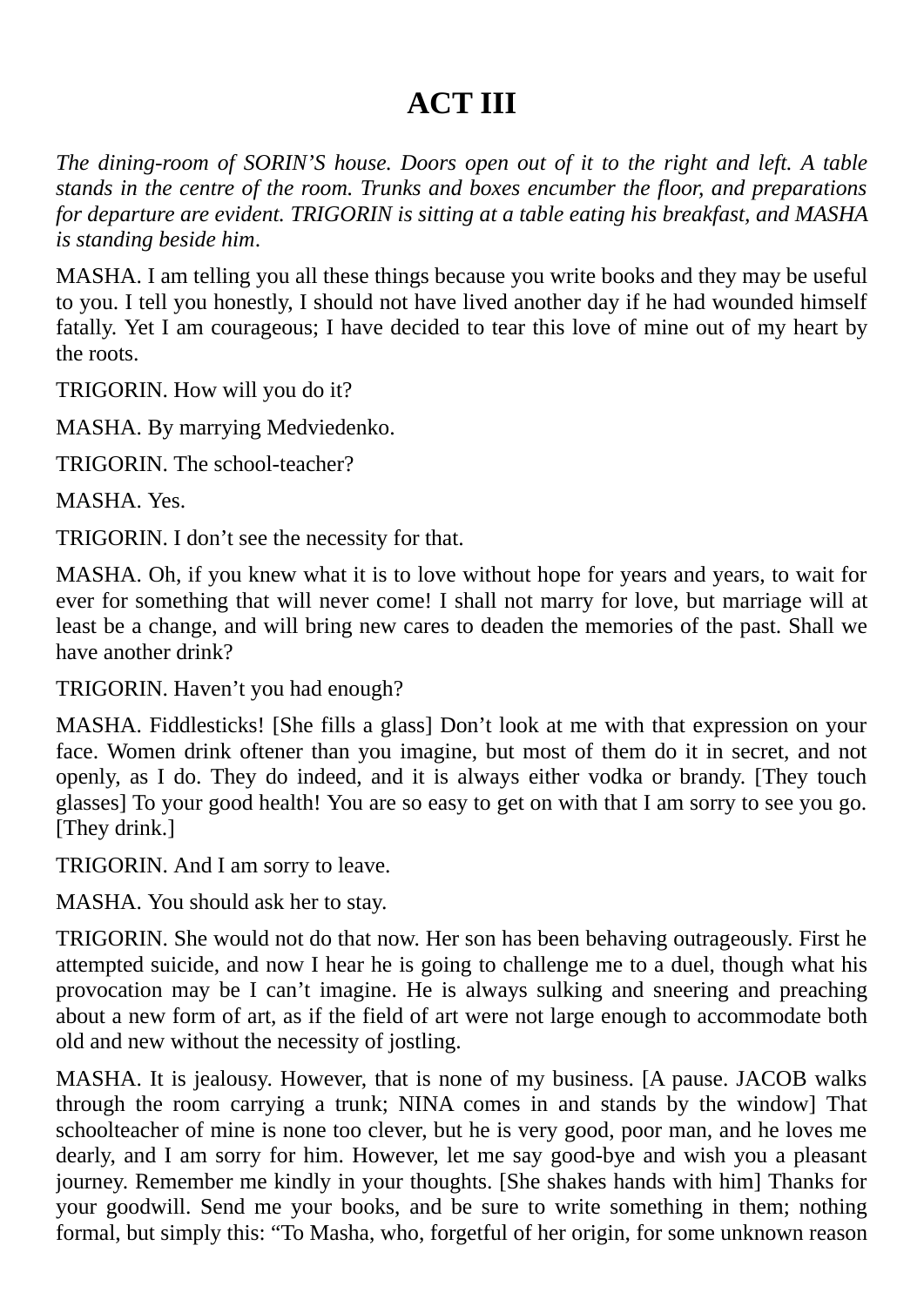# ACT III

*The dining-room of SORIN'S house. Doors open out of it to the right and left. A table stands in the centre of the room. Trunks and boxes encumber the floor, and preparations for departure are evident. TRIGORIN is sitting at a table eating his breakfast, and MASHA is standing beside him*.

MASHA. I am telling you all these things because you write books and they may be useful to you. I tell you honestly, I should not have lived another day if he had wounded himself fatally. Yet I am courageous; I have decided to tear this love of mine out of my heart by the roots.

TRIGORIN. How will you do it?

MASHA. By marrying Medviedenko.

TRIGORIN. The school-teacher?

MASHA. Yes.

TRIGORIN. I don't see the necessity for that.

MASHA. Oh, if you knew what it is to love without hope for years and years, to wait for ever for something that will never come! I shall not marry for love, but marriage will at least be a change, and will bring new cares to deaden the memories of the past. Shall we have another drink?

TRIGORIN. Haven't you had enough?

MASHA. Fiddlesticks! [She fills a glass] Don't look at me with that expression on your face. Women drink oftener than you imagine, but most of them do it in secret, and not openly, as I do. They do indeed, and it is always either vodka or brandy. [They touch glasses] To your good health! You are so easy to get on with that I am sorry to see you go. [They drink.]

TRIGORIN. And I am sorry to leave.

MASHA. You should ask her to stay.

TRIGORIN. She would not do that now. Her son has been behaving outrageously. First he attempted suicide, and now I hear he is going to challenge me to a duel, though what his provocation may be I can't imagine. He is always sulking and sneering and preaching about a new form of art, as if the field of art were not large enough to accommodate both old and new without the necessity of jostling.

MASHA. It is jealousy. However, that is none of my business. [A pause. JACOB walks through the room carrying a trunk; NINA comes in and stands by the window] That schoolteacher of mine is none too clever, but he is very good, poor man, and he loves me dearly, and I am sorry for him. However, let me say good-bye and wish you a pleasant journey. Remember me kindly in your thoughts. [She shakes hands with him] Thanks for your goodwill. Send me your books, and be sure to write something in them; nothing formal, but simply this: "To Masha, who, forgetful of her origin, for some unknown reason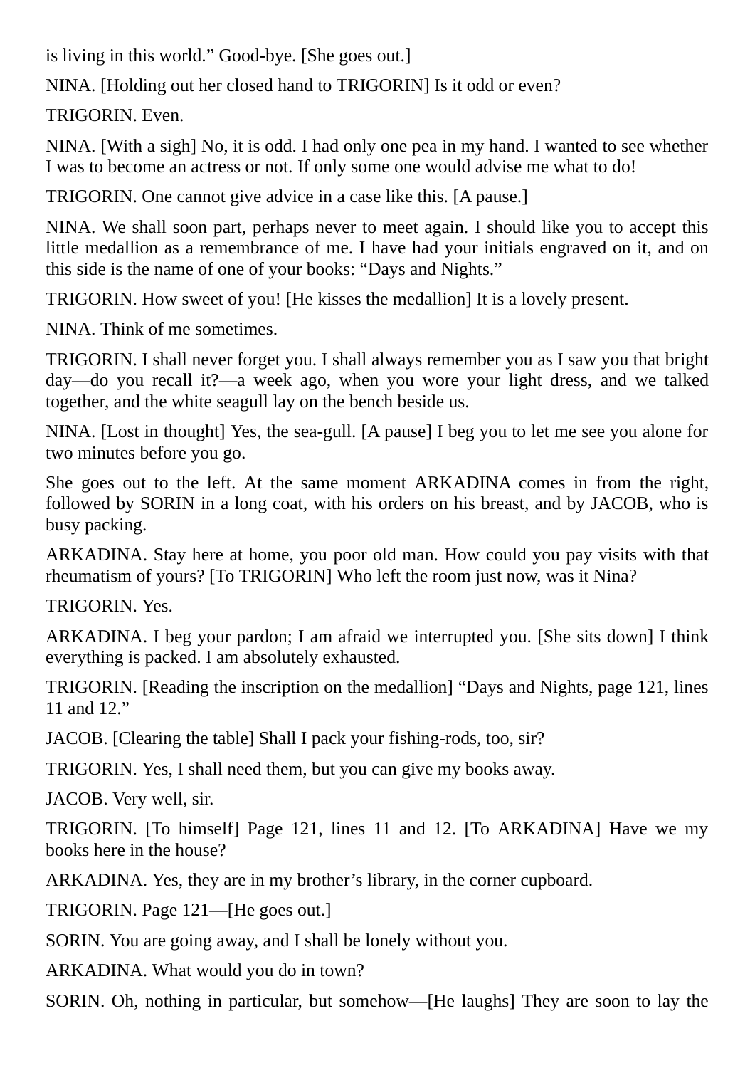is living in this world.” Good-bye. [She goes out.]

NINA. [Holding out her closed hand to TRIGORIN] Is it odd or even?

TRIGORIN. Even.

NINA. [With a sigh] No, it is odd. I had only one pea in my hand. I wanted to see whether I was to become an actress or not. If only some one would advise me what to do!

TRIGORIN. One cannot give advice in a case like this. [A pause.]

NINA. We shall soon part, perhaps never to meet again. I should like you to accept this little medallion as a remembrance of me. I have had your initials engraved on it, and on this side is the name of one of your books: “Days and Nights.”

TRIGORIN. How sweet of you! [He kisses the medallion] It is a lovely present.

NINA. Think of me sometimes.

TRIGORIN. I shall never forget you. I shall always remember you as I saw you that bright day—do you recall it?—a week ago, when you wore your light dress, and we talked together, and the white seagull lay on the bench beside us.

NINA. [Lost in thought] Yes, the sea-gull. [A pause] I beg you to let me see you alone for two minutes before you go.

She goes out to the left. At the same moment ARKADINA comes in from the right, followed by SORIN in a long coat, with his orders on his breast, and by JACOB, who is busy packing.

ARKADINA. Stay here at home, you poor old man. How could you pay visits with that rheumatism of yours? [To TRIGORIN] Who left the room just now, was it Nina?

TRIGORIN. Yes.

ARKADINA. I beg your pardon; I am afraid we interrupted you. [She sits down] I think everything is packed. I am absolutely exhausted.

TRIGORIN. [Reading the inscription on the medallion] “Days and Nights, page 121, lines 11 and 12.”

JACOB. [Clearing the table] Shall I pack your fishing-rods, too, sir?

TRIGORIN. Yes, I shall need them, but you can give my books away.

JACOB. Very well, sir.

TRIGORIN. [To himself] Page 121, lines 11 and 12. [To ARKADINA] Have we my books here in the house?

ARKADINA. Yes, they are in my brother’s library, in the corner cupboard.

TRIGORIN. Page 121—[He goes out.]

SORIN. You are going away, and I shall be lonely without you.

ARKADINA. What would you do in town?

SORIN. Oh, nothing in particular, but somehow—[He laughs] They are soon to lay the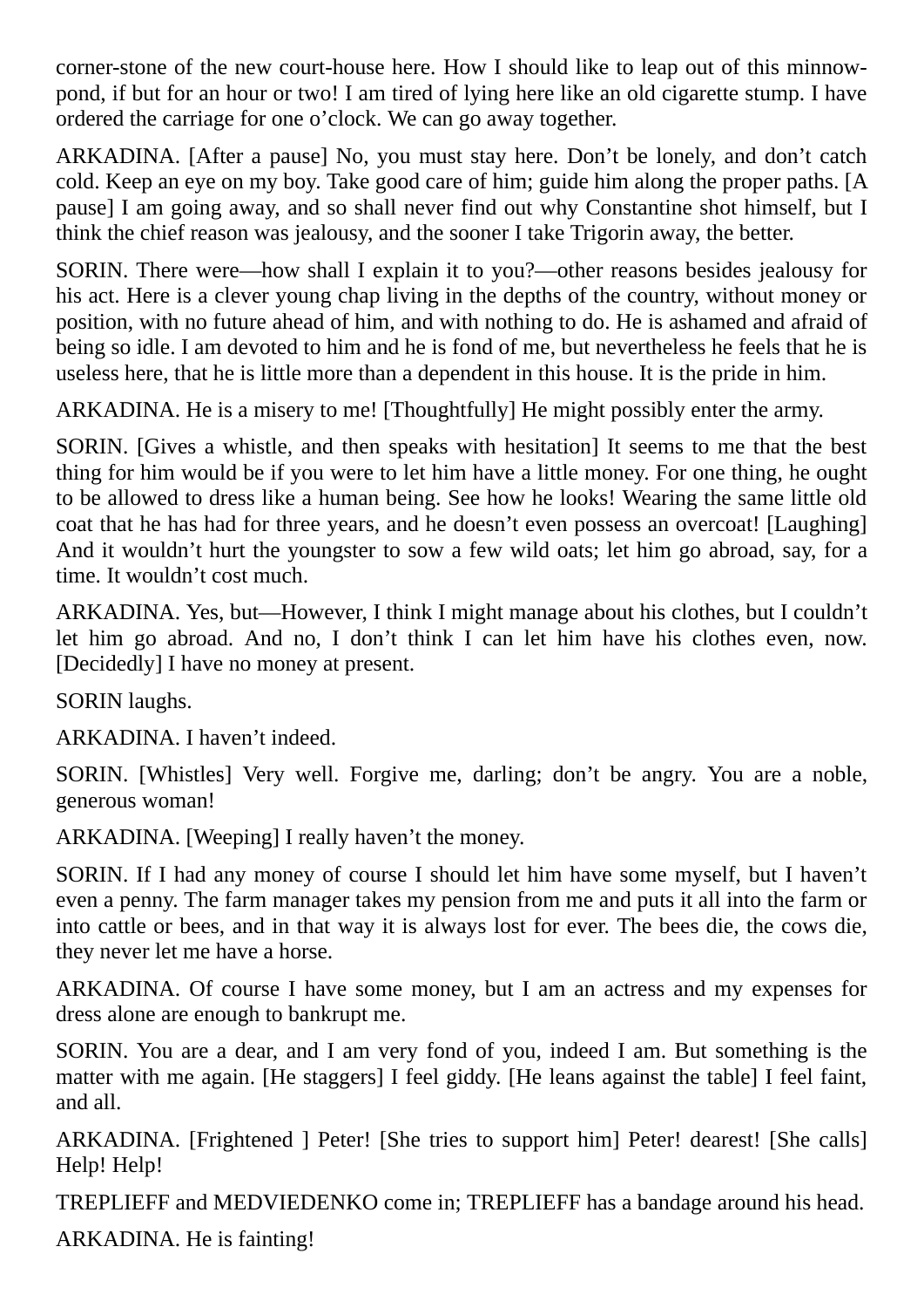corner-stone of the new court-house here. How I should like to leap out of this minnow-pond, if but for an hour or two! I am tired of lying here like an old cigarette stump. I have ordered the carriage for one o’clock. We can go away together.

ARKADINA. [After a pause] No, you must stay here. Don’t be lonely, and don’t catch cold. Keep an eye on my boy. Take good care of him; guide him along the proper paths. [A pause] I am going away, and so shall never find out why Constantine shot himself, but I think the chief reason was jealousy, and the sooner I take Trigorin away, the better.

SORIN. There were—how shall I explain it to you?—other reasons besides jealousy for his act. Here is a clever young chap living in the depths of the country, without money or position, with no future ahead of him, and with nothing to do. He is ashamed and afraid of being so idle. I am devoted to him and he is fond of me, but nevertheless he feels that he is useless here, that he is little more than a dependent in this house. It is the pride in him.

ARKADINA. He is a misery to me! [Thoughtfully] He might possibly enter the army.

SORIN. [Gives a whistle, and then speaks with hesitation] It seems to me that the best thing for him would be if you were to let him have a little money. For one thing, he ought to be allowed to dress like a human being. See how he looks! Wearing the same little old coat that he has had for three years, and he doesn’t even possess an overcoat! [Laughing] And it wouldn’t hurt the youngster to sow a few wild oats; let him go abroad, say, for a time. It wouldn’t cost much.

ARKADINA. Yes, but—However, I think I might manage about his clothes, but I couldn’t let him go abroad. And no, I don’t think I can let him have his clothes even, now. [Decidedly] I have no money at present.

SORIN laughs.

ARKADINA. I haven’t indeed.

SORIN. [Whistles] Very well. Forgive me, darling; don’t be angry. You are a noble, generous woman!

ARKADINA. [Weeping] I really haven’t the money.

SORIN. If I had any money of course I should let him have some myself, but I haven’t even a penny. The farm manager takes my pension from me and puts it all into the farm or into cattle or bees, and in that way it is always lost for ever. The bees die, the cows die, they never let me have a horse.

ARKADINA. Of course I have some money, but I am an actress and my expenses for dress alone are enough to bankrupt me.

SORIN. You are a dear, and I am very fond of you, indeed I am. But something is the matter with me again. [He staggers] I feel giddy. [He leans against the table] I feel faint, and all.

ARKADINA. [Frightened ] Peter! [She tries to support him] Peter! dearest! [She calls] Help! Help!

TREPLIEFF and MEDVIEDENKO come in; TREPLIEFF has a bandage around his head.

ARKADINA. He is fainting!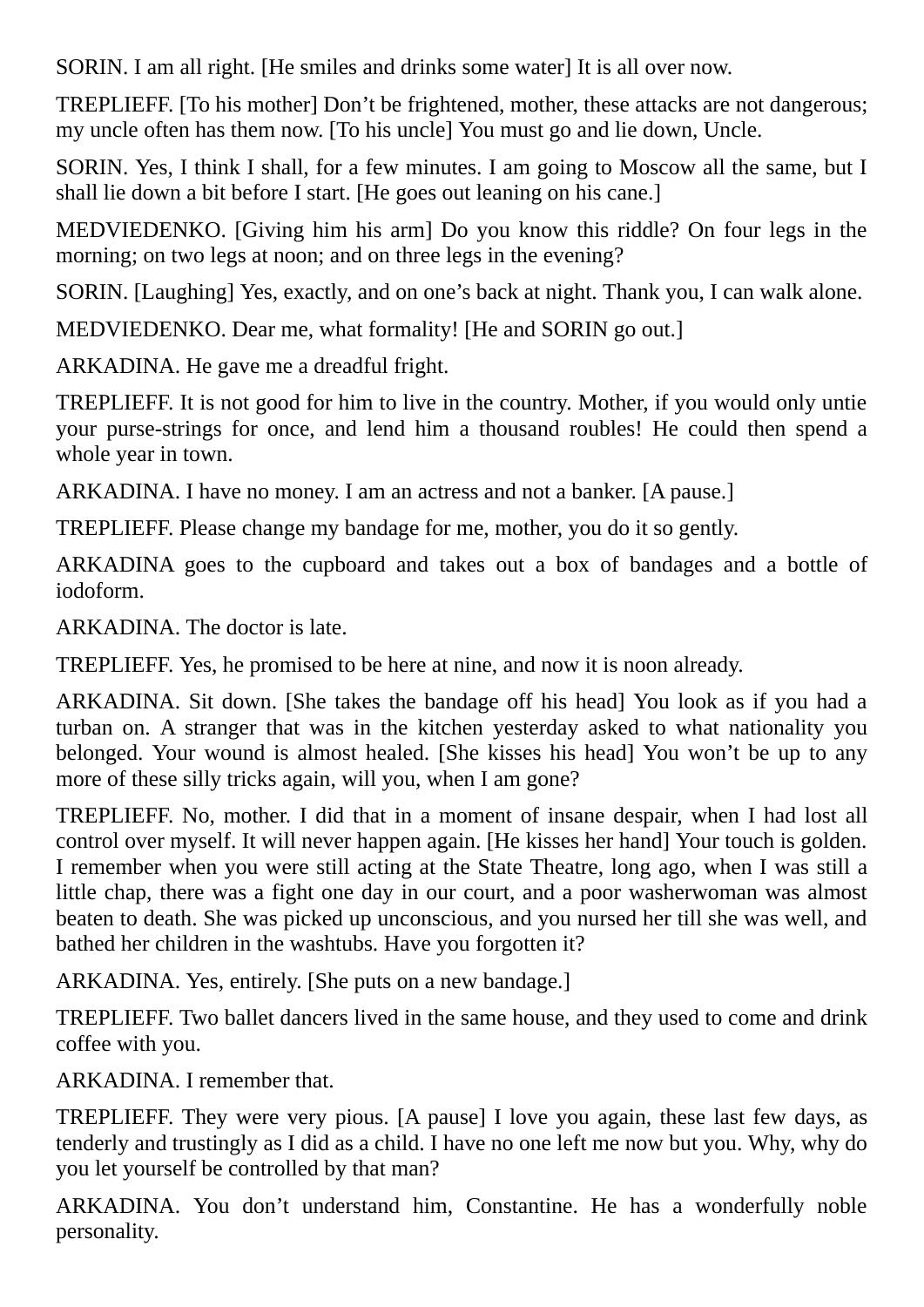SORIN. I am all right. [He smiles and drinks some water] It is all over now.

TREPLIEFF. [To his mother] Don't be frightened, mother, these attacks are not dangerous; my uncle often has them now. [To his uncle] You must go and lie down, Uncle.

SORIN. Yes, I think I shall, for a few minutes. I am going to Moscow all the same, but I shall lie down a bit before I start. [He goes out leaning on his cane.]

MEDVIEDENKO. [Giving him his arm] Do you know this riddle? On four legs in the morning; on two legs at noon; and on three legs in the evening?

SORIN. [Laughing] Yes, exactly, and on one's back at night. Thank you, I can walk alone.

MEDVIEDENKO. Dear me, what formality! [He and SORIN go out.]

ARKADINA. He gave me a dreadful fright.

TREPLIEFF. It is not good for him to live in the country. Mother, if you would only untie your purse-strings for once, and lend him a thousand roubles! He could then spend a whole year in town.

ARKADINA. I have no money. I am an actress and not a banker. [A pause.]

TREPLIEFF. Please change my bandage for me, mother, you do it so gently.

ARKADINA goes to the cupboard and takes out a box of bandages and a bottle of iodoform.

ARKADINA. The doctor is late.

TREPLIEFF. Yes, he promised to be here at nine, and now it is noon already.

ARKADINA. Sit down. [She takes the bandage off his head] You look as if you had a turban on. A stranger that was in the kitchen yesterday asked to what nationality you belonged. Your wound is almost healed. [She kisses his head] You won't be up to any more of these silly tricks again, will you, when I am gone?

TREPLIEFF. No, mother. I did that in a moment of insane despair, when I had lost all control over myself. It will never happen again. [He kisses her hand] Your touch is golden. I remember when you were still acting at the State Theatre, long ago, when I was still a little chap, there was a fight one day in our court, and a poor washerwoman was almost beaten to death. She was picked up unconscious, and you nursed her till she was well, and bathed her children in the washtubs. Have you forgotten it?

ARKADINA. Yes, entirely. [She puts on a new bandage.]

TREPLIEFF. Two ballet dancers lived in the same house, and they used to come and drink coffee with you.

ARKADINA. I remember that.

TREPLIEFF. They were very pious. [A pause] I love you again, these last few days, as tenderly and trustingly as I did as a child. I have no one left me now but you. Why, why do you let yourself be controlled by that man?

ARKADINA. You don't understand him, Constantine. He has a wonderfully noble personality.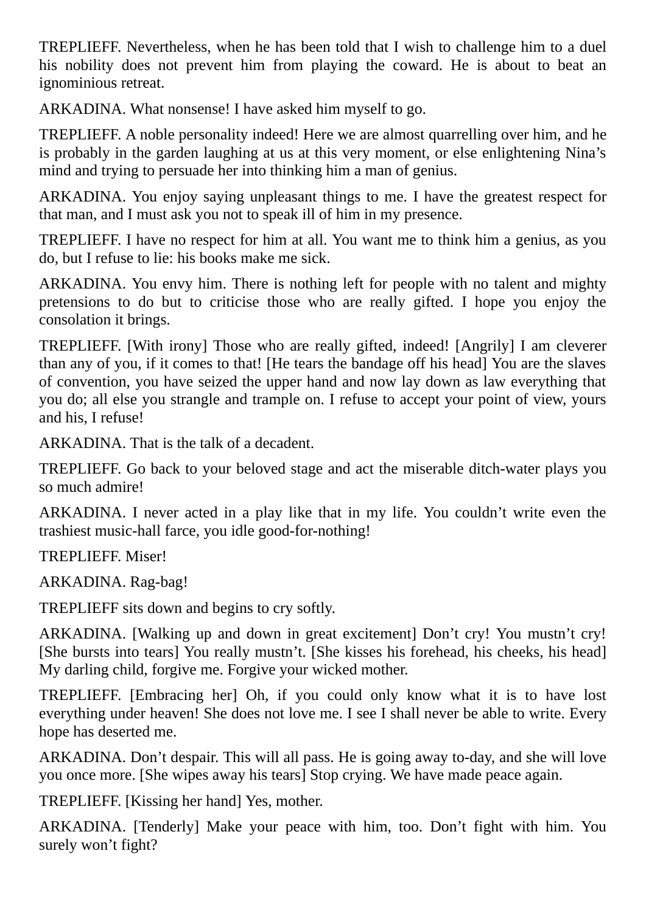TREPLIEFF. Nevertheless, when he has been told that I wish to challenge him to a duel his nobility does not prevent him from playing the coward. He is about to beat an ignominious retreat.

ARKADINA. What nonsense! I have asked him myself to go.

TREPLIEFF. A noble personality indeed! Here we are almost quarrelling over him, and he is probably in the garden laughing at us at this very moment, or else enlightening Nina’s mind and trying to persuade her into thinking him a man of genius.

ARKADINA. You enjoy saying unpleasant things to me. I have the greatest respect for that man, and I must ask you not to speak ill of him in my presence.

TREPLIEFF. I have no respect for him at all. You want me to think him a genius, as you do, but I refuse to lie: his books make me sick.

ARKADINA. You envy him. There is nothing left for people with no talent and mighty pretensions to do but to criticise those who are really gifted. I hope you enjoy the consolation it brings.

TREPLIEFF. [With irony] Those who are really gifted, indeed! [Angrily] I am cleverer than any of you, if it comes to that! [He tears the bandage off his head] You are the slaves of convention, you have seized the upper hand and now lay down as law everything that you do; all else you strangle and trample on. I refuse to accept your point of view, yours and his, I refuse!

ARKADINA. That is the talk of a decadent.

TREPLIEFF. Go back to your beloved stage and act the miserable ditch-water plays you so much admire!

ARKADINA. I never acted in a play like that in my life. You couldn’t write even the trashiest music-hall farce, you idle good-for-nothing!

TREPLIEFF. Miser!

ARKADINA. Rag-bag!

TREPLIEFF sits down and begins to cry softly.

ARKADINA. [Walking up and down in great excitement] Don’t cry! You mustn’t cry! [She bursts into tears] You really mustn’t. [She kisses his forehead, his cheeks, his head] My darling child, forgive me. Forgive your wicked mother.

TREPLIEFF. [Embracing her] Oh, if you could only know what it is to have lost everything under heaven! She does not love me. I see I shall never be able to write. Every hope has deserted me.

ARKADINA. Don’t despair. This will all pass. He is going away to-day, and she will love you once more. [She wipes away his tears] Stop crying. We have made peace again.

TREPLIEFF. [Kissing her hand] Yes, mother.

ARKADINA. [Tenderly] Make your peace with him, too. Don’t fight with him. You surely won’t fight?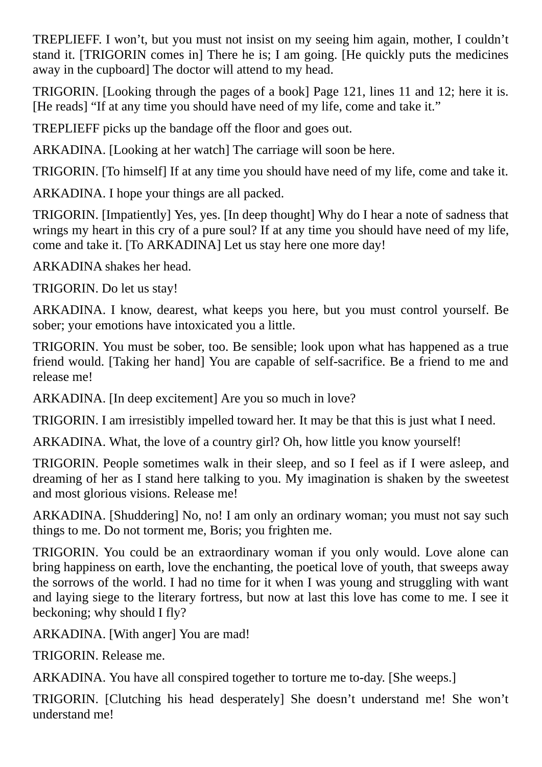TREPLIEFF. I won’t, but you must not insist on my seeing him again, mother, I couldn’t stand it. [TRIGORIN comes in] There he is; I am going. [He quickly puts the medicines away in the cupboard] The doctor will attend to my head.

TRIGORIN. [Looking through the pages of a book] Page 121, lines 11 and 12; here it is. [He reads] “If at any time you should have need of my life, come and take it.”

TREPLIEFF picks up the bandage off the floor and goes out.

ARKADINA. [Looking at her watch] The carriage will soon be here.

TRIGORIN. [To himself] If at any time you should have need of my life, come and take it.

ARKADINA. I hope your things are all packed.

TRIGORIN. [Impatiently] Yes, yes. [In deep thought] Why do I hear a note of sadness that wrings my heart in this cry of a pure soul? If at any time you should have need of my life, come and take it. [To ARKADINA] Let us stay here one more day!

ARKADINA shakes her head.

TRIGORIN. Do let us stay!

ARKADINA. I know, dearest, what keeps you here, but you must control yourself. Be sober; your emotions have intoxicated you a little.

TRIGORIN. You must be sober, too. Be sensible; look upon what has happened as a true friend would. [Taking her hand] You are capable of self-sacrifice. Be a friend to me and release me!

ARKADINA. [In deep excitement] Are you so much in love?

TRIGORIN. I am irresistibly impelled toward her. It may be that this is just what I need.

ARKADINA. What, the love of a country girl? Oh, how little you know yourself!

TRIGORIN. People sometimes walk in their sleep, and so I feel as if I were asleep, and dreaming of her as I stand here talking to you. My imagination is shaken by the sweetest and most glorious visions. Release me!

ARKADINA. [Shuddering] No, no! I am only an ordinary woman; you must not say such things to me. Do not torment me, Boris; you frighten me.

TRIGORIN. You could be an extraordinary woman if you only would. Love alone can bring happiness on earth, love the enchanting, the poetical love of youth, that sweeps away the sorrows of the world. I had no time for it when I was young and struggling with want and laying siege to the literary fortress, but now at last this love has come to me. I see it beckoning; why should I fly?

ARKADINA. [With anger] You are mad!

TRIGORIN. Release me.

ARKADINA. You have all conspired together to torture me to-day. [She weeps.]

TRIGORIN. [Clutching his head desperately] She doesn’t understand me! She won’t understand me!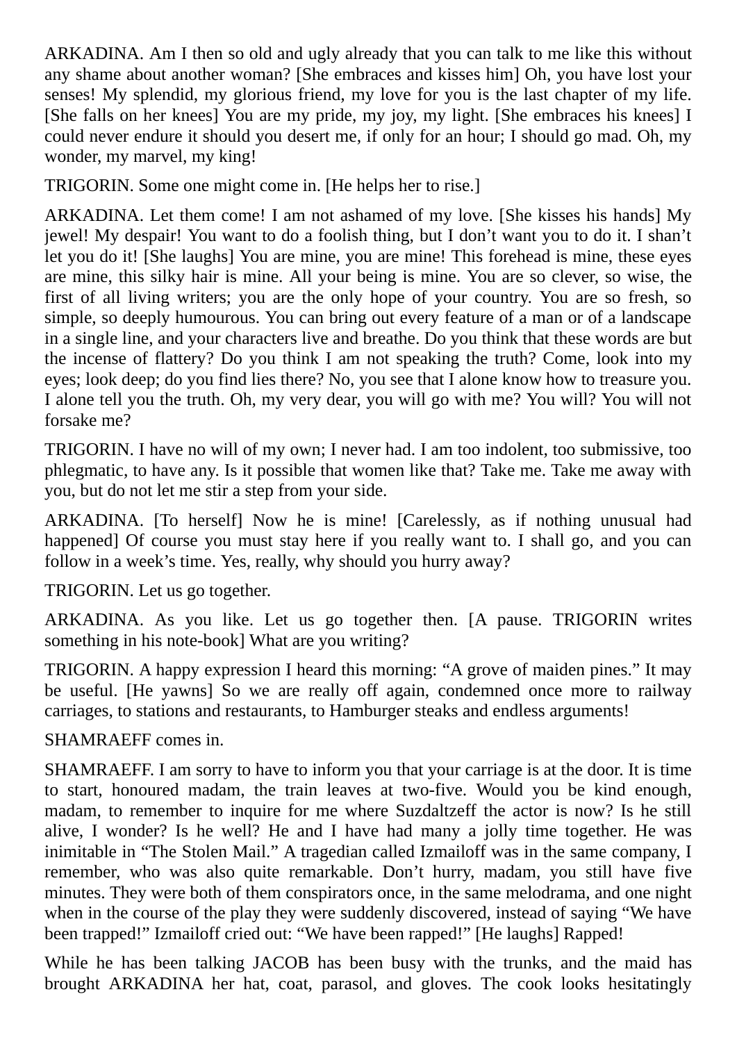ARKADINA. Am I then so old and ugly already that you can talk to me like this without any shame about another woman? [She embraces and kisses him] Oh, you have lost your senses! My splendid, my glorious friend, my love for you is the last chapter of my life. [She falls on her knees] You are my pride, my joy, my light. [She embraces his knees] I could never endure it should you desert me, if only for an hour; I should go mad. Oh, my wonder, my marvel, my king!

TRIGORIN. Some one might come in. [He helps her to rise.]

ARKADINA. Let them come! I am not ashamed of my love. [She kisses his hands] My jewel! My despair! You want to do a foolish thing, but I don't want you to do it. I shan't let you do it! [She laughs] You are mine, you are mine! This forehead is mine, these eyes are mine, this silky hair is mine. All your being is mine. You are so clever, so wise, the first of all living writers; you are the only hope of your country. You are so fresh, so simple, so deeply humourous. You can bring out every feature of a man or of a landscape in a single line, and your characters live and breathe. Do you think that these words are but the incense of flattery? Do you think I am not speaking the truth? Come, look into my eyes; look deep; do you find lies there? No, you see that I alone know how to treasure you. I alone tell you the truth. Oh, my very dear, you will go with me? You will? You will not forsake me?

TRIGORIN. I have no will of my own; I never had. I am too indolent, too submissive, too phlegmatic, to have any. Is it possible that women like that? Take me. Take me away with you, but do not let me stir a step from your side.

ARKADINA. [To herself] Now he is mine! [Carelessly, as if nothing unusual had happened] Of course you must stay here if you really want to. I shall go, and you can follow in a week's time. Yes, really, why should you hurry away?

TRIGORIN. Let us go together.

ARKADINA. As you like. Let us go together then. [A pause. TRIGORIN writes something in his note-book] What are you writing?

TRIGORIN. A happy expression I heard this morning: "A grove of maiden pines." It may be useful. [He yawns] So we are really off again, condemned once more to railway carriages, to stations and restaurants, to Hamburger steaks and endless arguments!

SHAMRAEFF comes in.

SHAMRAEFF. I am sorry to have to inform you that your carriage is at the door. It is time to start, honoured madam, the train leaves at two-five. Would you be kind enough, madam, to remember to inquire for me where Suzdaltzeff the actor is now? Is he still alive, I wonder? Is he well? He and I have had many a jolly time together. He was inimitable in "The Stolen Mail." A tragedian called Izmailoff was in the same company, I remember, who was also quite remarkable. Don't hurry, madam, you still have five minutes. They were both of them conspirators once, in the same melodrama, and one night when in the course of the play they were suddenly discovered, instead of saying "We have been trapped!" Izmailoff cried out: "We have been rapped!" [He laughs] Rapped!

While he has been talking JACOB has been busy with the trunks, and the maid has brought ARKADINA her hat, coat, parasol, and gloves. The cook looks hesitatingly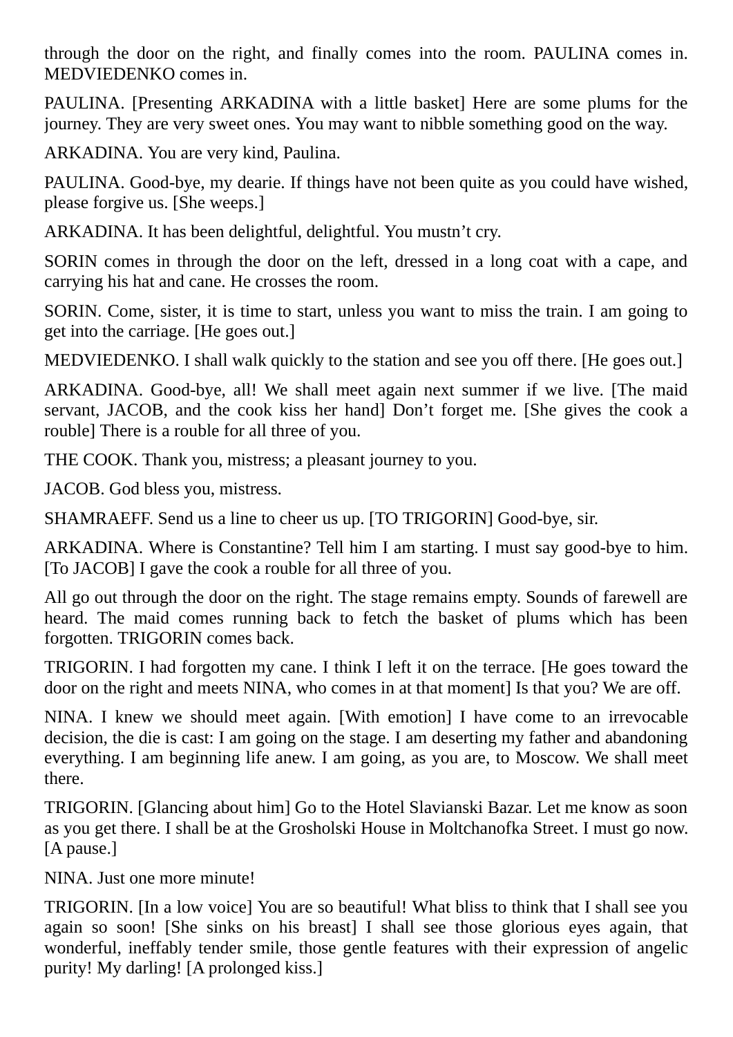through the door on the right, and finally comes into the room. PAULINA comes in. MEDVIEDENKO comes in.

PAULINA. [Presenting ARKADINA with a little basket] Here are some plums for the journey. They are very sweet ones. You may want to nibble something good on the way.

ARKADINA. You are very kind, Paulina.

PAULINA. Good-bye, my dearie. If things have not been quite as you could have wished, please forgive us. [She weeps.]

ARKADINA. It has been delightful, delightful. You mustn’t cry.

SORIN comes in through the door on the left, dressed in a long coat with a cape, and carrying his hat and cane. He crosses the room.

SORIN. Come, sister, it is time to start, unless you want to miss the train. I am going to get into the carriage. [He goes out.]

MEDVIEDENKO. I shall walk quickly to the station and see you off there. [He goes out.]

ARKADINA. Good-bye, all! We shall meet again next summer if we live. [The maid servant, JACOB, and the cook kiss her hand] Don’t forget me. [She gives the cook a rouble] There is a rouble for all three of you.

THE COOK. Thank you, mistress; a pleasant journey to you.

JACOB. God bless you, mistress.

SHAMRAEFF. Send us a line to cheer us up. [TO TRIGORIN] Good-bye, sir.

ARKADINA. Where is Constantine? Tell him I am starting. I must say good-bye to him. [To JACOB] I gave the cook a rouble for all three of you.

All go out through the door on the right. The stage remains empty. Sounds of farewell are heard. The maid comes running back to fetch the basket of plums which has been forgotten. TRIGORIN comes back.

TRIGORIN. I had forgotten my cane. I think I left it on the terrace. [He goes toward the door on the right and meets NINA, who comes in at that moment] Is that you? We are off.

NINA. I knew we should meet again. [With emotion] I have come to an irrevocable decision, the die is cast: I am going on the stage. I am deserting my father and abandoning everything. I am beginning life anew. I am going, as you are, to Moscow. We shall meet there.

TRIGORIN. [Glancing about him] Go to the Hotel Slavianski Bazar. Let me know as soon as you get there. I shall be at the Grosholski House in Moltchanofka Street. I must go now. [A pause.]

NINA. Just one more minute!

TRIGORIN. [In a low voice] You are so beautiful! What bliss to think that I shall see you again so soon! [She sinks on his breast] I shall see those glorious eyes again, that wonderful, ineffably tender smile, those gentle features with their expression of angelic purity! My darling! [A prolonged kiss.]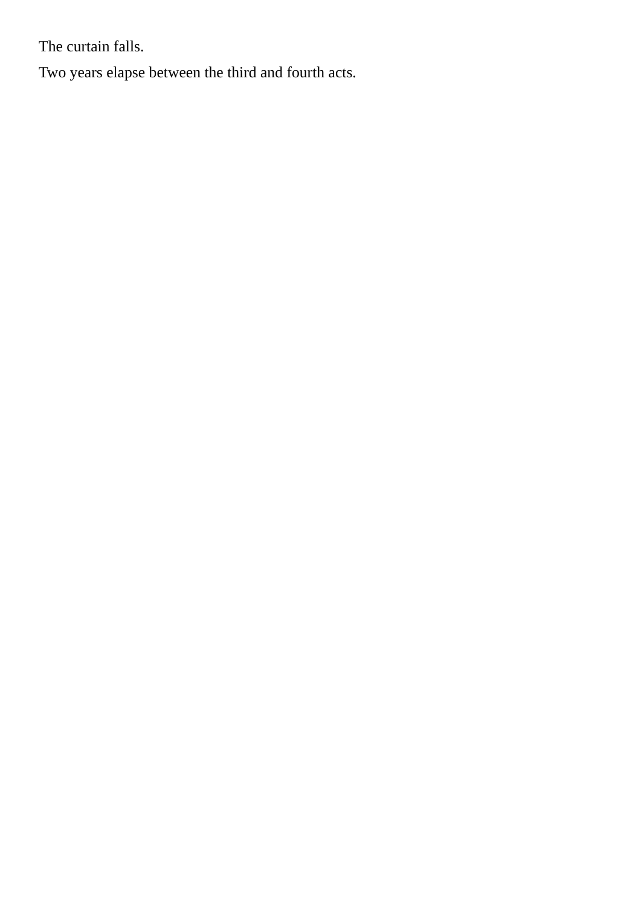The curtain falls.

Two years elapse between the third and fourth acts.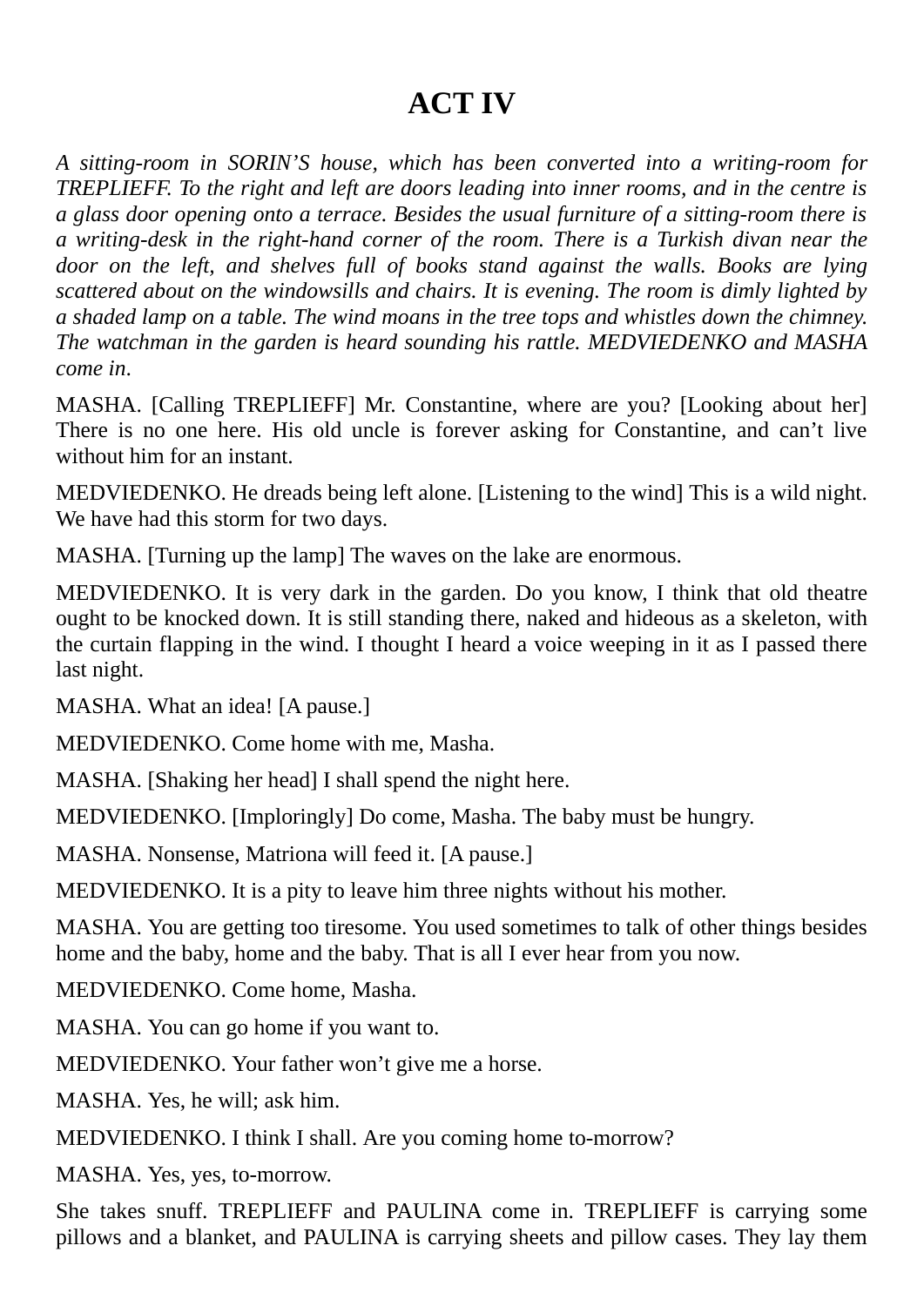# ACT IV

*A sitting-room in SORIN'S house, which has been converted into a writing-room for TREPLIEFF. To the right and left are doors leading into inner rooms, and in the centre is a glass door opening onto a terrace. Besides the usual furniture of a sitting-room there is a writing-desk in the right-hand corner of the room. There is a Turkish divan near the door on the left, and shelves full of books stand against the walls. Books are lying scattered about on the windowsills and chairs. It is evening. The room is dimly lighted by a shaded lamp on a table. The wind moans in the tree tops and whistles down the chimney. The watchman in the garden is heard sounding his rattle. MEDVIEDENKO and MASHA come in.*

MASHA. [Calling TREPLIEFF] Mr. Constantine, where are you? [Looking about her] There is no one here. His old uncle is forever asking for Constantine, and can't live without him for an instant.

MEDVIEDENKO. He dreads being left alone. [Listening to the wind] This is a wild night. We have had this storm for two days.

MASHA. [Turning up the lamp] The waves on the lake are enormous.

MEDVIEDENKO. It is very dark in the garden. Do you know, I think that old theatre ought to be knocked down. It is still standing there, naked and hideous as a skeleton, with the curtain flapping in the wind. I thought I heard a voice weeping in it as I passed there last night.

MASHA. What an idea! [A pause.]

MEDVIEDENKO. Come home with me, Masha.

MASHA. [Shaking her head] I shall spend the night here.

MEDVIEDENKO. [Imploringly] Do come, Masha. The baby must be hungry.

MASHA. Nonsense, Matriona will feed it. [A pause.]

MEDVIEDENKO. It is a pity to leave him three nights without his mother.

MASHA. You are getting too tiresome. You used sometimes to talk of other things besides home and the baby, home and the baby. That is all I ever hear from you now.

MEDVIEDENKO. Come home, Masha.

MASHA. You can go home if you want to.

MEDVIEDENKO. Your father won't give me a horse.

MASHA. Yes, he will; ask him.

MEDVIEDENKO. I think I shall. Are you coming home to-morrow?

MASHA. Yes, yes, to-morrow.

She takes snuff. TREPLIEFF and PAULINA come in. TREPLIEFF is carrying some pillows and a blanket, and PAULINA is carrying sheets and pillow cases. They lay them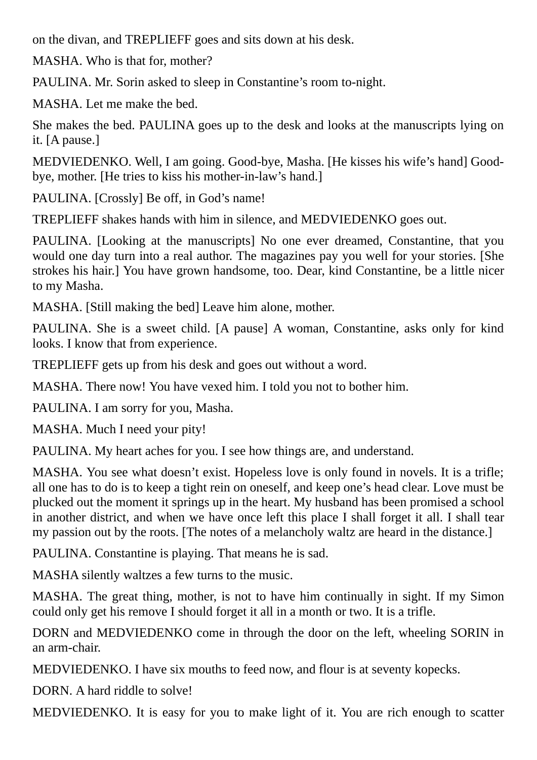on the divan, and TREPLIEFF goes and sits down at his desk.

MASHA. Who is that for, mother?

PAULINA. Mr. Sorin asked to sleep in Constantine's room to-night.

MASHA. Let me make the bed.

She makes the bed. PAULINA goes up to the desk and looks at the manuscripts lying on it. [A pause.]

MEDVIEDENKO. Well, I am going. Good-bye, Masha. [He kisses his wife's hand] Good-bye, mother. [He tries to kiss his mother-in-law's hand.]

PAULINA. [Crossly] Be off, in God's name!

TREPLIEFF shakes hands with him in silence, and MEDVIEDENKO goes out.

PAULINA. [Looking at the manuscripts] No one ever dreamed, Constantine, that you would one day turn into a real author. The magazines pay you well for your stories. [She strokes his hair.] You have grown handsome, too. Dear, kind Constantine, be a little nicer to my Masha.

MASHA. [Still making the bed] Leave him alone, mother.

PAULINA. She is a sweet child. [A pause] A woman, Constantine, asks only for kind looks. I know that from experience.

TREPLIEFF gets up from his desk and goes out without a word.

MASHA. There now! You have vexed him. I told you not to bother him.

PAULINA. I am sorry for you, Masha.

MASHA. Much I need your pity!

PAULINA. My heart aches for you. I see how things are, and understand.

MASHA. You see what doesn't exist. Hopeless love is only found in novels. It is a trifle; all one has to do is to keep a tight rein on oneself, and keep one's head clear. Love must be plucked out the moment it springs up in the heart. My husband has been promised a school in another district, and when we have once left this place I shall forget it all. I shall tear my passion out by the roots. [The notes of a melancholy waltz are heard in the distance.]

PAULINA. Constantine is playing. That means he is sad.

MASHA silently waltzes a few turns to the music.

MASHA. The great thing, mother, is not to have him continually in sight. If my Simon could only get his remove I should forget it all in a month or two. It is a trifle.

DORN and MEDVIEDENKO come in through the door on the left, wheeling SORIN in an arm-chair.

MEDVIEDENKO. I have six mouths to feed now, and flour is at seventy kopecks.

DORN. A hard riddle to solve!

MEDVIEDENKO. It is easy for you to make light of it. You are rich enough to scatter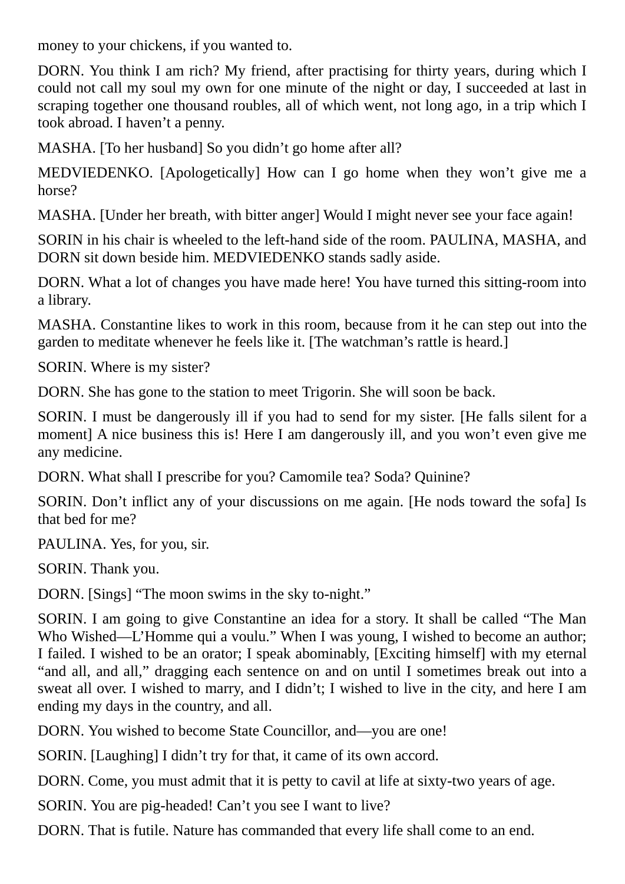money to your chickens, if you wanted to.

DORN. You think I am rich? My friend, after practising for thirty years, during which I could not call my soul my own for one minute of the night or day, I succeeded at last in scraping together one thousand roubles, all of which went, not long ago, in a trip which I took abroad. I haven't a penny.

MASHA. [To her husband] So you didn't go home after all?

MEDVIEDENKO. [Apologetically] How can I go home when they won't give me a horse?

MASHA. [Under her breath, with bitter anger] Would I might never see your face again!

SORIN in his chair is wheeled to the left-hand side of the room. PAULINA, MASHA, and DORN sit down beside him. MEDVIEDENKO stands sadly aside.

DORN. What a lot of changes you have made here! You have turned this sitting-room into a library.

MASHA. Constantine likes to work in this room, because from it he can step out into the garden to meditate whenever he feels like it. [The watchman's rattle is heard.]

SORIN. Where is my sister?

DORN. She has gone to the station to meet Trigorin. She will soon be back.

SORIN. I must be dangerously ill if you had to send for my sister. [He falls silent for a moment] A nice business this is! Here I am dangerously ill, and you won't even give me any medicine.

DORN. What shall I prescribe for you? Camomile tea? Soda? Quinine?

SORIN. Don't inflict any of your discussions on me again. [He nods toward the sofa] Is that bed for me?

PAULINA. Yes, for you, sir.

SORIN. Thank you.

DORN. [Sings] "The moon swims in the sky to-night."

SORIN. I am going to give Constantine an idea for a story. It shall be called "The Man Who Wished—L'Homme qui a voulu." When I was young, I wished to become an author; I failed. I wished to be an orator; I speak abominably, [Exciting himself] with my eternal "and all, and all," dragging each sentence on and on until I sometimes break out into a sweat all over. I wished to marry, and I didn't; I wished to live in the city, and here I am ending my days in the country, and all.

DORN. You wished to become State Councillor, and—you are one!

SORIN. [Laughing] I didn't try for that, it came of its own accord.

DORN. Come, you must admit that it is petty to cavil at life at sixty-two years of age.

SORIN. You are pig-headed! Can't you see I want to live?

DORN. That is futile. Nature has commanded that every life shall come to an end.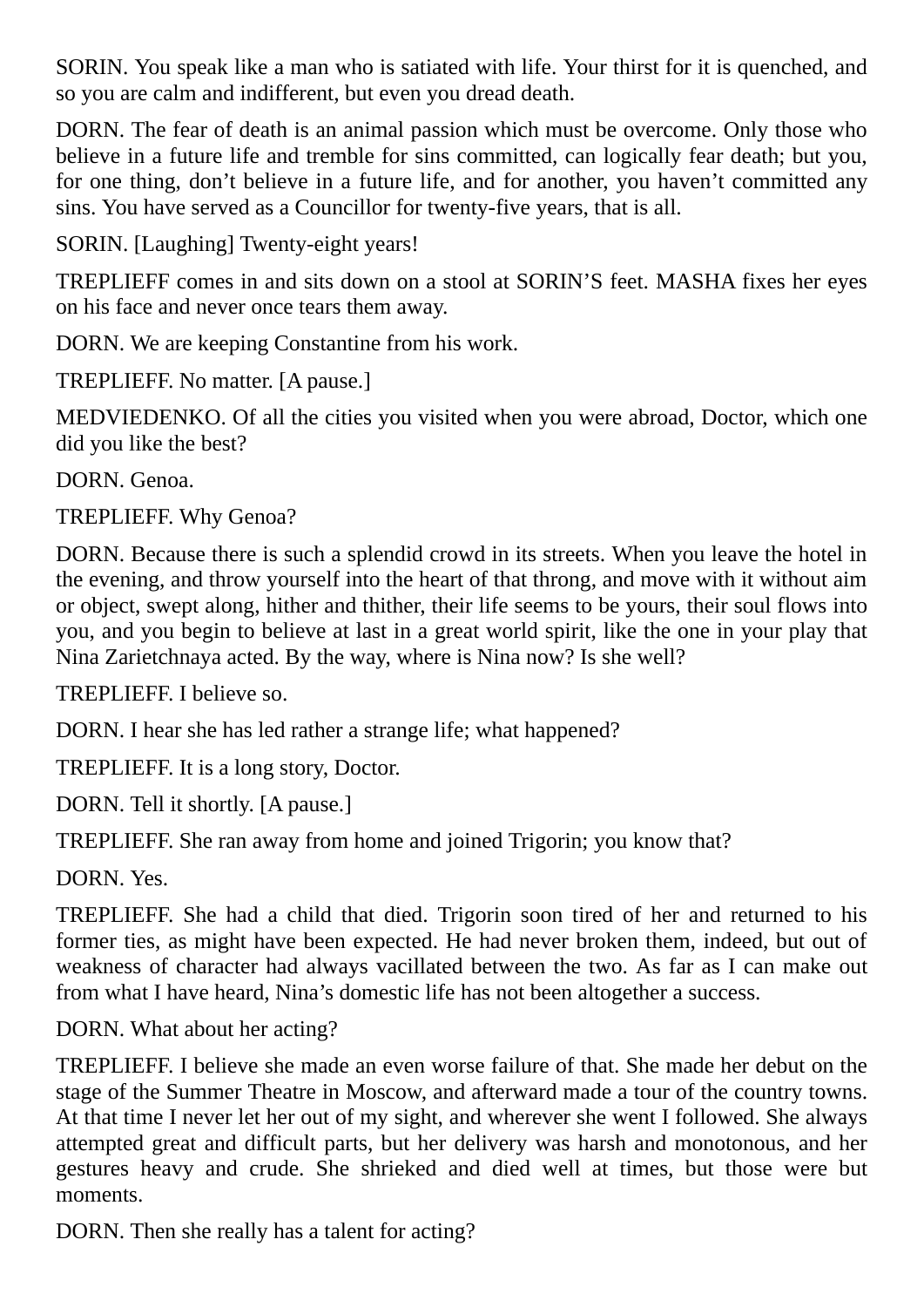SORIN. You speak like a man who is satiated with life. Your thirst for it is quenched, and so you are calm and indifferent, but even you dread death.

DORN. The fear of death is an animal passion which must be overcome. Only those who believe in a future life and tremble for sins committed, can logically fear death; but you, for one thing, don't believe in a future life, and for another, you haven't committed any sins. You have served as a Councillor for twenty-five years, that is all.

SORIN. [Laughing] Twenty-eight years!

TREPLIEFF comes in and sits down on a stool at SORIN'S feet. MASHA fixes her eyes on his face and never once tears them away.

DORN. We are keeping Constantine from his work.

TREPLIEFF. No matter. [A pause.]

MEDVIEDENKO. Of all the cities you visited when you were abroad, Doctor, which one did you like the best?

DORN. Genoa.

TREPLIEFF. Why Genoa?

DORN. Because there is such a splendid crowd in its streets. When you leave the hotel in the evening, and throw yourself into the heart of that throng, and move with it without aim or object, swept along, hither and thither, their life seems to be yours, their soul flows into you, and you begin to believe at last in a great world spirit, like the one in your play that Nina Zarietchnaya acted. By the way, where is Nina now? Is she well?

TREPLIEFF. I believe so.

DORN. I hear she has led rather a strange life; what happened?

TREPLIEFF. It is a long story, Doctor.

DORN. Tell it shortly. [A pause.]

TREPLIEFF. She ran away from home and joined Trigorin; you know that?

DORN. Yes.

TREPLIEFF. She had a child that died. Trigorin soon tired of her and returned to his former ties, as might have been expected. He had never broken them, indeed, but out of weakness of character had always vacillated between the two. As far as I can make out from what I have heard, Nina's domestic life has not been altogether a success.

DORN. What about her acting?

TREPLIEFF. I believe she made an even worse failure of that. She made her debut on the stage of the Summer Theatre in Moscow, and afterward made a tour of the country towns. At that time I never let her out of my sight, and wherever she went I followed. She always attempted great and difficult parts, but her delivery was harsh and monotonous, and her gestures heavy and crude. She shrieked and died well at times, but those were but moments.

DORN. Then she really has a talent for acting?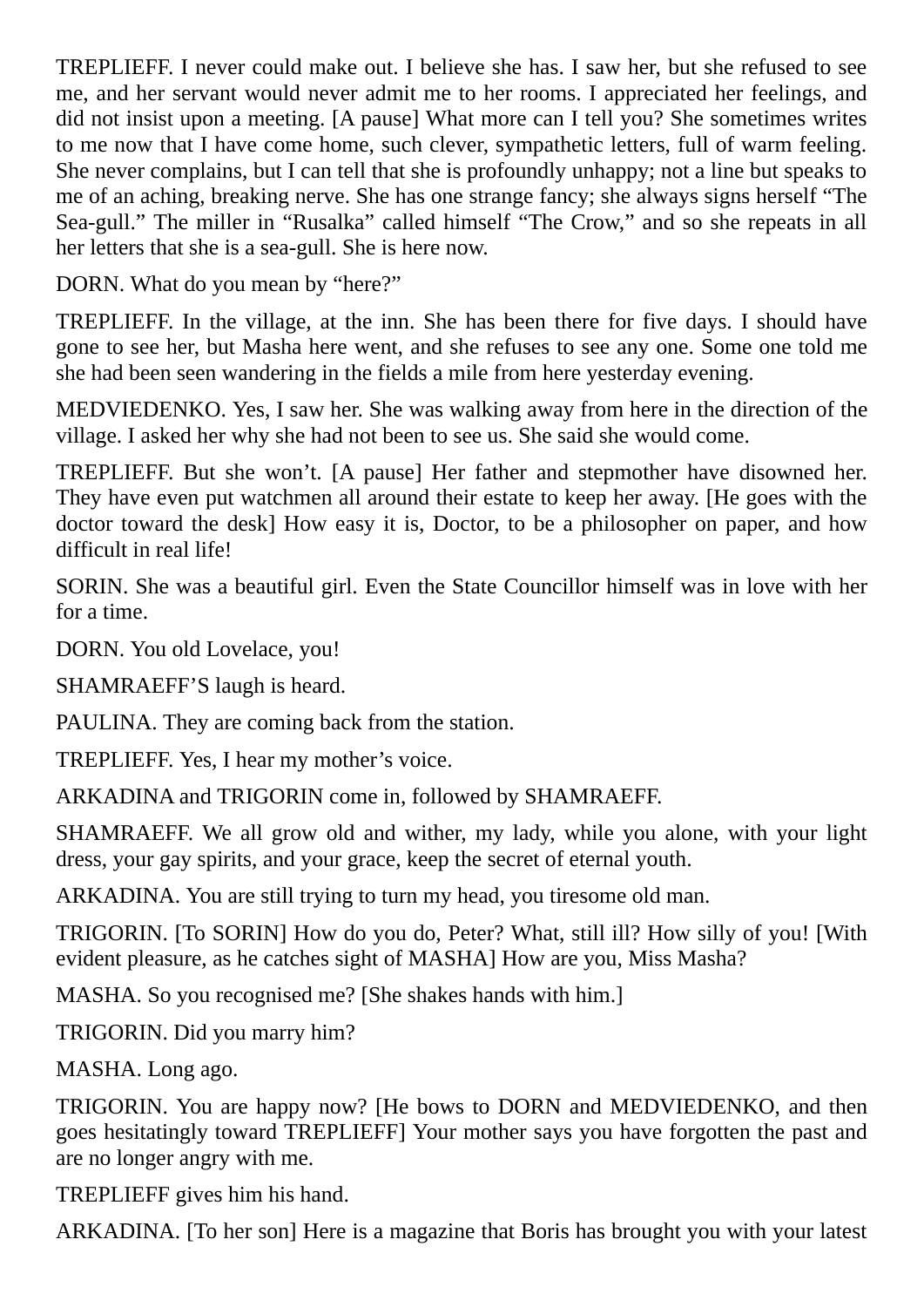TREPLIEFF. I never could make out. I believe she has. I saw her, but she refused to see me, and her servant would never admit me to her rooms. I appreciated her feelings, and did not insist upon a meeting. [A pause] What more can I tell you? She sometimes writes to me now that I have come home, such clever, sympathetic letters, full of warm feeling. She never complains, but I can tell that she is profoundly unhappy; not a line but speaks to me of an aching, breaking nerve. She has one strange fancy; she always signs herself "The Sea-gull." The miller in "Rusalka" called himself "The Crow," and so she repeats in all her letters that she is a sea-gull. She is here now.

DORN. What do you mean by "here?"

TREPLIEFF. In the village, at the inn. She has been there for five days. I should have gone to see her, but Masha here went, and she refuses to see any one. Some one told me she had been seen wandering in the fields a mile from here yesterday evening.

MEDVIEDENKO. Yes, I saw her. She was walking away from here in the direction of the village. I asked her why she had not been to see us. She said she would come.

TREPLIEFF. But she won't. [A pause] Her father and stepmother have disowned her. They have even put watchmen all around their estate to keep her away. [He goes with the doctor toward the desk] How easy it is, Doctor, to be a philosopher on paper, and how difficult in real life!

SORIN. She was a beautiful girl. Even the State Councillor himself was in love with her for a time.

DORN. You old Lovelace, you!

SHAMRAEFF'S laugh is heard.

PAULINA. They are coming back from the station.

TREPLIEFF. Yes, I hear my mother's voice.

ARKADINA and TRIGORIN come in, followed by SHAMRAEFF.

SHAMRAEFF. We all grow old and wither, my lady, while you alone, with your light dress, your gay spirits, and your grace, keep the secret of eternal youth.

ARKADINA. You are still trying to turn my head, you tiresome old man.

TRIGORIN. [To SORIN] How do you do, Peter? What, still ill? How silly of you! [With evident pleasure, as he catches sight of MASHA] How are you, Miss Masha?

MASHA. So you recognised me? [She shakes hands with him.]

TRIGORIN. Did you marry him?

MASHA. Long ago.

TRIGORIN. You are happy now? [He bows to DORN and MEDVIEDENKO, and then goes hesitatingly toward TREPLIEFF] Your mother says you have forgotten the past and are no longer angry with me.

TREPLIEFF gives him his hand.

ARKADINA. [To her son] Here is a magazine that Boris has brought you with your latest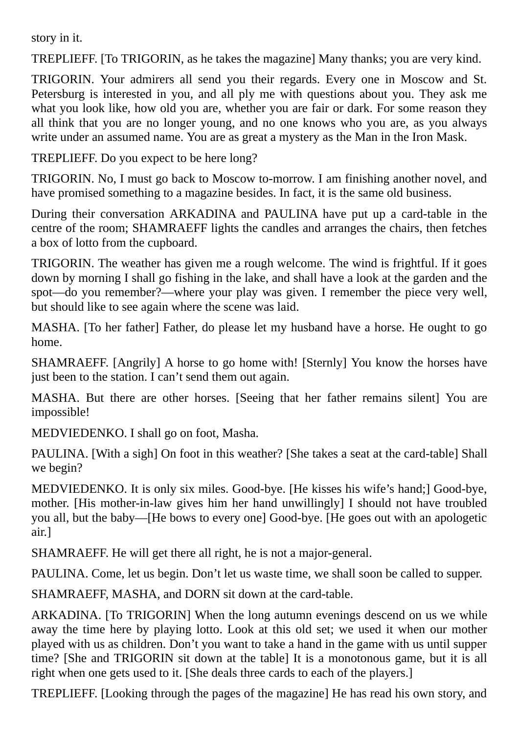story in it.

TREPLIEFF. [To TRIGORIN, as he takes the magazine] Many thanks; you are very kind.

TRIGORIN. Your admirers all send you their regards. Every one in Moscow and St. Petersburg is interested in you, and all ply me with questions about you. They ask me what you look like, how old you are, whether you are fair or dark. For some reason they all think that you are no longer young, and no one knows who you are, as you always write under an assumed name. You are as great a mystery as the Man in the Iron Mask.

TREPLIEFF. Do you expect to be here long?

TRIGORIN. No, I must go back to Moscow to-morrow. I am finishing another novel, and have promised something to a magazine besides. In fact, it is the same old business.

During their conversation ARKADINA and PAULINA have put up a card-table in the centre of the room; SHAMRAEFF lights the candles and arranges the chairs, then fetches a box of lotto from the cupboard.

TRIGORIN. The weather has given me a rough welcome. The wind is frightful. If it goes down by morning I shall go fishing in the lake, and shall have a look at the garden and the spot—do you remember?—where your play was given. I remember the piece very well, but should like to see again where the scene was laid.

MASHA. [To her father] Father, do please let my husband have a horse. He ought to go home.

SHAMRAEFF. [Angrily] A horse to go home with! [Sternly] You know the horses have just been to the station. I can't send them out again.

MASHA. But there are other horses. [Seeing that her father remains silent] You are impossible!

MEDVIEDENKO. I shall go on foot, Masha.

PAULINA. [With a sigh] On foot in this weather? [She takes a seat at the card-table] Shall we begin?

MEDVIEDENKO. It is only six miles. Good-bye. [He kisses his wife's hand;] Good-bye, mother. [His mother-in-law gives him her hand unwillingly] I should not have troubled you all, but the baby—[He bows to every one] Good-bye. [He goes out with an apologetic air.]

SHAMRAEFF. He will get there all right, he is not a major-general.

PAULINA. Come, let us begin. Don't let us waste time, we shall soon be called to supper.

SHAMRAEFF, MASHA, and DORN sit down at the card-table.

ARKADINA. [To TRIGORIN] When the long autumn evenings descend on us we while away the time here by playing lotto. Look at this old set; we used it when our mother played with us as children. Don't you want to take a hand in the game with us until supper time? [She and TRIGORIN sit down at the table] It is a monotonous game, but it is all right when one gets used to it. [She deals three cards to each of the players.]

TREPLIEFF. [Looking through the pages of the magazine] He has read his own story, and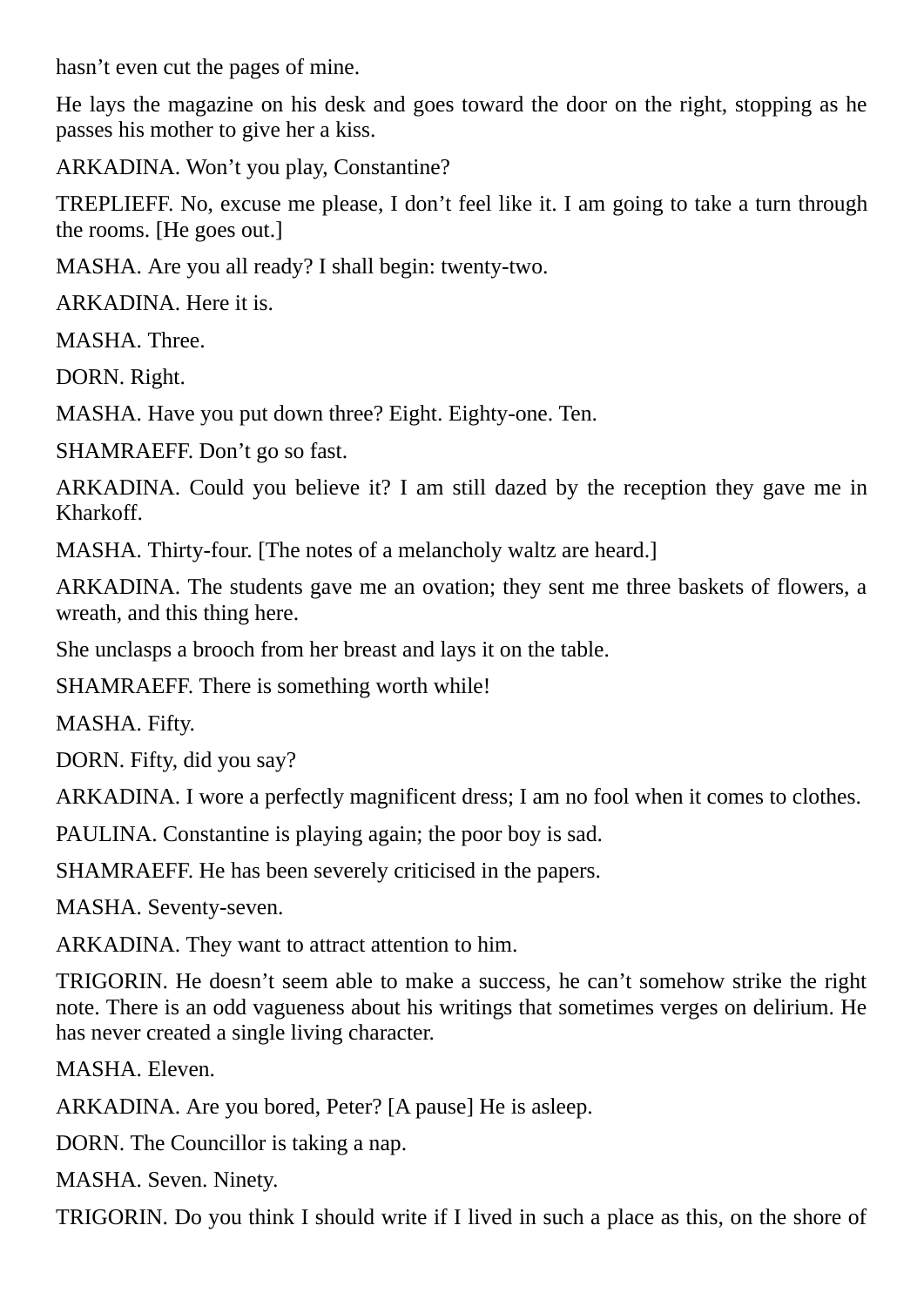hasn’t even cut the pages of mine.

He lays the magazine on his desk and goes toward the door on the right, stopping as he passes his mother to give her a kiss.

ARKADINA. Won’t you play, Constantine?

TREPLIEFF. No, excuse me please, I don’t feel like it. I am going to take a turn through the rooms. [He goes out.]

MASHA. Are you all ready? I shall begin: twenty-two.

ARKADINA. Here it is.

MASHA. Three.

DORN. Right.

MASHA. Have you put down three? Eight. Eighty-one. Ten.

SHAMRAEFF. Don’t go so fast.

ARKADINA. Could you believe it? I am still dazed by the reception they gave me in Kharkoff.

MASHA. Thirty-four. [The notes of a melancholy waltz are heard.]

ARKADINA. The students gave me an ovation; they sent me three baskets of flowers, a wreath, and this thing here.

She unclasps a brooch from her breast and lays it on the table.

SHAMRAEFF. There is something worth while!

MASHA. Fifty.

DORN. Fifty, did you say?

ARKADINA. I wore a perfectly magnificent dress; I am no fool when it comes to clothes.

PAULINA. Constantine is playing again; the poor boy is sad.

SHAMRAEFF. He has been severely criticised in the papers.

MASHA. Seventy-seven.

ARKADINA. They want to attract attention to him.

TRIGORIN. He doesn’t seem able to make a success, he can’t somehow strike the right note. There is an odd vagueness about his writings that sometimes verges on delirium. He has never created a single living character.

MASHA. Eleven.

ARKADINA. Are you bored, Peter? [A pause] He is asleep.

DORN. The Councillor is taking a nap.

MASHA. Seven. Ninety.

TRIGORIN. Do you think I should write if I lived in such a place as this, on the shore of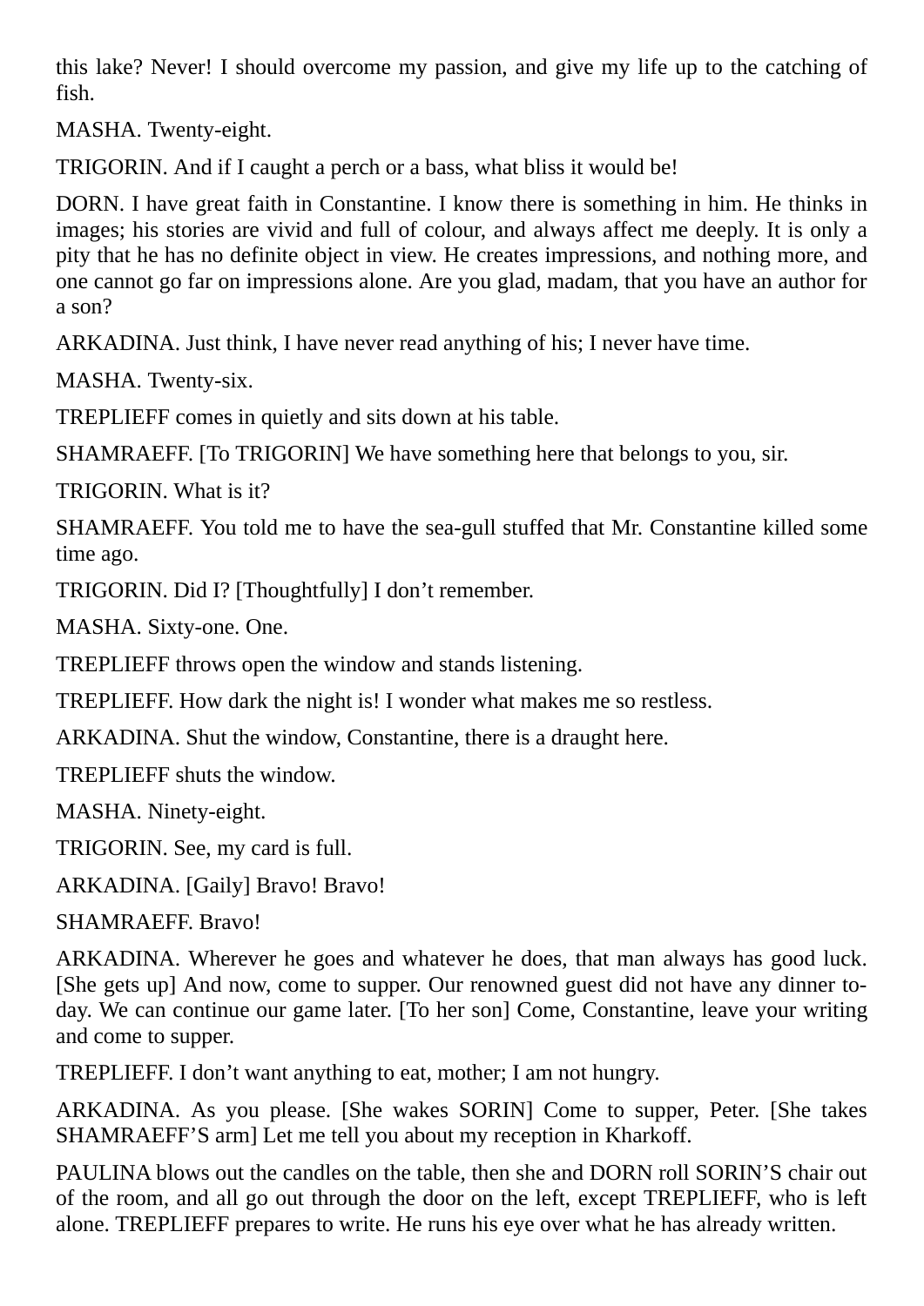this lake? Never! I should overcome my passion, and give my life up to the catching of fish.

MASHA. Twenty-eight.

TRIGORIN. And if I caught a perch or a bass, what bliss it would be!

DORN. I have great faith in Constantine. I know there is something in him. He thinks in images; his stories are vivid and full of colour, and always affect me deeply. It is only a pity that he has no definite object in view. He creates impressions, and nothing more, and one cannot go far on impressions alone. Are you glad, madam, that you have an author for a son?

ARKADINA. Just think, I have never read anything of his; I never have time.

MASHA. Twenty-six.

TREPLIEFF comes in quietly and sits down at his table.

SHAMRAEFF. [To TRIGORIN] We have something here that belongs to you, sir.

TRIGORIN. What is it?

SHAMRAEFF. You told me to have the sea-gull stuffed that Mr. Constantine killed some time ago.

TRIGORIN. Did I? [Thoughtfully] I don't remember.

MASHA. Sixty-one. One.

TREPLIEFF throws open the window and stands listening.

TREPLIEFF. How dark the night is! I wonder what makes me so restless.

ARKADINA. Shut the window, Constantine, there is a draught here.

TREPLIEFF shuts the window.

MASHA. Ninety-eight.

TRIGORIN. See, my card is full.

ARKADINA. [Gaily] Bravo! Bravo!

SHAMRAEFF. Bravo!

ARKADINA. Wherever he goes and whatever he does, that man always has good luck. [She gets up] And now, come to supper. Our renowned guest did not have any dinner to-day. We can continue our game later. [To her son] Come, Constantine, leave your writing and come to supper.

TREPLIEFF. I don't want anything to eat, mother; I am not hungry.

ARKADINA. As you please. [She wakes SORIN] Come to supper, Peter. [She takes SHAMRAEFF'S arm] Let me tell you about my reception in Kharkoff.

PAULINA blows out the candles on the table, then she and DORN roll SORIN'S chair out of the room, and all go out through the door on the left, except TREPLIEFF, who is left alone. TREPLIEFF prepares to write. He runs his eye over what he has already written.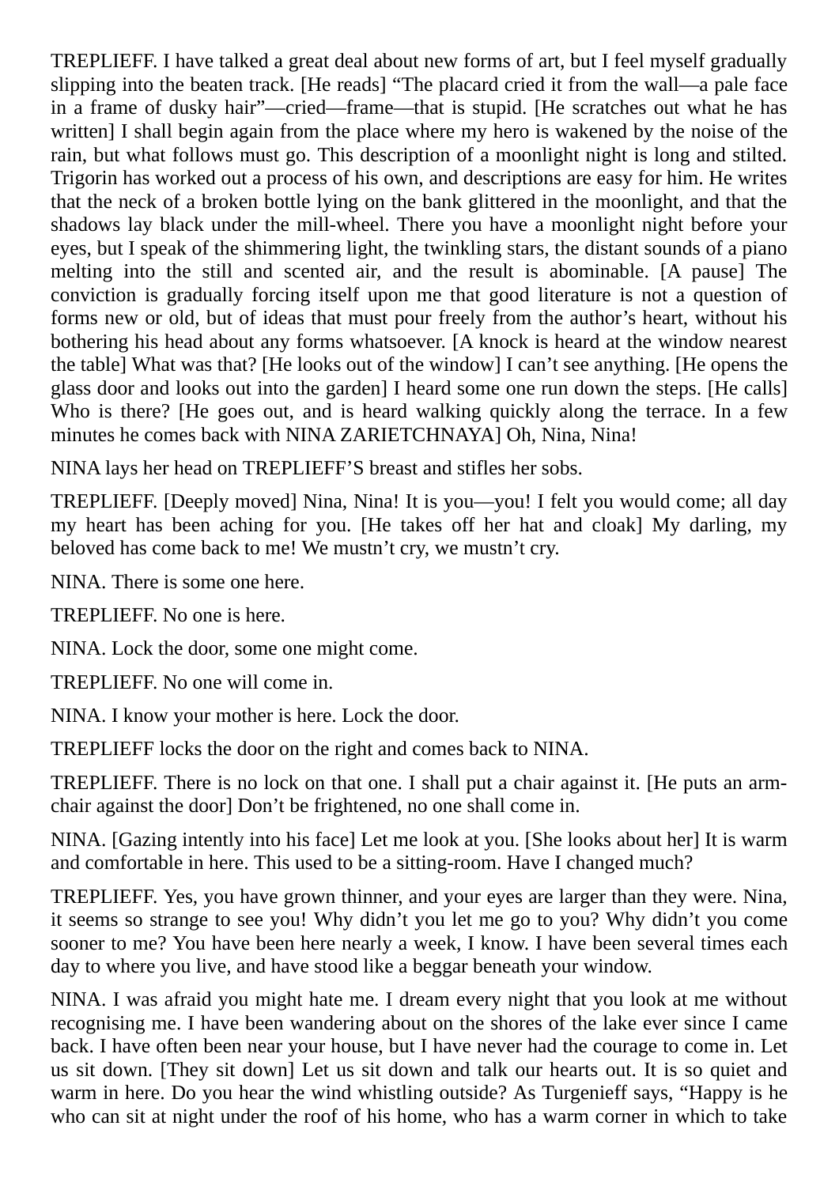TREPLIEFF. I have talked a great deal about new forms of art, but I feel myself gradually slipping into the beaten track. [He reads] "The placard cried it from the wall—a pale face in a frame of dusky hair"—cried—frame—that is stupid. [He scratches out what he has written] I shall begin again from the place where my hero is wakened by the noise of the rain, but what follows must go. This description of a moonlight night is long and stilted. Trigorin has worked out a process of his own, and descriptions are easy for him. He writes that the neck of a broken bottle lying on the bank glittered in the moonlight, and that the shadows lay black under the mill-wheel. There you have a moonlight night before your eyes, but I speak of the shimmering light, the twinkling stars, the distant sounds of a piano melting into the still and scented air, and the result is abominable. [A pause] The conviction is gradually forcing itself upon me that good literature is not a question of forms new or old, but of ideas that must pour freely from the author's heart, without his bothering his head about any forms whatsoever. [A knock is heard at the window nearest the table] What was that? [He looks out of the window] I can't see anything. [He opens the glass door and looks out into the garden] I heard some one run down the steps. [He calls] Who is there? [He goes out, and is heard walking quickly along the terrace. In a few minutes he comes back with NINA ZARIETCHNAYA] Oh, Nina, Nina!

NINA lays her head on TREPLIEFF'S breast and stifles her sobs.

TREPLIEFF. [Deeply moved] Nina, Nina! It is you—you! I felt you would come; all day my heart has been aching for you. [He takes off her hat and cloak] My darling, my beloved has come back to me! We mustn't cry, we mustn't cry.

NINA. There is some one here.

TREPLIEFF. No one is here.

NINA. Lock the door, some one might come.

TREPLIEFF. No one will come in.

NINA. I know your mother is here. Lock the door.

TREPLIEFF locks the door on the right and comes back to NINA.

TREPLIEFF. There is no lock on that one. I shall put a chair against it. [He puts an arm-chair against the door] Don't be frightened, no one shall come in.

NINA. [Gazing intently into his face] Let me look at you. [She looks about her] It is warm and comfortable in here. This used to be a sitting-room. Have I changed much?

TREPLIEFF. Yes, you have grown thinner, and your eyes are larger than they were. Nina, it seems so strange to see you! Why didn't you let me go to you? Why didn't you come sooner to me? You have been here nearly a week, I know. I have been several times each day to where you live, and have stood like a beggar beneath your window.

NINA. I was afraid you might hate me. I dream every night that you look at me without recognising me. I have been wandering about on the shores of the lake ever since I came back. I have often been near your house, but I have never had the courage to come in. Let us sit down. [They sit down] Let us sit down and talk our hearts out. It is so quiet and warm in here. Do you hear the wind whistling outside? As Turgenieff says, "Happy is he who can sit at night under the roof of his home, who has a warm corner in which to take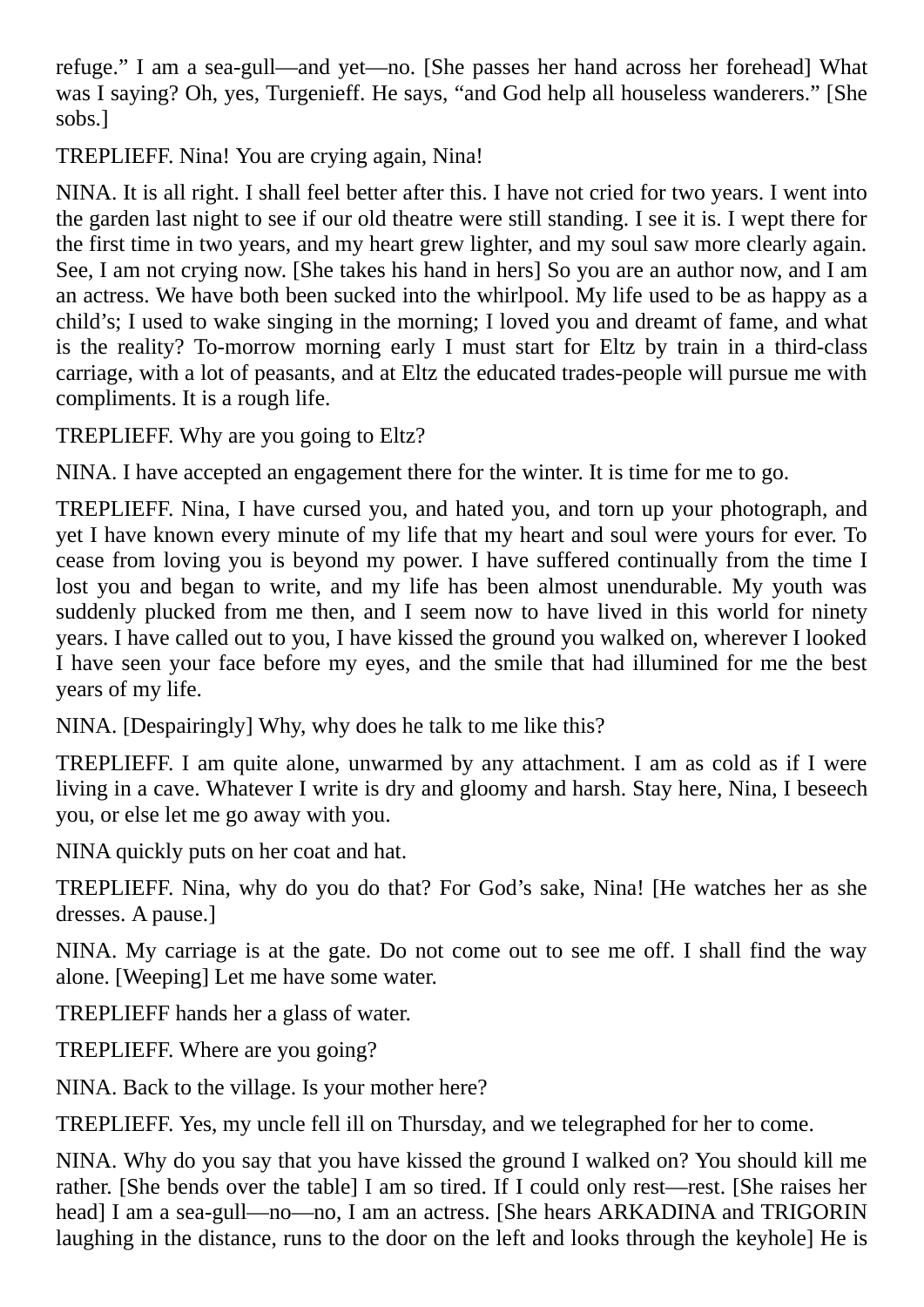refuge.” I am a sea-gull—and yet—no. [She passes her hand across her forehead] What was I saying? Oh, yes, Turgenieff. He says, “and God help all houseless wanderers.” [She sobs.]

TREPLIEFF. Nina! You are crying again, Nina!

NINA. It is all right. I shall feel better after this. I have not cried for two years. I went into the garden last night to see if our old theatre were still standing. I see it is. I wept there for the first time in two years, and my heart grew lighter, and my soul saw more clearly again. See, I am not crying now. [She takes his hand in hers] So you are an author now, and I am an actress. We have both been sucked into the whirlpool. My life used to be as happy as a child’s; I used to wake singing in the morning; I loved you and dreamt of fame, and what is the reality? To-morrow morning early I must start for Eltz by train in a third-class carriage, with a lot of peasants, and at Eltz the educated trades-people will pursue me with compliments. It is a rough life.

TREPLIEFF. Why are you going to Eltz?

NINA. I have accepted an engagement there for the winter. It is time for me to go.

TREPLIEFF. Nina, I have cursed you, and hated you, and torn up your photograph, and yet I have known every minute of my life that my heart and soul were yours for ever. To cease from loving you is beyond my power. I have suffered continually from the time I lost you and began to write, and my life has been almost unendurable. My youth was suddenly plucked from me then, and I seem now to have lived in this world for ninety years. I have called out to you, I have kissed the ground you walked on, wherever I looked I have seen your face before my eyes, and the smile that had illumined for me the best years of my life.

NINA. [Despairingly] Why, why does he talk to me like this?

TREPLIEFF. I am quite alone, unwarmed by any attachment. I am as cold as if I were living in a cave. Whatever I write is dry and gloomy and harsh. Stay here, Nina, I beseech you, or else let me go away with you.

NINA quickly puts on her coat and hat.

TREPLIEFF. Nina, why do you do that? For God’s sake, Nina! [He watches her as she dresses. A pause.]

NINA. My carriage is at the gate. Do not come out to see me off. I shall find the way alone. [Weeping] Let me have some water.

TREPLIEFF hands her a glass of water.

TREPLIEFF. Where are you going?

NINA. Back to the village. Is your mother here?

TREPLIEFF. Yes, my uncle fell ill on Thursday, and we telegraphed for her to come.

NINA. Why do you say that you have kissed the ground I walked on? You should kill me rather. [She bends over the table] I am so tired. If I could only rest—rest. [She raises her head] I am a sea-gull—no—no, I am an actress. [She hears ARKADINA and TRIGORIN laughing in the distance, runs to the door on the left and looks through the keyhole] He is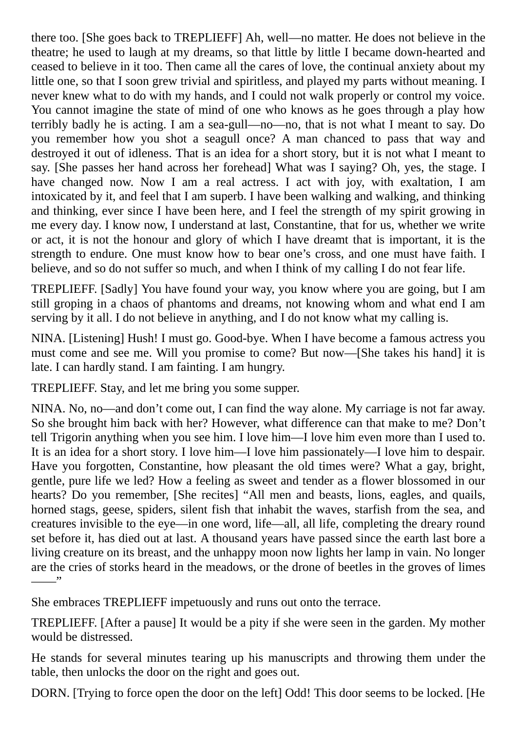there too. [She goes back to TREPLIEFF] Ah, well—no matter. He does not believe in the theatre; he used to laugh at my dreams, so that little by little I became down-hearted and ceased to believe in it too. Then came all the cares of love, the continual anxiety about my little one, so that I soon grew trivial and spiritless, and played my parts without meaning. I never knew what to do with my hands, and I could not walk properly or control my voice. You cannot imagine the state of mind of one who knows as he goes through a play how terribly badly he is acting. I am a sea-gull—no—no, that is not what I meant to say. Do you remember how you shot a seagull once? A man chanced to pass that way and destroyed it out of idleness. That is an idea for a short story, but it is not what I meant to say. [She passes her hand across her forehead] What was I saying? Oh, yes, the stage. I have changed now. Now I am a real actress. I act with joy, with exaltation, I am intoxicated by it, and feel that I am superb. I have been walking and walking, and thinking and thinking, ever since I have been here, and I feel the strength of my spirit growing in me every day. I know now, I understand at last, Constantine, that for us, whether we write or act, it is not the honour and glory of which I have dreamt that is important, it is the strength to endure. One must know how to bear one's cross, and one must have faith. I believe, and so do not suffer so much, and when I think of my calling I do not fear life.

TREPLIEFF. [Sadly] You have found your way, you know where you are going, but I am still groping in a chaos of phantoms and dreams, not knowing whom and what end I am serving by it all. I do not believe in anything, and I do not know what my calling is.

NINA. [Listening] Hush! I must go. Good-bye. When I have become a famous actress you must come and see me. Will you promise to come? But now—[She takes his hand] it is late. I can hardly stand. I am fainting. I am hungry.

TREPLIEFF. Stay, and let me bring you some supper.

NINA. No, no—and don't come out, I can find the way alone. My carriage is not far away. So she brought him back with her? However, what difference can that make to me? Don't tell Trigorin anything when you see him. I love him—I love him even more than I used to. It is an idea for a short story. I love him—I love him passionately—I love him to despair. Have you forgotten, Constantine, how pleasant the old times were? What a gay, bright, gentle, pure life we led? How a feeling as sweet and tender as a flower blossomed in our hearts? Do you remember, [She recites] "All men and beasts, lions, eagles, and quails, horned stags, geese, spiders, silent fish that inhabit the waves, starfish from the sea, and creatures invisible to the eye—in one word, life—all, all life, completing the dreary round set before it, has died out at last. A thousand years have passed since the earth last bore a living creature on its breast, and the unhappy moon now lights her lamp in vain. No longer are the cries of storks heard in the meadows, or the drone of beetles in the groves of limes ——"

She embraces TREPLIEFF impetuously and runs out onto the terrace.

TREPLIEFF. [After a pause] It would be a pity if she were seen in the garden. My mother would be distressed.

He stands for several minutes tearing up his manuscripts and throwing them under the table, then unlocks the door on the right and goes out.

DORN. [Trying to force open the door on the left] Odd! This door seems to be locked. [He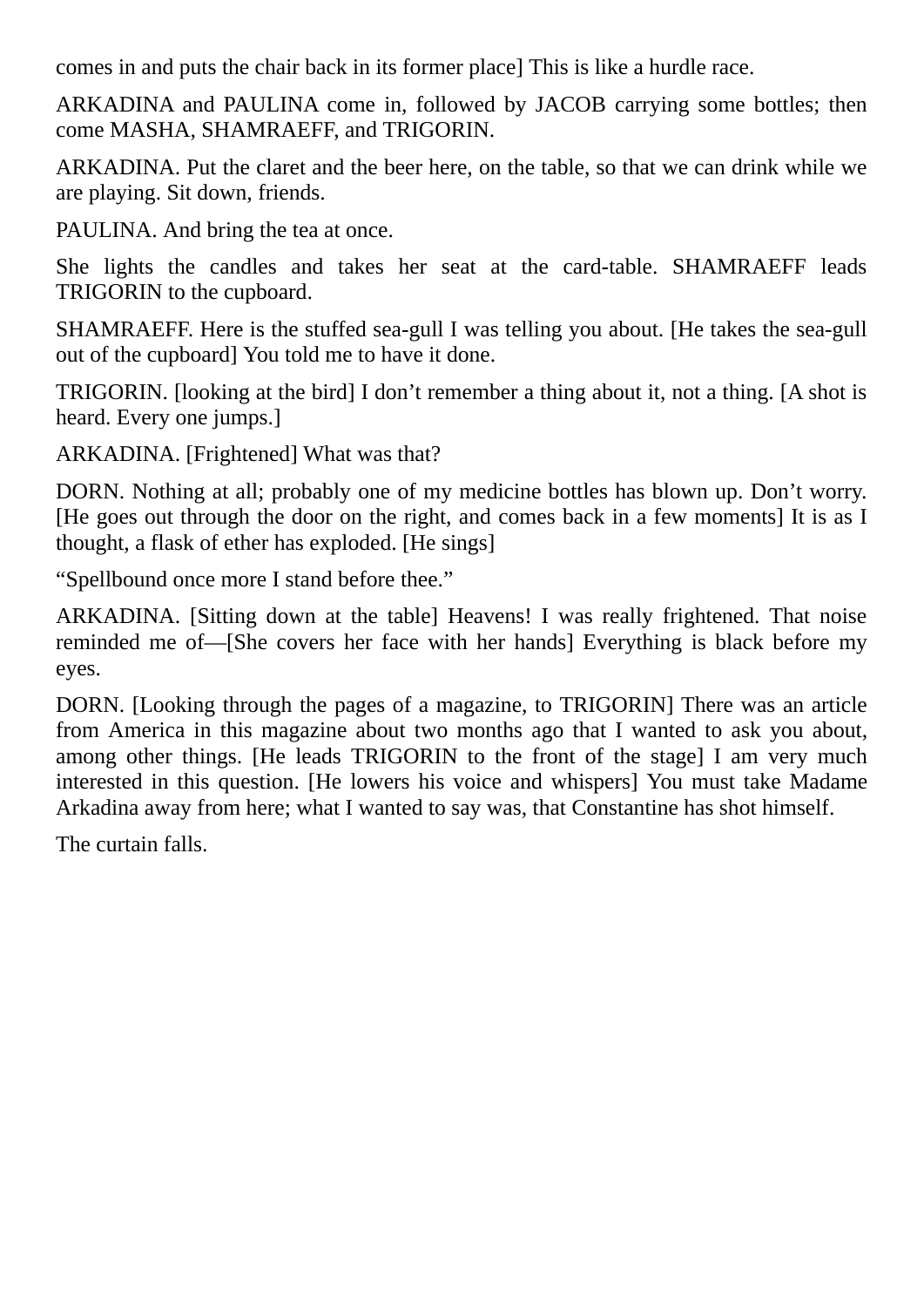comes in and puts the chair back in its former place] This is like a hurdle race.

ARKADINA and PAULINA come in, followed by JACOB carrying some bottles; then come MASHA, SHAMRAEFF, and TRIGORIN.

ARKADINA. Put the claret and the beer here, on the table, so that we can drink while we are playing. Sit down, friends.

PAULINA. And bring the tea at once.

She lights the candles and takes her seat at the card-table. SHAMRAEFF leads TRIGORIN to the cupboard.

SHAMRAEFF. Here is the stuffed sea-gull I was telling you about. [He takes the sea-gull out of the cupboard] You told me to have it done.

TRIGORIN. [looking at the bird] I don't remember a thing about it, not a thing. [A shot is heard. Every one jumps.]

ARKADINA. [Frightened] What was that?

DORN. Nothing at all; probably one of my medicine bottles has blown up. Don't worry. [He goes out through the door on the right, and comes back in a few moments] It is as I thought, a flask of ether has exploded. [He sings]

"Spellbound once more I stand before thee."

ARKADINA. [Sitting down at the table] Heavens! I was really frightened. That noise reminded me of—[She covers her face with her hands] Everything is black before my eyes.

DORN. [Looking through the pages of a magazine, to TRIGORIN] There was an article from America in this magazine about two months ago that I wanted to ask you about, among other things. [He leads TRIGORIN to the front of the stage] I am very much interested in this question. [He lowers his voice and whispers] You must take Madame Arkadina away from here; what I wanted to say was, that Constantine has shot himself.

The curtain falls.